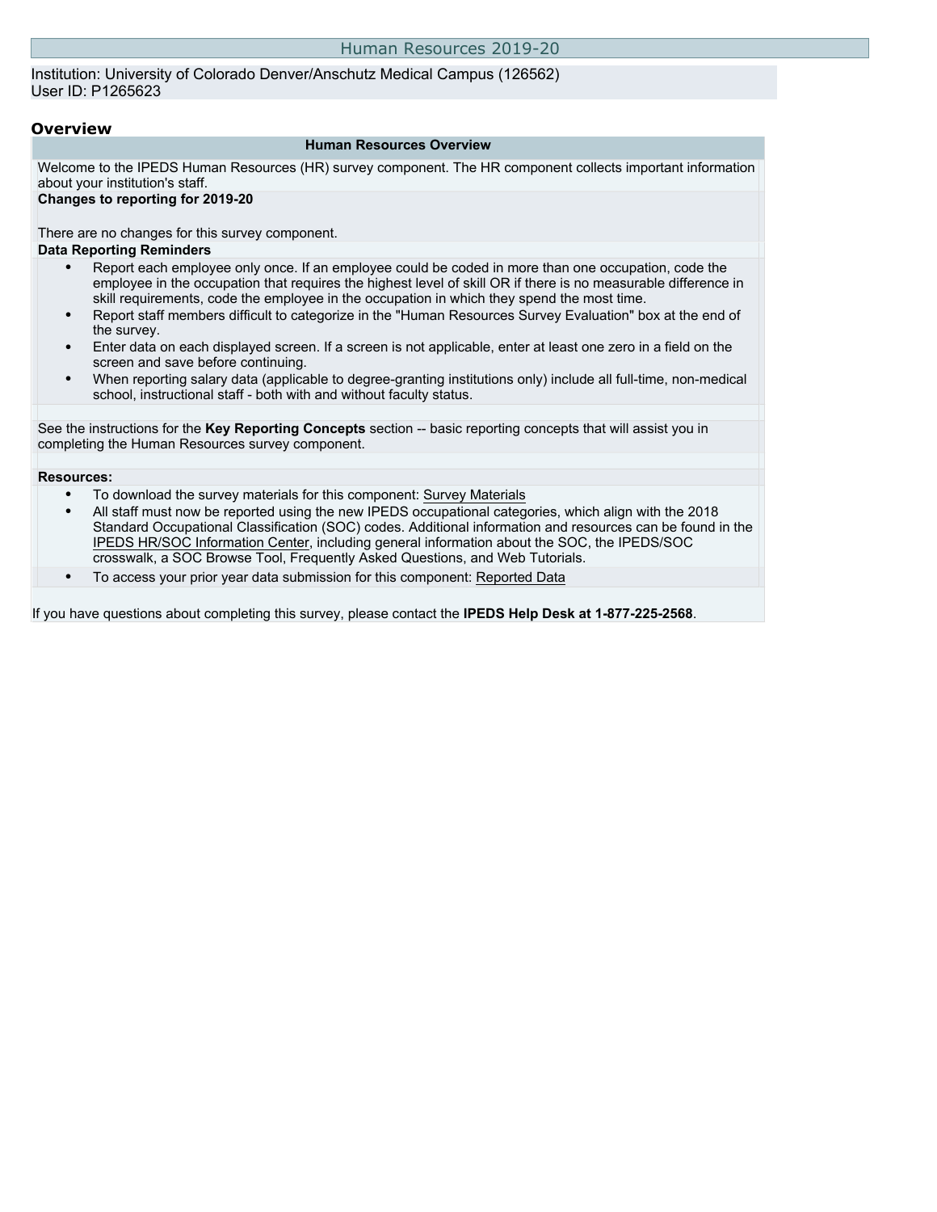# Human Resources 2019-20

Institution: University of Colorado Denver/Anschutz Medical Campus (126562)
User ID: P1265623

## Overview

**Human Resources Overview**

Welcome to the IPEDS Human Resources (HR) survey component. The HR component collects important information about your institution's staff.

**Changes to reporting for 2019-20**

There are no changes for this survey component.

**Data Reporting Reminders**

- Report each employee only once. If an employee could be coded in more than one occupation, code the employee in the occupation that requires the highest level of skill OR if there is no measurable difference in skill requirements, code the employee in the occupation in which they spend the most time.
- Report staff members difficult to categorize in the "Human Resources Survey Evaluation" box at the end of the survey.
- Enter data on each displayed screen. If a screen is not applicable, enter at least one zero in a field on the screen and save before continuing.
- When reporting salary data (applicable to degree-granting institutions only) include all full-time, non-medical school, instructional staff - both with and without faculty status.

See the instructions for the **Key Reporting Concepts** section -- basic reporting concepts that will assist you in completing the Human Resources survey component.

**Resources:**

- To download the survey materials for this component: Survey Materials
- All staff must now be reported using the new IPEDS occupational categories, which align with the 2018 Standard Occupational Classification (SOC) codes. Additional information and resources can be found in the IPEDS HR/SOC Information Center, including general information about the SOC, the IPEDS/SOC crosswalk, a SOC Browse Tool, Frequently Asked Questions, and Web Tutorials.
- To access your prior year data submission for this component: Reported Data

If you have questions about completing this survey, please contact the **IPEDS Help Desk at 1-877-225-2568**.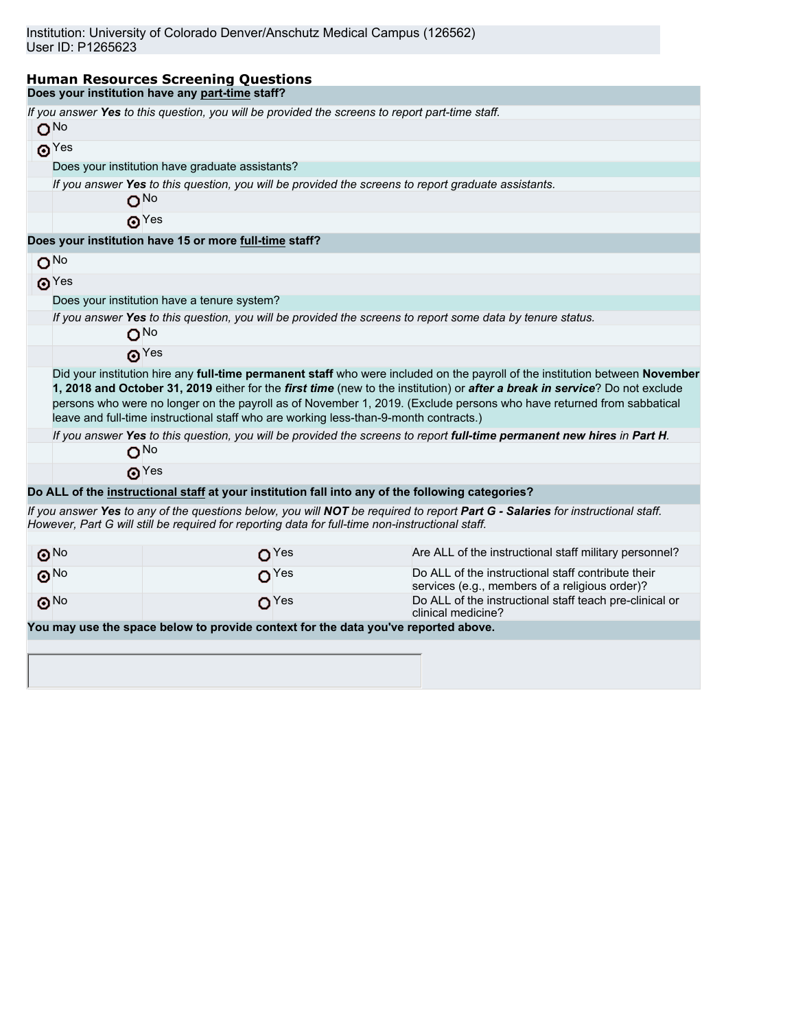Institution: University of Colorado Denver/Anschutz Medical Campus (126562)
User ID: P1265623

## Human Resources Screening Questions

**Does your institution have any part-time staff?**

*If you answer **Yes** to this question, you will be provided the screens to report part-time staff.*

- ○ No
- ◉ Yes

  Does your institution have graduate assistants?

  *If you answer **Yes** to this question, you will be provided the screens to report graduate assistants.*

  - ○ No
  - ◉ Yes

**Does your institution have 15 or more full-time staff?**

- ○ No
- ◉ Yes

  Does your institution have a tenure system?

  *If you answer **Yes** to this question, you will be provided the screens to report some data by tenure status.*

  - ○ No
  - ◉ Yes

  Did your institution hire any **full-time permanent staff** who were included on the payroll of the institution between **November 1, 2018 and October 31, 2019** either for the ***first time*** (new to the institution) or ***after a break in service***? Do not exclude persons who were no longer on the payroll as of November 1, 2019. (Exclude persons who have returned from sabbatical leave and full-time instructional staff who are working less-than-9-month contracts.)

  *If you answer **Yes** to this question, you will be provided the screens to report **full-time permanent new hires** in **Part H**.*

  - ○ No
  - ◉ Yes

**Do ALL of the instructional staff at your institution fall into any of the following categories?**

*If you answer **Yes** to any of the questions below, you will **NOT** be required to report **Part G - Salaries** for instructional staff. However, Part G will still be required for reporting data for full-time non-instructional staff.*

| No | Yes | Question |
|---|---|---|
| ◉ No | ○ Yes | Are ALL of the instructional staff military personnel? |
| ◉ No | ○ Yes | Do ALL of the instructional staff contribute their services (e.g., members of a religious order)? |
| ◉ No | ○ Yes | Do ALL of the instructional staff teach pre-clinical or clinical medicine? |

**You may use the space below to provide context for the data you've reported above.**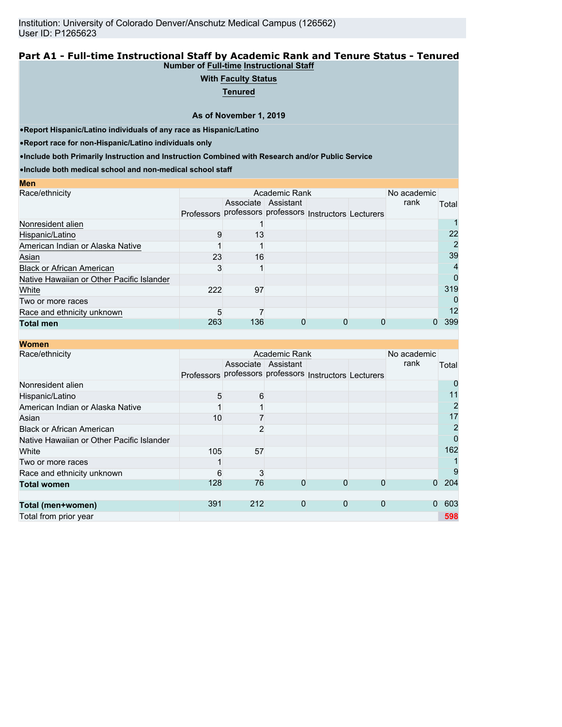Institution: University of Colorado Denver/Anschutz Medical Campus (126562)
User ID: P1265623

## Part A1 - Full-time Instructional Staff by Academic Rank and Tenure Status - Tenured

**Number of Full-time Instructional Staff**

**With Faculty Status**

**Tenured**

**As of November 1, 2019**

- **Report Hispanic/Latino individuals of any race as Hispanic/Latino**
- **Report race for non-Hispanic/Latino individuals only**
- **Include both Primarily Instruction and Instruction Combined with Research and/or Public Service**
- **Include both medical school and non-medical school staff**

### Men

| Race/ethnicity | Academic Rank | | | | | No academic rank | Total |
|---|---|---|---|---|---|---|---|
| | Professors | Associate professors | Assistant professors | Instructors | Lecturers | | |
| Nonresident alien | | 1 | | | | | 1 |
| Hispanic/Latino | 9 | 13 | | | | | 22 |
| American Indian or Alaska Native | 1 | 1 | | | | | 2 |
| Asian | 23 | 16 | | | | | 39 |
| Black or African American | 3 | 1 | | | | | 4 |
| Native Hawaiian or Other Pacific Islander | | | | | | | 0 |
| White | 222 | 97 | | | | | 319 |
| Two or more races | | | | | | | 0 |
| Race and ethnicity unknown | 5 | 7 | | | | | 12 |
| **Total men** | 263 | 136 | 0 | 0 | 0 | 0 | 399 |

### Women

| Race/ethnicity | Academic Rank | | | | | No academic rank | Total |
|---|---|---|---|---|---|---|---|
| | Professors | Associate professors | Assistant professors | Instructors | Lecturers | | |
| Nonresident alien | | | | | | | 0 |
| Hispanic/Latino | 5 | 6 | | | | | 11 |
| American Indian or Alaska Native | 1 | 1 | | | | | 2 |
| Asian | 10 | 7 | | | | | 17 |
| Black or African American | | 2 | | | | | 2 |
| Native Hawaiian or Other Pacific Islander | | | | | | | 0 |
| White | 105 | 57 | | | | | 162 |
| Two or more races | 1 | | | | | | 1 |
| Race and ethnicity unknown | 6 | 3 | | | | | 9 |
| **Total women** | 128 | 76 | 0 | 0 | 0 | 0 | 204 |
| | | | | | | | |
| **Total (men+women)** | 391 | 212 | 0 | 0 | 0 | 0 | 603 |
| Total from prior year | | | | | | | 598 |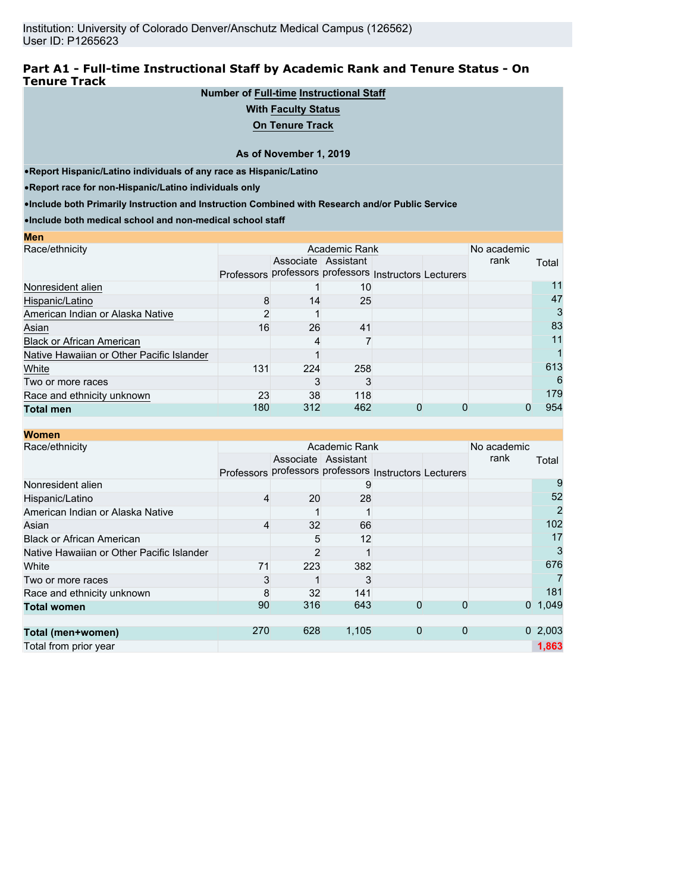Institution: University of Colorado Denver/Anschutz Medical Campus (126562)
User ID: P1265623

## Part A1 - Full-time Instructional Staff by Academic Rank and Tenure Status - On Tenure Track

**Number of Full-time Instructional Staff**

**With Faculty Status**

**On Tenure Track**

**As of November 1, 2019**

- **Report Hispanic/Latino individuals of any race as Hispanic/Latino**
- **Report race for non-Hispanic/Latino individuals only**
- **Include both Primarily Instruction and Instruction Combined with Research and/or Public Service**
- **Include both medical school and non-medical school staff**

**Men**

| Race/ethnicity | Academic Rank | | | | | No academic rank | Total |
|---|---|---|---|---|---|---|---|
| | Professors | Associate professors | Assistant professors | Instructors | Lecturers | | |
| Nonresident alien | | 1 | 10 | | | | 11 |
| Hispanic/Latino | 8 | 14 | 25 | | | | 47 |
| American Indian or Alaska Native | 2 | 1 | | | | | 3 |
| Asian | 16 | 26 | 41 | | | | 83 |
| Black or African American | | 4 | 7 | | | | 11 |
| Native Hawaiian or Other Pacific Islander | | 1 | | | | | 1 |
| White | 131 | 224 | 258 | | | | 613 |
| Two or more races | | 3 | 3 | | | | 6 |
| Race and ethnicity unknown | 23 | 38 | 118 | | | | 179 |
| **Total men** | 180 | 312 | 462 | 0 | 0 | 0 | 954 |

**Women**

| Race/ethnicity | Academic Rank | | | | | No academic rank | Total |
|---|---|---|---|---|---|---|---|
| | Professors | Associate professors | Assistant professors | Instructors | Lecturers | | |
| Nonresident alien | | | 9 | | | | 9 |
| Hispanic/Latino | 4 | 20 | 28 | | | | 52 |
| American Indian or Alaska Native | | 1 | 1 | | | | 2 |
| Asian | 4 | 32 | 66 | | | | 102 |
| Black or African American | | 5 | 12 | | | | 17 |
| Native Hawaiian or Other Pacific Islander | | 2 | 1 | | | | 3 |
| White | 71 | 223 | 382 | | | | 676 |
| Two or more races | 3 | 1 | 3 | | | | 7 |
| Race and ethnicity unknown | 8 | 32 | 141 | | | | 181 |
| **Total women** | 90 | 316 | 643 | 0 | 0 | 0 | 1,049 |
| | | | | | | | |
| **Total (men+women)** | 270 | 628 | 1,105 | 0 | 0 | 0 | 2,003 |
| Total from prior year | | | | | | | 1,863 |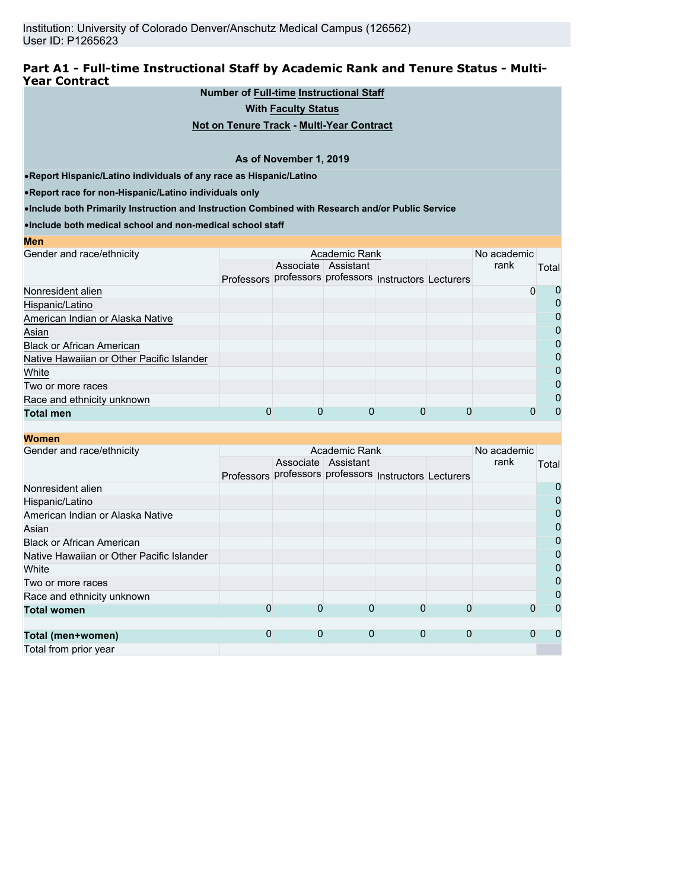Institution: University of Colorado Denver/Anschutz Medical Campus (126562)
User ID: P1265623

## Part A1 - Full-time Instructional Staff by Academic Rank and Tenure Status - Multi-Year Contract

**Number of Full-time Instructional Staff**

**With Faculty Status**

**Not on Tenure Track - Multi-Year Contract**

**As of November 1, 2019**

- **Report Hispanic/Latino individuals of any race as Hispanic/Latino**
- **Report race for non-Hispanic/Latino individuals only**
- **Include both Primarily Instruction and Instruction Combined with Research and/or Public Service**
- **Include both medical school and non-medical school staff**

**Men**

| Gender and race/ethnicity | Academic Rank | | | | | No academic rank | Total |
|---|---|---|---|---|---|---|---|
| | Professors | Associate professors | Assistant professors | Instructors | Lecturers | | |
| Nonresident alien | | | | | | 0 | 0 |
| Hispanic/Latino | | | | | | | 0 |
| American Indian or Alaska Native | | | | | | | 0 |
| Asian | | | | | | | 0 |
| Black or African American | | | | | | | 0 |
| Native Hawaiian or Other Pacific Islander | | | | | | | 0 |
| White | | | | | | | 0 |
| Two or more races | | | | | | | 0 |
| Race and ethnicity unknown | | | | | | | 0 |
| **Total men** | 0 | 0 | 0 | 0 | 0 | 0 | 0 |

**Women**

| Gender and race/ethnicity | Academic Rank | | | | | No academic rank | Total |
|---|---|---|---|---|---|---|---|
| | Professors | Associate professors | Assistant professors | Instructors | Lecturers | | |
| Nonresident alien | | | | | | | 0 |
| Hispanic/Latino | | | | | | | 0 |
| American Indian or Alaska Native | | | | | | | 0 |
| Asian | | | | | | | 0 |
| Black or African American | | | | | | | 0 |
| Native Hawaiian or Other Pacific Islander | | | | | | | 0 |
| White | | | | | | | 0 |
| Two or more races | | | | | | | 0 |
| Race and ethnicity unknown | | | | | | | 0 |
| **Total women** | 0 | 0 | 0 | 0 | 0 | 0 | 0 |
| | | | | | | | |
| **Total (men+women)** | 0 | 0 | 0 | 0 | 0 | 0 | 0 |
| Total from prior year | | | | | | | |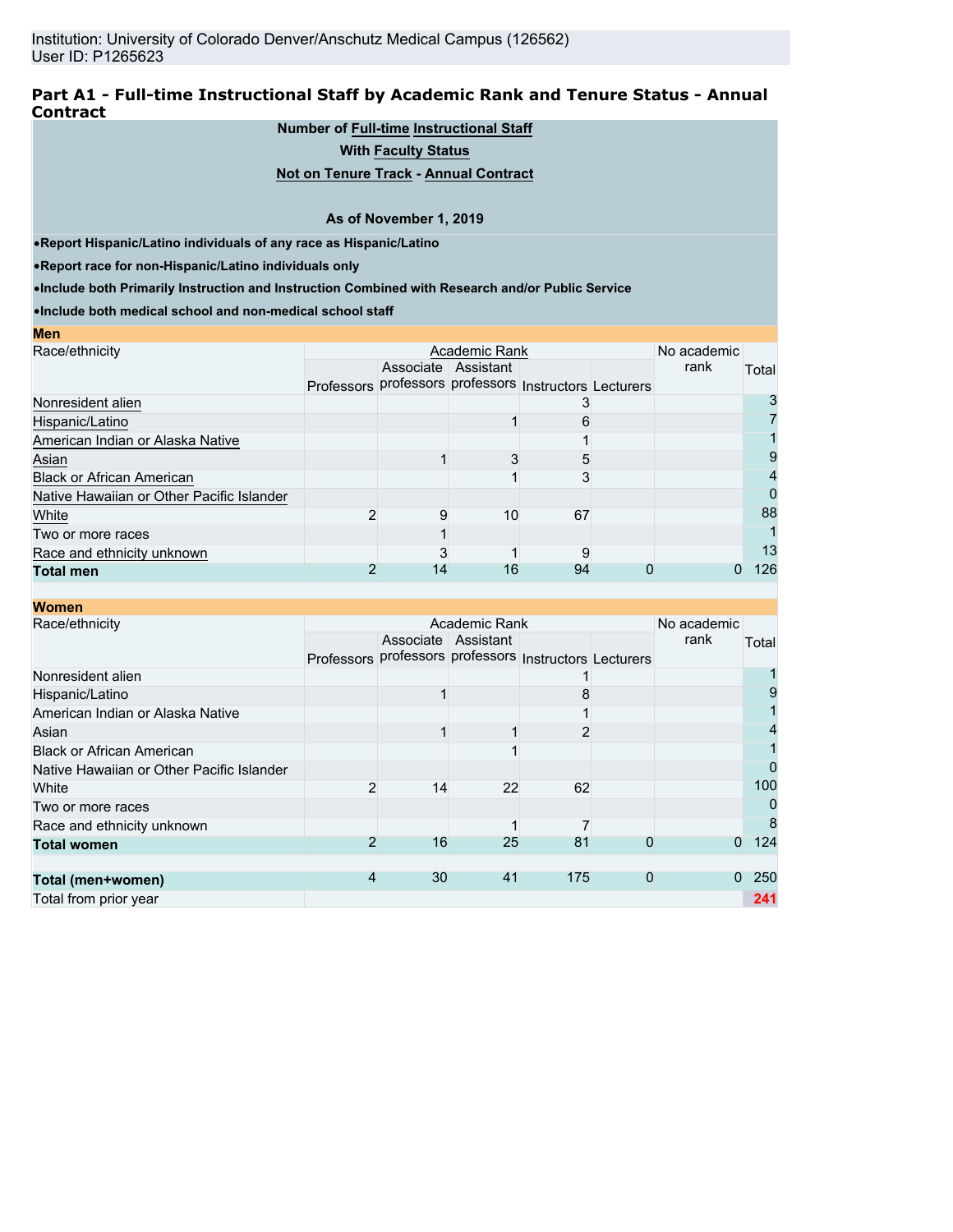Institution: University of Colorado Denver/Anschutz Medical Campus (126562)
User ID: P1265623

## Part A1 - Full-time Instructional Staff by Academic Rank and Tenure Status - Annual Contract

**Number of Full-time Instructional Staff**

**With Faculty Status**

**Not on Tenure Track - Annual Contract**

**As of November 1, 2019**

- **Report Hispanic/Latino individuals of any race as Hispanic/Latino**
- **Report race for non-Hispanic/Latino individuals only**
- **Include both Primarily Instruction and Instruction Combined with Research and/or Public Service**
- **Include both medical school and non-medical school staff**

**Men**

| Race/ethnicity | Academic Rank | | | | | No academic rank | Total |
|---|---|---|---|---|---|---|---|
| | Professors | Associate professors | Assistant professors | Instructors | Lecturers | | |
| Nonresident alien | | | | 3 | | | 3 |
| Hispanic/Latino | | | 1 | 6 | | | 7 |
| American Indian or Alaska Native | | | | 1 | | | 1 |
| Asian | | 1 | 3 | 5 | | | 9 |
| Black or African American | | | 1 | 3 | | | 4 |
| Native Hawaiian or Other Pacific Islander | | | | | | | 0 |
| White | 2 | 9 | 10 | 67 | | | 88 |
| Two or more races | | 1 | | | | | 1 |
| Race and ethnicity unknown | | 3 | 1 | 9 | | | 13 |
| **Total men** | 2 | 14 | 16 | 94 | 0 | 0 | 126 |

**Women**

| Race/ethnicity | Academic Rank | | | | | No academic rank | Total |
|---|---|---|---|---|---|---|---|
| | Professors | Associate professors | Assistant professors | Instructors | Lecturers | | |
| Nonresident alien | | | | 1 | | | 1 |
| Hispanic/Latino | | 1 | | 8 | | | 9 |
| American Indian or Alaska Native | | | | 1 | | | 1 |
| Asian | | 1 | 1 | 2 | | | 4 |
| Black or African American | | | 1 | | | | 1 |
| Native Hawaiian or Other Pacific Islander | | | | | | | 0 |
| White | 2 | 14 | 22 | 62 | | | 100 |
| Two or more races | | | | | | | 0 |
| Race and ethnicity unknown | | | 1 | 7 | | | 8 |
| **Total women** | 2 | 16 | 25 | 81 | 0 | 0 | 124 |
| | | | | | | | |
| **Total (men+women)** | 4 | 30 | 41 | 175 | 0 | 0 | 250 |
| Total from prior year | | | | | | | 241 |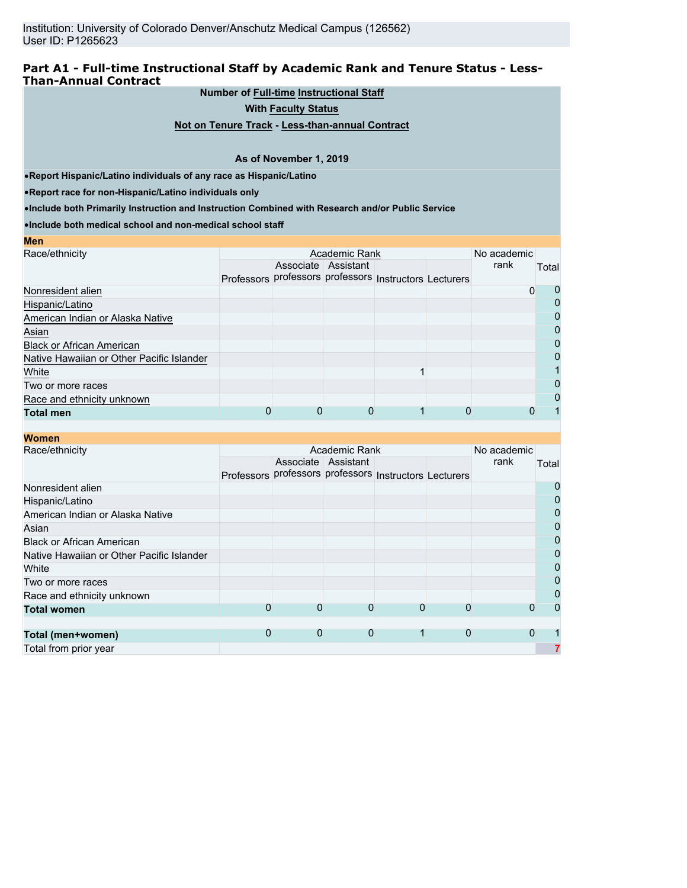Institution: University of Colorado Denver/Anschutz Medical Campus (126562)
User ID: P1265623

## Part A1 - Full-time Instructional Staff by Academic Rank and Tenure Status - Less-Than-Annual Contract

**Number of Full-time Instructional Staff**

**With Faculty Status**

**Not on Tenure Track - Less-than-annual Contract**

**As of November 1, 2019**

- **Report Hispanic/Latino individuals of any race as Hispanic/Latino**
- **Report race for non-Hispanic/Latino individuals only**
- **Include both Primarily Instruction and Instruction Combined with Research and/or Public Service**
- **Include both medical school and non-medical school staff**

**Men**

| Race/ethnicity | Academic Rank | | | | | No academic rank | Total |
|---|---|---|---|---|---|---|---|
| | Professors | Associate professors | Assistant professors | Instructors | Lecturers | | |
| Nonresident alien | | | | | | 0 | 0 |
| Hispanic/Latino | | | | | | | 0 |
| American Indian or Alaska Native | | | | | | | 0 |
| Asian | | | | | | | 0 |
| Black or African American | | | | | | | 0 |
| Native Hawaiian or Other Pacific Islander | | | | | | | 0 |
| White | | | | 1 | | | 1 |
| Two or more races | | | | | | | 0 |
| Race and ethnicity unknown | | | | | | | 0 |
| **Total men** | 0 | 0 | 0 | 1 | 0 | 0 | 1 |

**Women**

| Race/ethnicity | Academic Rank | | | | | No academic rank | Total |
|---|---|---|---|---|---|---|---|
| | Professors | Associate professors | Assistant professors | Instructors | Lecturers | | |
| Nonresident alien | | | | | | | 0 |
| Hispanic/Latino | | | | | | | 0 |
| American Indian or Alaska Native | | | | | | | 0 |
| Asian | | | | | | | 0 |
| Black or African American | | | | | | | 0 |
| Native Hawaiian or Other Pacific Islander | | | | | | | 0 |
| White | | | | | | | 0 |
| Two or more races | | | | | | | 0 |
| Race and ethnicity unknown | | | | | | | 0 |
| **Total women** | 0 | 0 | 0 | 0 | 0 | 0 | 0 |
| | | | | | | | |
| **Total (men+women)** | 0 | 0 | 0 | 1 | 0 | 0 | 1 |
| Total from prior year | | | | | | | 7 |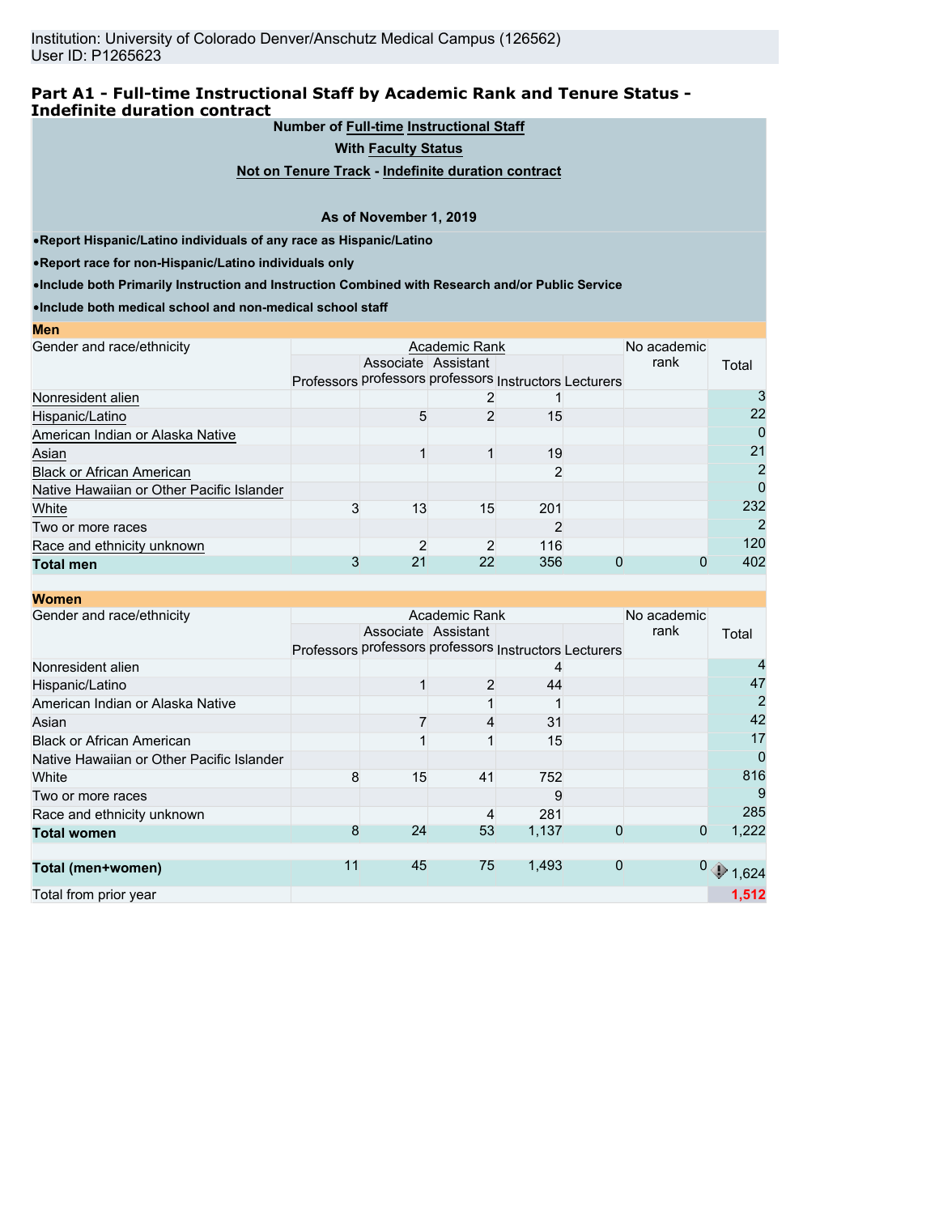Institution: University of Colorado Denver/Anschutz Medical Campus (126562)
User ID: P1265623

## Part A1 - Full-time Instructional Staff by Academic Rank and Tenure Status - Indefinite duration contract

**Number of Full-time Instructional Staff**

**With Faculty Status**

**Not on Tenure Track - Indefinite duration contract**

**As of November 1, 2019**

- **Report Hispanic/Latino individuals of any race as Hispanic/Latino**
- **Report race for non-Hispanic/Latino individuals only**
- **Include both Primarily Instruction and Instruction Combined with Research and/or Public Service**
- **Include both medical school and non-medical school staff**

**Men**

| Gender and race/ethnicity | Academic Rank | | | | | No academic rank | Total |
|---|---|---|---|---|---|---|---|
| | Professors | Associate professors | Assistant professors | Instructors | Lecturers | | |
| Nonresident alien | | | 2 | 1 | | | 3 |
| Hispanic/Latino | | 5 | 2 | 15 | | | 22 |
| American Indian or Alaska Native | | | | | | | 0 |
| Asian | | 1 | 1 | 19 | | | 21 |
| Black or African American | | | | 2 | | | 2 |
| Native Hawaiian or Other Pacific Islander | | | | | | | 0 |
| White | 3 | 13 | 15 | 201 | | | 232 |
| Two or more races | | | | 2 | | | 2 |
| Race and ethnicity unknown | | 2 | 2 | 116 | | | 120 |
| **Total men** | 3 | 21 | 22 | 356 | 0 | 0 | 402 |

**Women**

| Gender and race/ethnicity | Academic Rank | | | | | No academic rank | Total |
|---|---|---|---|---|---|---|---|
| | Professors | Associate professors | Assistant professors | Instructors | Lecturers | | |
| Nonresident alien | | | | 4 | | | 4 |
| Hispanic/Latino | | 1 | 2 | 44 | | | 47 |
| American Indian or Alaska Native | | | 1 | 1 | | | 2 |
| Asian | | 7 | 4 | 31 | | | 42 |
| Black or African American | | 1 | 1 | 15 | | | 17 |
| Native Hawaiian or Other Pacific Islander | | | | | | | 0 |
| White | 8 | 15 | 41 | 752 | | | 816 |
| Two or more races | | | | 9 | | | 9 |
| Race and ethnicity unknown | | | 4 | 281 | | | 285 |
| **Total women** | 8 | 24 | 53 | 1,137 | 0 | 0 | 1,222 |
| | | | | | | | |
| **Total (men+women)** | 11 | 45 | 75 | 1,493 | 0 | 0 | 1,624 |
| Total from prior year | | | | | | | 1,512 |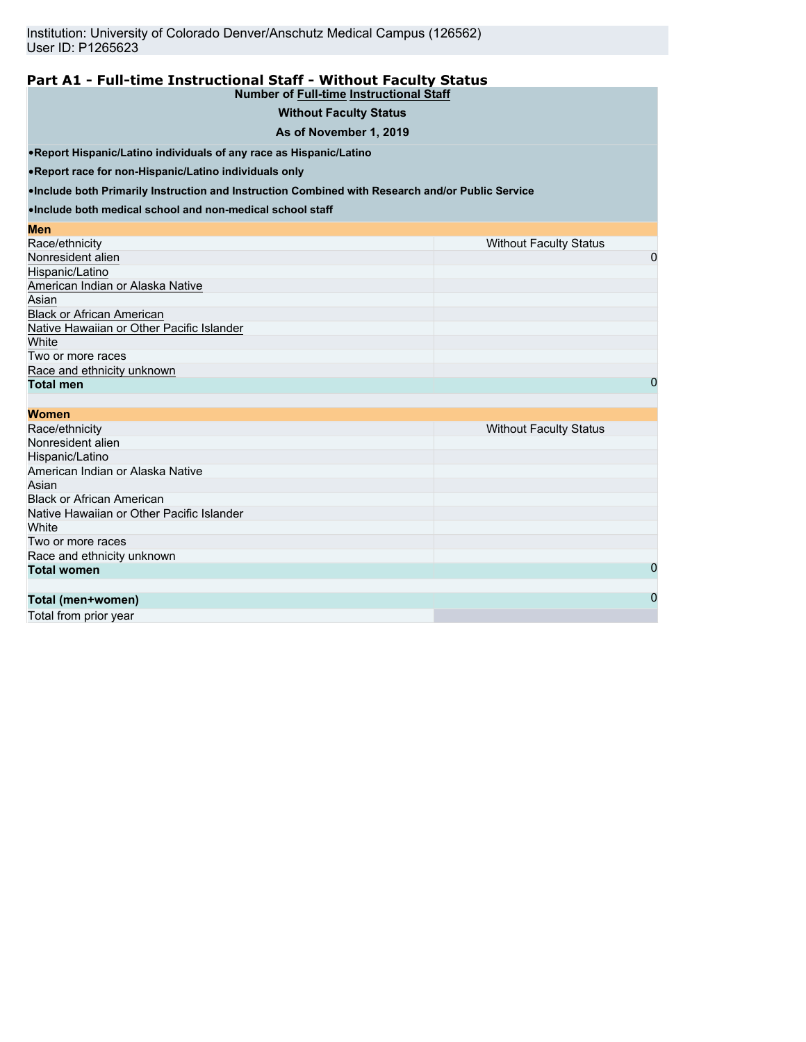Institution: University of Colorado Denver/Anschutz Medical Campus (126562)
User ID: P1265623

## Part A1 - Full-time Instructional Staff - Without Faculty Status

**Number of Full-time Instructional Staff**

**Without Faculty Status**

**As of November 1, 2019**

- **Report Hispanic/Latino individuals of any race as Hispanic/Latino**
- **Report race for non-Hispanic/Latino individuals only**
- **Include both Primarily Instruction and Instruction Combined with Research and/or Public Service**
- **Include both medical school and non-medical school staff**

| **Men** | |
|---|---|
| Race/ethnicity | Without Faculty Status |
| Nonresident alien | 0 |
| Hispanic/Latino | |
| American Indian or Alaska Native | |
| Asian | |
| Black or African American | |
| Native Hawaiian or Other Pacific Islander | |
| White | |
| Two or more races | |
| Race and ethnicity unknown | |
| **Total men** | 0 |

| **Women** | |
|---|---|
| Race/ethnicity | Without Faculty Status |
| Nonresident alien | |
| Hispanic/Latino | |
| American Indian or Alaska Native | |
| Asian | |
| Black or African American | |
| Native Hawaiian or Other Pacific Islander | |
| White | |
| Two or more races | |
| Race and ethnicity unknown | |
| **Total women** | 0 |

| | |
|---|---|
| **Total (men+women)** | 0 |
| Total from prior year | |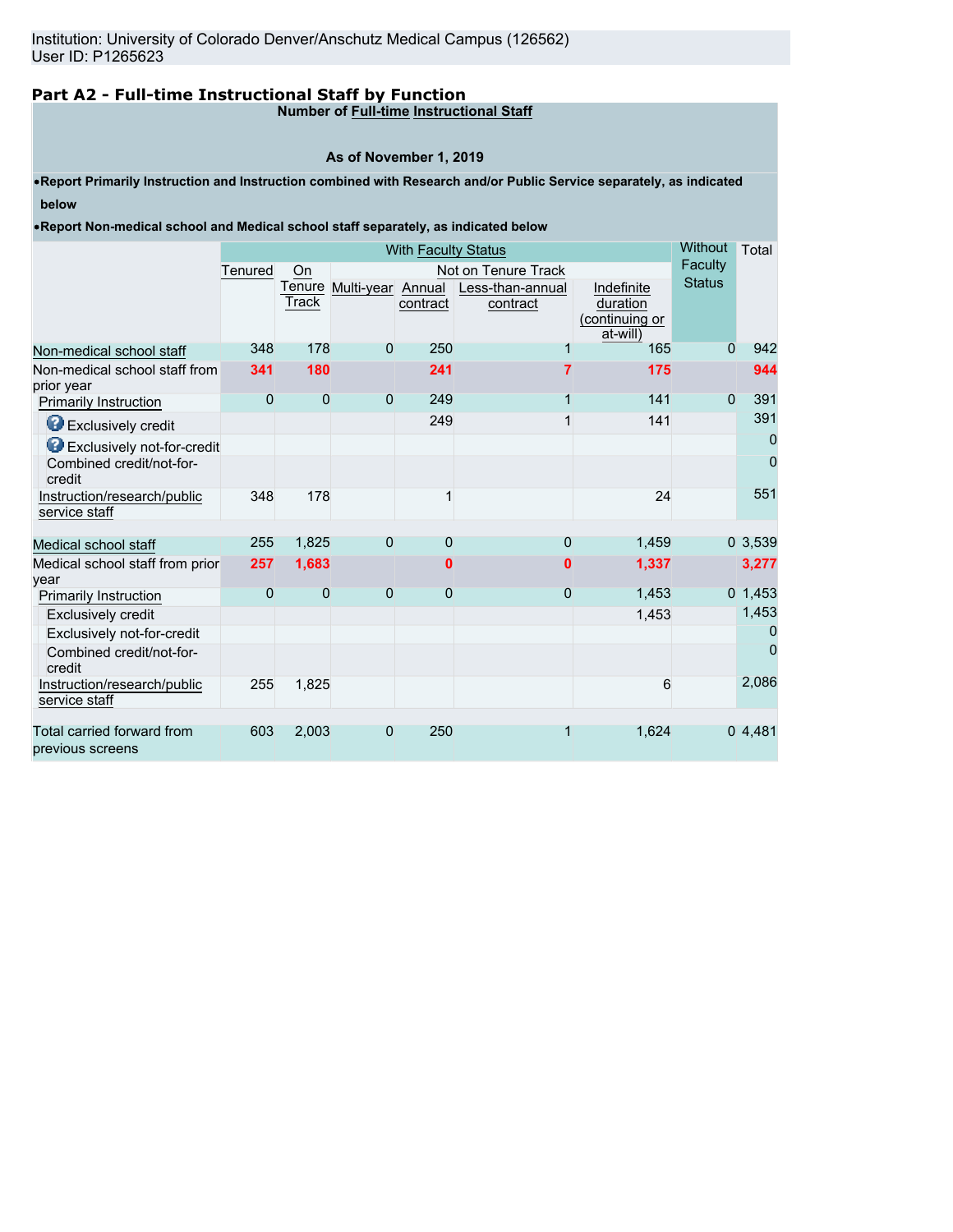Institution: University of Colorado Denver/Anschutz Medical Campus (126562)
User ID: P1265623

## Part A2 - Full-time Instructional Staff by Function

**Number of Full-time Instructional Staff**

**As of November 1, 2019**

- **Report Primarily Instruction and Instruction combined with Research and/or Public Service separately, as indicated below**
- **Report Non-medical school and Medical school staff separately, as indicated below**

| | With Faculty Status | | | | | | Without Faculty Status | Total |
|---|---|---|---|---|---|---|---|---|
| | Tenured | On Tenure Track | Not on Tenure Track | | | | | |
| | | | Multi-year | Annual contract | Less-than-annual contract | Indefinite duration (continuing or at-will) | | |
| Non-medical school staff | 348 | 178 | 0 | 250 | 1 | 165 | 0 | 942 |
| Non-medical school staff from prior year | **341** | **180** | | **241** | **7** | **175** | | **944** |
| Primarily Instruction | 0 | 0 | 0 | 249 | 1 | 141 | 0 | 391 |
| Exclusively credit | | | | 249 | 1 | 141 | | 391 |
| Exclusively not-for-credit | | | | | | | | 0 |
| Combined credit/not-for-credit | | | | | | | | 0 |
| Instruction/research/public service staff | 348 | 178 | | 1 | | 24 | | 551 |
| | | | | | | | | |
| Medical school staff | 255 | 1,825 | 0 | 0 | 0 | 1,459 | 0 | 3,539 |
| Medical school staff from prior year | **257** | **1,683** | | **0** | **0** | **1,337** | | **3,277** |
| Primarily Instruction | 0 | 0 | 0 | 0 | 0 | 1,453 | 0 | 1,453 |
| Exclusively credit | | | | | | 1,453 | | 1,453 |
| Exclusively not-for-credit | | | | | | | | 0 |
| Combined credit/not-for-credit | | | | | | | | 0 |
| Instruction/research/public service staff | 255 | 1,825 | | | | 6 | | 2,086 |
| | | | | | | | | |
| Total carried forward from previous screens | 603 | 2,003 | 0 | 250 | 1 | 1,624 | 0 | 4,481 |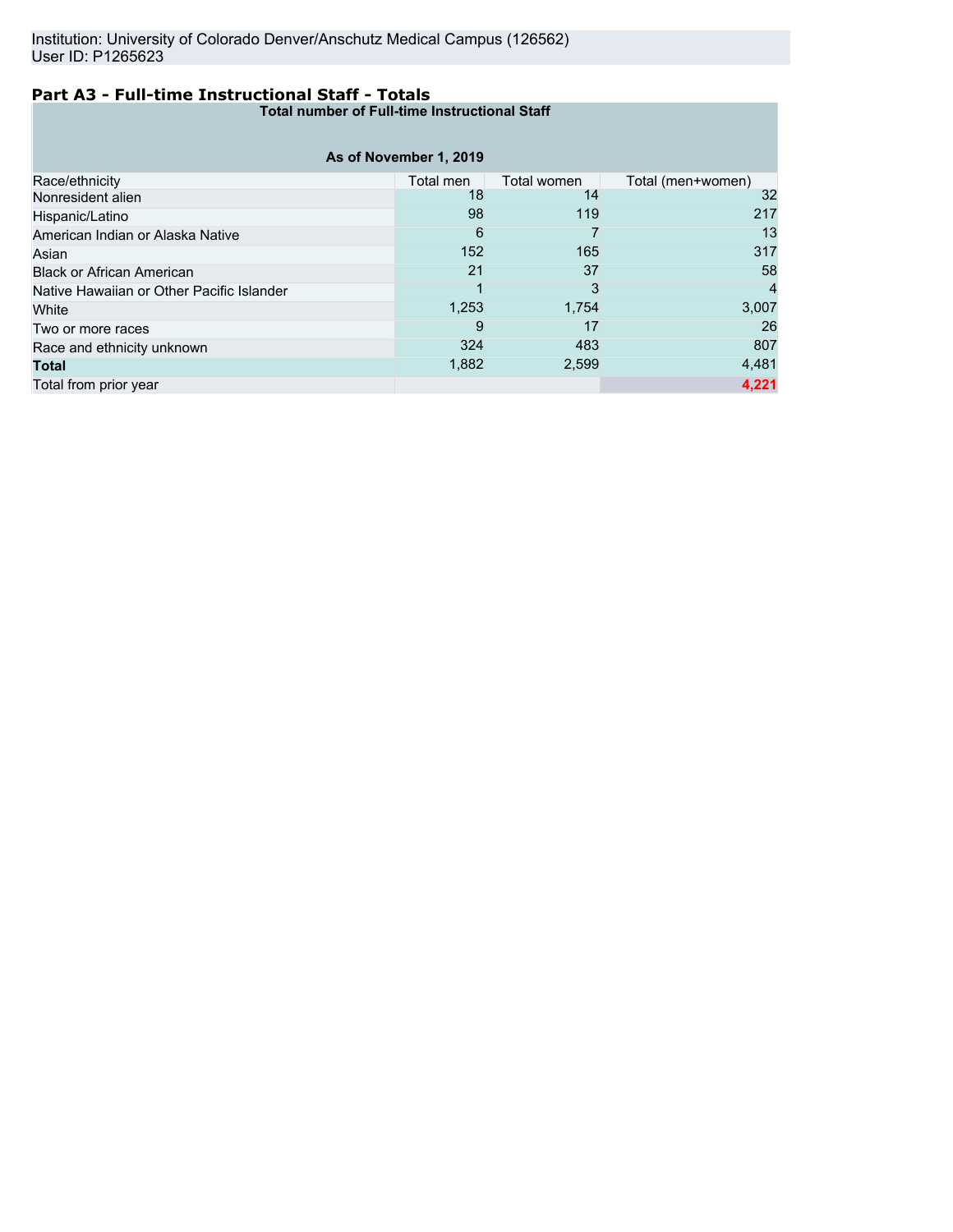Institution: University of Colorado Denver/Anschutz Medical Campus (126562)
User ID: P1265623

## Part A3 - Full-time Instructional Staff - Totals

| Total number of Full-time Instructional Staff | | | |
|---|---|---|---|
| **As of November 1, 2019** | | | |
| Race/ethnicity | Total men | Total women | Total (men+women) |
| Nonresident alien | 18 | 14 | 32 |
| Hispanic/Latino | 98 | 119 | 217 |
| American Indian or Alaska Native | 6 | 7 | 13 |
| Asian | 152 | 165 | 317 |
| Black or African American | 21 | 37 | 58 |
| Native Hawaiian or Other Pacific Islander | 1 | 3 | 4 |
| White | 1,253 | 1,754 | 3,007 |
| Two or more races | 9 | 17 | 26 |
| Race and ethnicity unknown | 324 | 483 | 807 |
| **Total** | 1,882 | 2,599 | 4,481 |
| Total from prior year | | | **4,221** |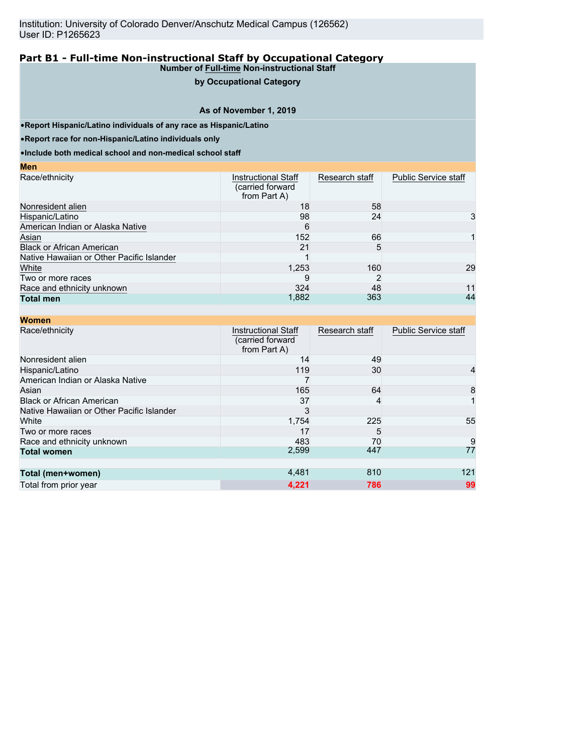Institution: University of Colorado Denver/Anschutz Medical Campus (126562)
User ID: P1265623

## Part B1 - Full-time Non-instructional Staff by Occupational Category

**Number of Full-time Non-instructional Staff**

**by Occupational Category**

**As of November 1, 2019**

- **Report Hispanic/Latino individuals of any race as Hispanic/Latino**
- **Report race for non-Hispanic/Latino individuals only**
- **Include both medical school and non-medical school staff**

**Men**

| Race/ethnicity | Instructional Staff (carried forward from Part A) | Research staff | Public Service staff |
|---|---|---|---|
| Nonresident alien | 18 | 58 | |
| Hispanic/Latino | 98 | 24 | 3 |
| American Indian or Alaska Native | 6 | | |
| Asian | 152 | 66 | 1 |
| Black or African American | 21 | 5 | |
| Native Hawaiian or Other Pacific Islander | 1 | | |
| White | 1,253 | 160 | 29 |
| Two or more races | 9 | 2 | |
| Race and ethnicity unknown | 324 | 48 | 11 |
| **Total men** | 1,882 | 363 | 44 |

**Women**

| Race/ethnicity | Instructional Staff (carried forward from Part A) | Research staff | Public Service staff |
|---|---|---|---|
| Nonresident alien | 14 | 49 | |
| Hispanic/Latino | 119 | 30 | 4 |
| American Indian or Alaska Native | 7 | | |
| Asian | 165 | 64 | 8 |
| Black or African American | 37 | 4 | 1 |
| Native Hawaiian or Other Pacific Islander | 3 | | |
| White | 1,754 | 225 | 55 |
| Two or more races | 17 | 5 | |
| Race and ethnicity unknown | 483 | 70 | 9 |
| **Total women** | 2,599 | 447 | 77 |
| | | | |
| **Total (men+women)** | 4,481 | 810 | 121 |
| Total from prior year | 4,221 | 786 | 99 |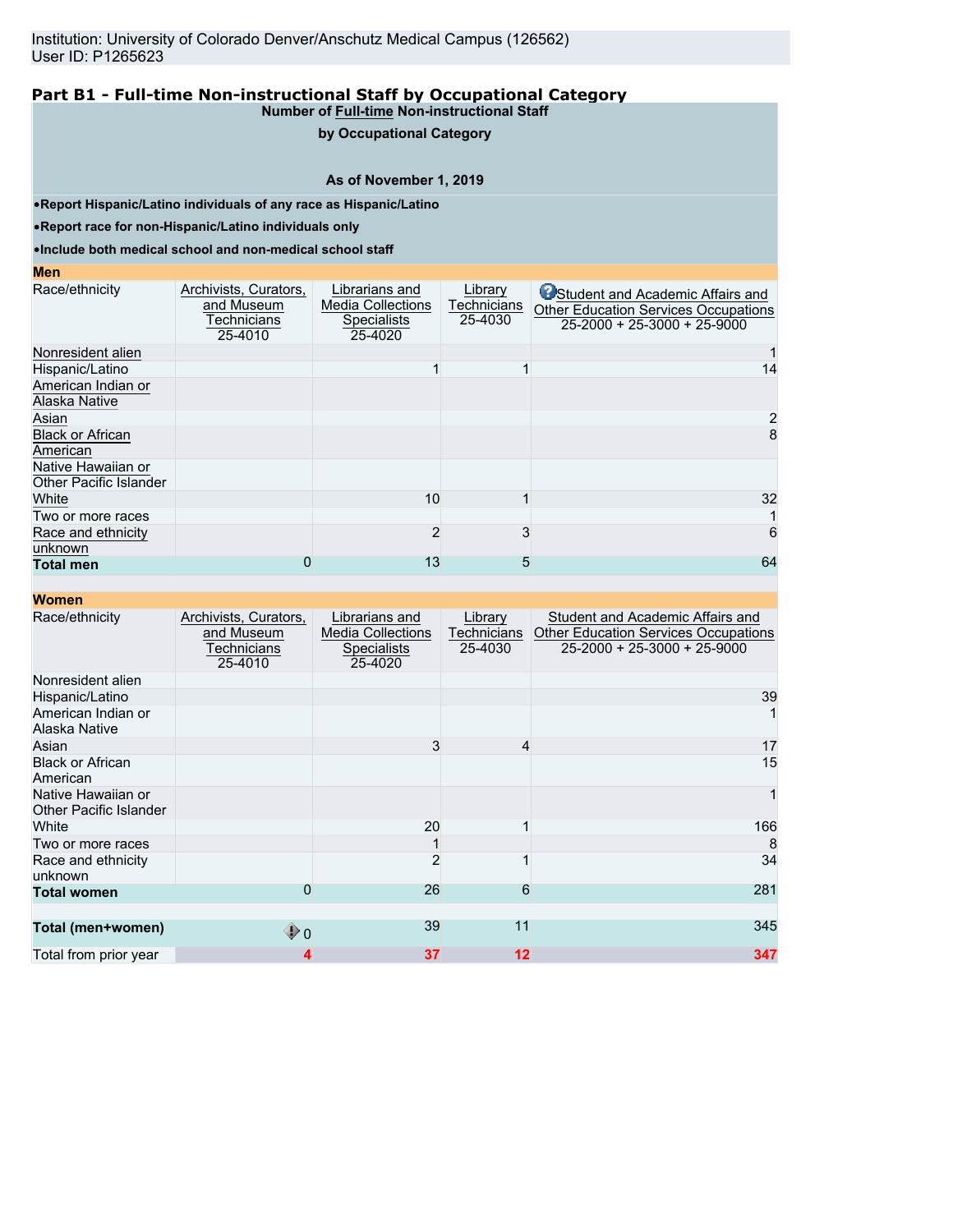Institution: University of Colorado Denver/Anschutz Medical Campus (126562)
User ID: P1265623

## Part B1 - Full-time Non-instructional Staff by Occupational Category

**Number of Full-time Non-instructional Staff**

**by Occupational Category**

**As of November 1, 2019**

- **Report Hispanic/Latino individuals of any race as Hispanic/Latino**
- **Report race for non-Hispanic/Latino individuals only**
- **Include both medical school and non-medical school staff**

**Men**

| Race/ethnicity | Archivists, Curators, and Museum Technicians 25-4010 | Librarians and Media Collections Specialists 25-4020 | Library Technicians 25-4030 | Student and Academic Affairs and Other Education Services Occupations 25-2000 + 25-3000 + 25-9000 |
|---|---|---|---|---|
| Nonresident alien | | | | 1 |
| Hispanic/Latino | | 1 | 1 | 14 |
| American Indian or Alaska Native | | | | |
| Asian | | | | 2 |
| Black or African American | | | | 8 |
| Native Hawaiian or Other Pacific Islander | | | | |
| White | | 10 | 1 | 32 |
| Two or more races | | | | 1 |
| Race and ethnicity unknown | | 2 | 3 | 6 |
| **Total men** | 0 | 13 | 5 | 64 |

**Women**

| Race/ethnicity | Archivists, Curators, and Museum Technicians 25-4010 | Librarians and Media Collections Specialists 25-4020 | Library Technicians 25-4030 | Student and Academic Affairs and Other Education Services Occupations 25-2000 + 25-3000 + 25-9000 |
|---|---|---|---|---|
| Nonresident alien | | | | |
| Hispanic/Latino | | | | 39 |
| American Indian or Alaska Native | | | | 1 |
| Asian | | 3 | 4 | 17 |
| Black or African American | | | | 15 |
| Native Hawaiian or Other Pacific Islander | | | | 1 |
| White | | 20 | 1 | 166 |
| Two or more races | | 1 | | 8 |
| Race and ethnicity unknown | | 2 | 1 | 34 |
| **Total women** | 0 | 26 | 6 | 281 |
| **Total (men+women)** | 0 | 39 | 11 | 345 |
| Total from prior year | 4 | 37 | 12 | 347 |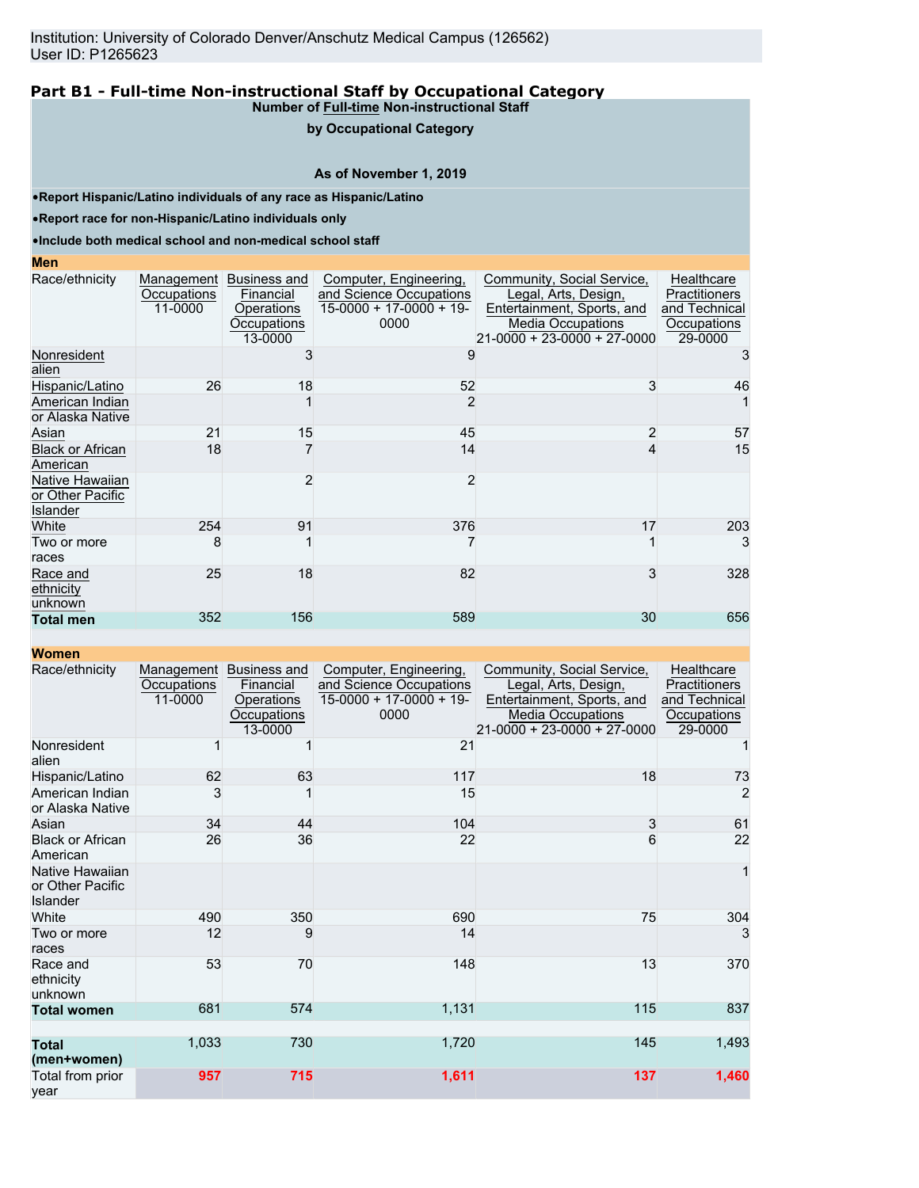Institution: University of Colorado Denver/Anschutz Medical Campus (126562)
User ID: P1265623

## Part B1 - Full-time Non-instructional Staff by Occupational Category

**Number of Full-time Non-instructional Staff**

**by Occupational Category**

**As of November 1, 2019**

- **Report Hispanic/Latino individuals of any race as Hispanic/Latino**
- **Report race for non-Hispanic/Latino individuals only**
- **Include both medical school and non-medical school staff**

**Men**

| Race/ethnicity | Management Occupations 11-0000 | Business and Financial Operations Occupations 13-0000 | Computer, Engineering, and Science Occupations 15-0000 + 17-0000 + 19-0000 | Community, Social Service, Legal, Arts, Design, Entertainment, Sports, and Media Occupations 21-0000 + 23-0000 + 27-0000 | Healthcare Practitioners and Technical Occupations 29-0000 |
|---|---|---|---|---|---|
| Nonresident alien | | 3 | 9 | | 3 |
| Hispanic/Latino | 26 | 18 | 52 | 3 | 46 |
| American Indian or Alaska Native | | 1 | 2 | | 1 |
| Asian | 21 | 15 | 45 | 2 | 57 |
| Black or African American | 18 | 7 | 14 | 4 | 15 |
| Native Hawaiian or Other Pacific Islander | | 2 | 2 | | |
| White | 254 | 91 | 376 | 17 | 203 |
| Two or more races | 8 | 1 | 7 | 1 | 3 |
| Race and ethnicity unknown | 25 | 18 | 82 | 3 | 328 |
| **Total men** | 352 | 156 | 589 | 30 | 656 |

**Women**

| Race/ethnicity | Management Occupations 11-0000 | Business and Financial Operations Occupations 13-0000 | Computer, Engineering, and Science Occupations 15-0000 + 17-0000 + 19-0000 | Community, Social Service, Legal, Arts, Design, Entertainment, Sports, and Media Occupations 21-0000 + 23-0000 + 27-0000 | Healthcare Practitioners and Technical Occupations 29-0000 |
|---|---|---|---|---|---|
| Nonresident alien | 1 | 1 | 21 | | 1 |
| Hispanic/Latino | 62 | 63 | 117 | 18 | 73 |
| American Indian or Alaska Native | 3 | 1 | 15 | | 2 |
| Asian | 34 | 44 | 104 | 3 | 61 |
| Black or African American | 26 | 36 | 22 | 6 | 22 |
| Native Hawaiian or Other Pacific Islander | | | | | 1 |
| White | 490 | 350 | 690 | 75 | 304 |
| Two or more races | 12 | 9 | 14 | | 3 |
| Race and ethnicity unknown | 53 | 70 | 148 | 13 | 370 |
| **Total women** | 681 | 574 | 1,131 | 115 | 837 |
| **Total (men+women)** | 1,033 | 730 | 1,720 | 145 | 1,493 |
| Total from prior year | **957** | **715** | **1,611** | **137** | **1,460** |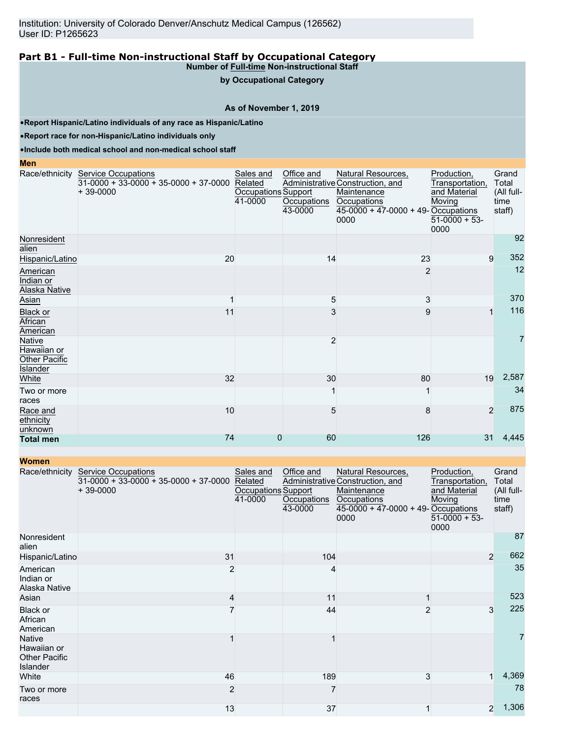Institution: University of Colorado Denver/Anschutz Medical Campus (126562)
User ID: P1265623

## Part B1 - Full-time Non-instructional Staff by Occupational Category

**Number of Full-time Non-instructional Staff by Occupational Category**

**As of November 1, 2019**

- **Report Hispanic/Latino individuals of any race as Hispanic/Latino**
- **Report race for non-Hispanic/Latino individuals only**
- **Include both medical school and non-medical school staff**

**Men**

| Race/ethnicity | Service Occupations 31-0000 + 33-0000 + 35-0000 + 37-0000 + 39-0000 | Sales and Related Occupations 41-0000 | Office and Administrative Support Occupations 43-0000 | Natural Resources, Construction, and Maintenance Occupations 45-0000 + 47-0000 + 49-0000 | Production, Transportation, and Material Moving Occupations 51-0000 + 53-0000 | Grand Total (All full-time staff) |
|---|---|---|---|---|---|---|
| Nonresident alien | | | | | | 92 |
| Hispanic/Latino | 20 | | 14 | 23 | 9 | 352 |
| American Indian or Alaska Native | | | | 2 | | 12 |
| Asian | 1 | | 5 | 3 | | 370 |
| Black or African American | 11 | | 3 | 9 | 1 | 116 |
| Native Hawaiian or Other Pacific Islander | | | 2 | | | 7 |
| White | 32 | | 30 | 80 | 19 | 2,587 |
| Two or more races | | | 1 | 1 | | 34 |
| Race and ethnicity unknown | 10 | | 5 | 8 | 2 | 875 |
| **Total men** | 74 | 0 | 60 | 126 | 31 | 4,445 |

**Women**

| Race/ethnicity | Service Occupations 31-0000 + 33-0000 + 35-0000 + 37-0000 + 39-0000 | Sales and Related Occupations 41-0000 | Office and Administrative Support Occupations 43-0000 | Natural Resources, Construction, and Maintenance Occupations 45-0000 + 47-0000 + 49-0000 | Production, Transportation, and Material Moving Occupations 51-0000 + 53-0000 | Grand Total (All full-time staff) |
|---|---|---|---|---|---|---|
| Nonresident alien | | | | | | 87 |
| Hispanic/Latino | 31 | | 104 | | 2 | 662 |
| American Indian or Alaska Native | 2 | | 4 | | | 35 |
| Asian | 4 | | 11 | 1 | | 523 |
| Black or African American | 7 | | 44 | 2 | 3 | 225 |
| Native Hawaiian or Other Pacific Islander | 1 | | 1 | | | 7 |
| White | 46 | | 189 | 3 | 1 | 4,369 |
| Two or more races | 2 | | 7 | | | 78 |
| | 13 | | 37 | 1 | 2 | 1,306 |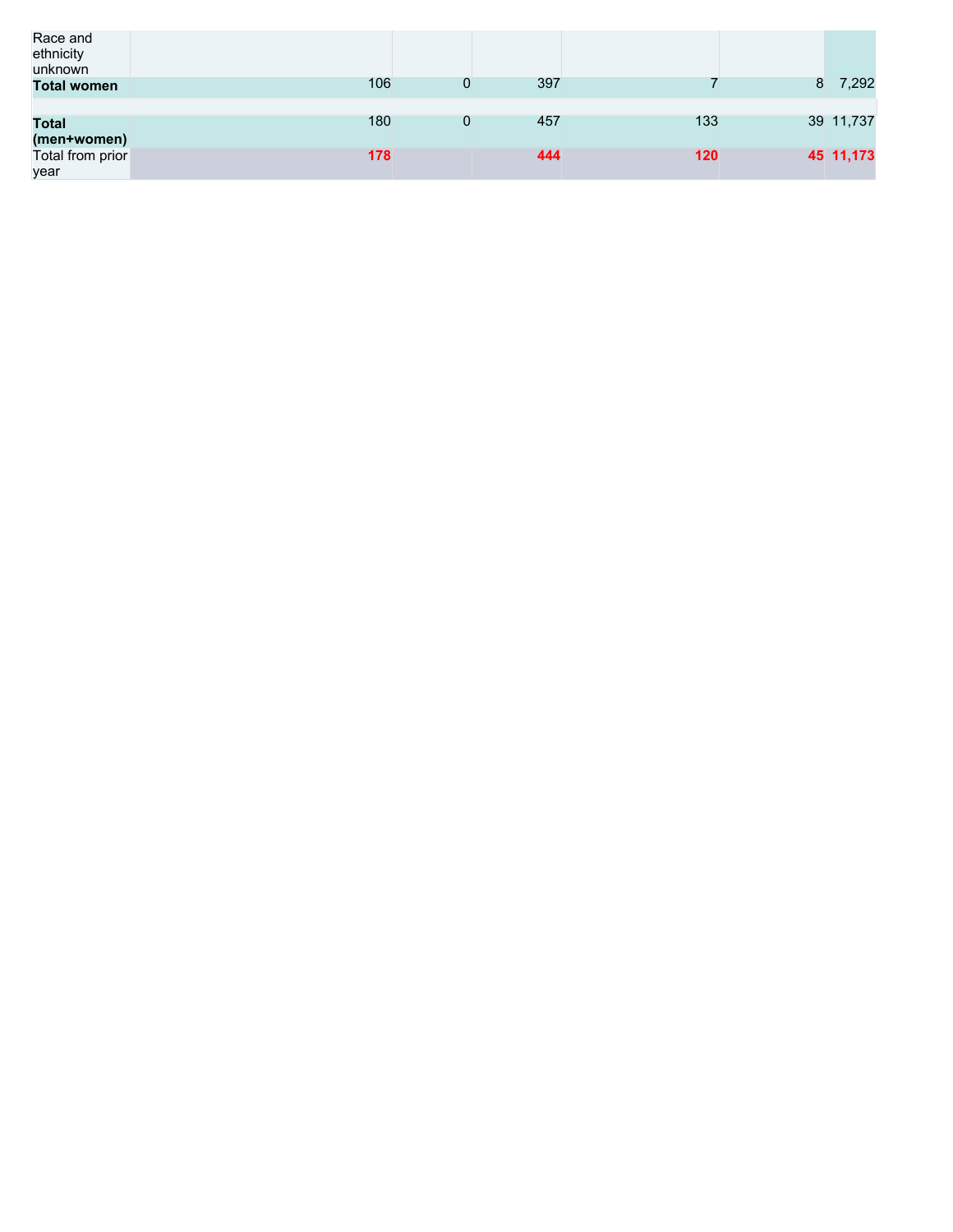| | | | | | | |
|---|---|---|---|---|---|---|
| Race and ethnicity unknown | | | | | | |
| **Total women** | 106 | 0 | 397 | 7 | 8 | 7,292 |
| | | | | | | |
| **Total (men+women)** | 180 | 0 | 457 | 133 | 39 | 11,737 |
| Total from prior year | **178** | | **444** | **120** | **45** | **11,173** |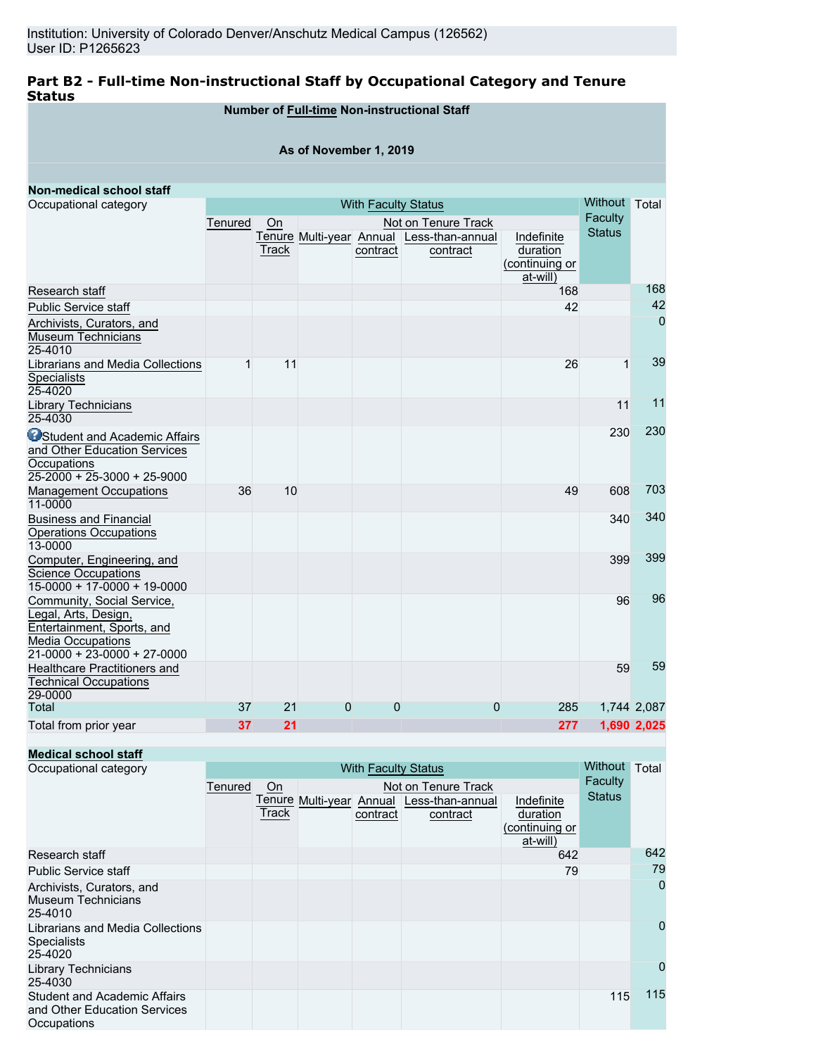Institution: University of Colorado Denver/Anschutz Medical Campus (126562)
User ID: P1265623

## Part B2 - Full-time Non-instructional Staff by Occupational Category and Tenure Status

**Number of Full-time Non-instructional Staff**

**As of November 1, 2019**

**Non-medical school staff**

| Occupational category | With Faculty Status | | | | | | Without Faculty Status | Total |
|---|---|---|---|---|---|---|---|---|
| | Tenured | On Tenure Track | Not on Tenure Track | | | | | |
| | | | Multi-year | Annual contract | Less-than-annual contract | Indefinite duration (continuing or at-will) | | |
| Research staff | | | | | | 168 | | 168 |
| Public Service staff | | | | | | 42 | | 42 |
| Archivists, Curators, and Museum Technicians 25-4010 | | | | | | | | 0 |
| Librarians and Media Collections Specialists 25-4020 | 1 | 11 | | | | 26 | 1 | 39 |
| Library Technicians 25-4030 | | | | | | | 11 | 11 |
| Student and Academic Affairs and Other Education Services Occupations 25-2000 + 25-3000 + 25-9000 | | | | | | | 230 | 230 |
| Management Occupations 11-0000 | 36 | 10 | | | | 49 | 608 | 703 |
| Business and Financial Operations Occupations 13-0000 | | | | | | | 340 | 340 |
| Computer, Engineering, and Science Occupations 15-0000 + 17-0000 + 19-0000 | | | | | | | 399 | 399 |
| Community, Social Service, Legal, Arts, Design, Entertainment, Sports, and Media Occupations 21-0000 + 23-0000 + 27-0000 | | | | | | | 96 | 96 |
| Healthcare Practitioners and Technical Occupations 29-0000 | | | | | | | 59 | 59 |
| Total | 37 | 21 | 0 | 0 | 0 | 285 | 1,744 | 2,087 |
| Total from prior year | 37 | 21 | | | | 277 | 1,690 | 2,025 |

**Medical school staff**

| Occupational category | With Faculty Status | | | | | | Without Faculty Status | Total |
|---|---|---|---|---|---|---|---|---|
| | Tenured | On Tenure Track | Not on Tenure Track | | | | | |
| | | | Multi-year | Annual contract | Less-than-annual contract | Indefinite duration (continuing or at-will) | | |
| Research staff | | | | | | 642 | | 642 |
| Public Service staff | | | | | | 79 | | 79 |
| Archivists, Curators, and Museum Technicians 25-4010 | | | | | | | | 0 |
| Librarians and Media Collections Specialists 25-4020 | | | | | | | | 0 |
| Library Technicians 25-4030 | | | | | | | | 0 |
| Student and Academic Affairs and Other Education Services Occupations | | | | | | | 115 | 115 |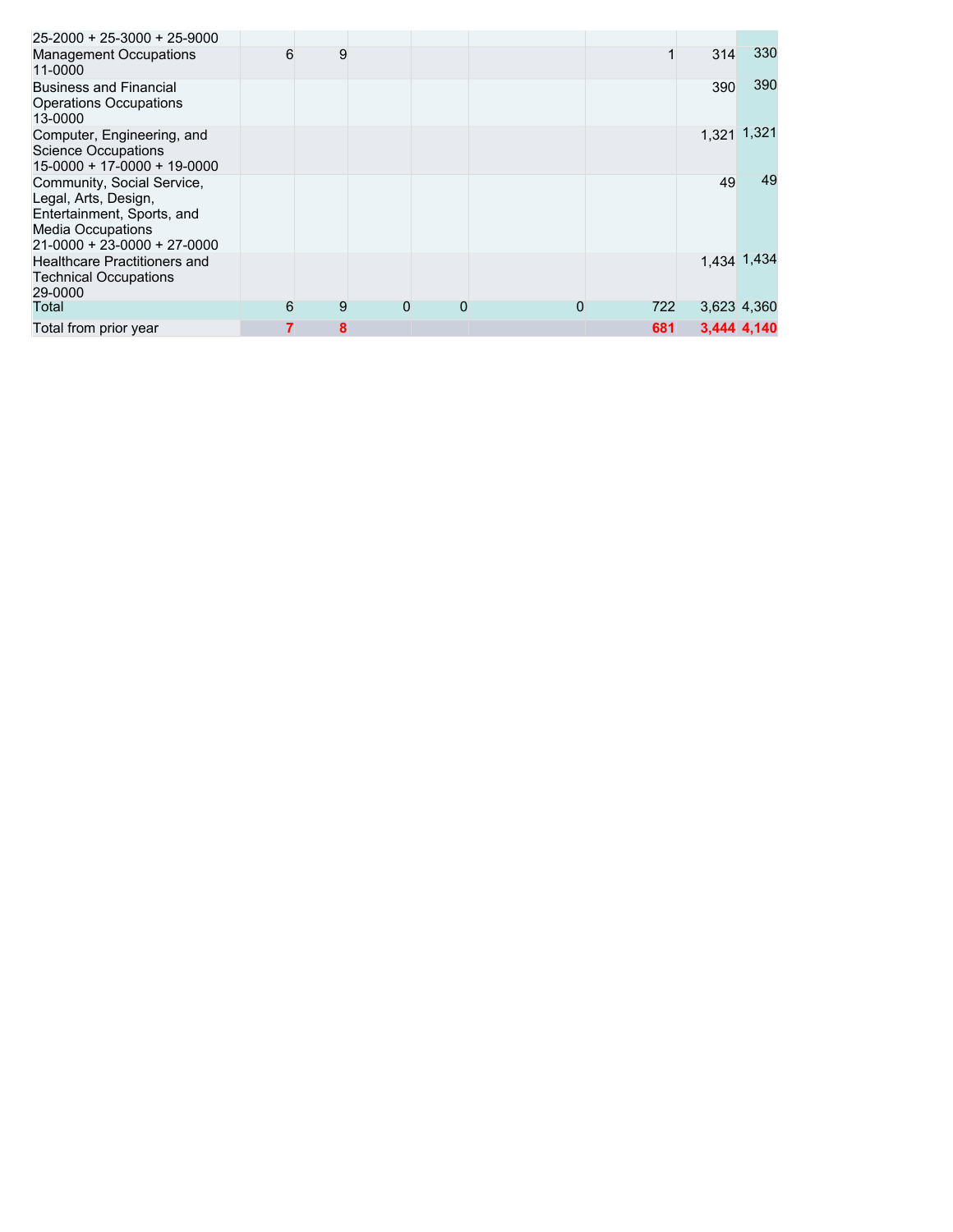| | | | | | | | | |
|---|---|---|---|---|---|---|---|---|
| 25-2000 + 25-3000 + 25-9000 | | | | | | | | |
| Management Occupations 11-0000 | 6 | 9 | | | | 1 | 314 | 330 |
| Business and Financial Operations Occupations 13-0000 | | | | | | | 390 | 390 |
| Computer, Engineering, and Science Occupations 15-0000 + 17-0000 + 19-0000 | | | | | | | 1,321 | 1,321 |
| Community, Social Service, Legal, Arts, Design, Entertainment, Sports, and Media Occupations 21-0000 + 23-0000 + 27-0000 | | | | | | | 49 | 49 |
| Healthcare Practitioners and Technical Occupations 29-0000 | | | | | | | 1,434 | 1,434 |
| Total | 6 | 9 | 0 | 0 | 0 | 722 | 3,623 | 4,360 |
| Total from prior year | **7** | **8** | | | | **681** | **3,444** | **4,140** |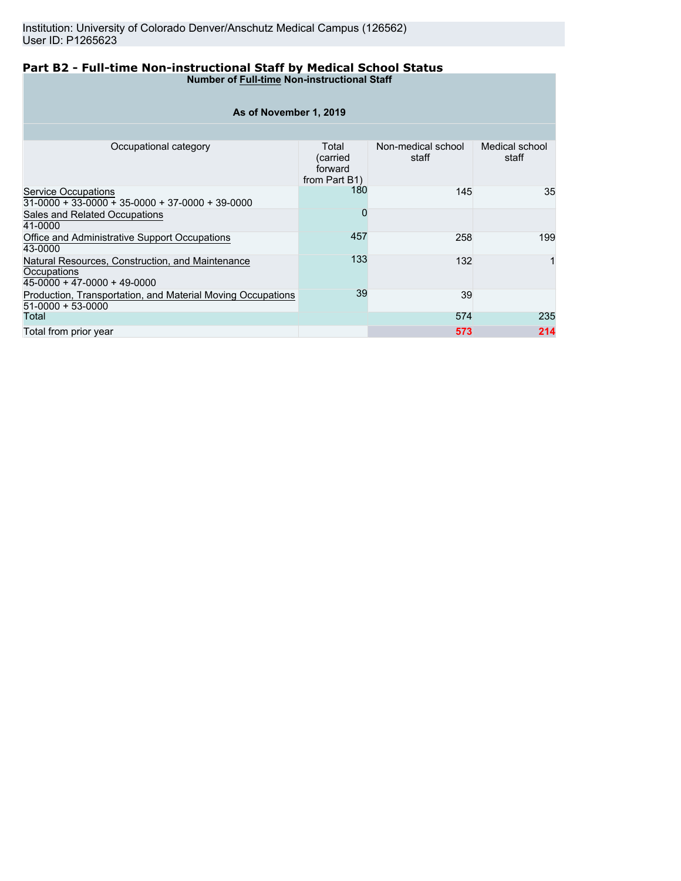Institution: University of Colorado Denver/Anschutz Medical Campus (126562)
User ID: P1265623

## Part B2 - Full-time Non-instructional Staff by Medical School Status

| Number of Full-time Non-instructional Staff<br><br>As of November 1, 2019 | | | |
|---|---|---|---|
| Occupational category | Total (carried forward from Part B1) | Non-medical school staff | Medical school staff |
| Service Occupations<br>31-0000 + 33-0000 + 35-0000 + 37-0000 + 39-0000 | 180 | 145 | 35 |
| Sales and Related Occupations<br>41-0000 | 0 | | |
| Office and Administrative Support Occupations<br>43-0000 | 457 | 258 | 199 |
| Natural Resources, Construction, and Maintenance Occupations<br>45-0000 + 47-0000 + 49-0000 | 133 | 132 | 1 |
| Production, Transportation, and Material Moving Occupations<br>51-0000 + 53-0000 | 39 | 39 | |
| Total | | 574 | 235 |
| Total from prior year | | 573 | 214 |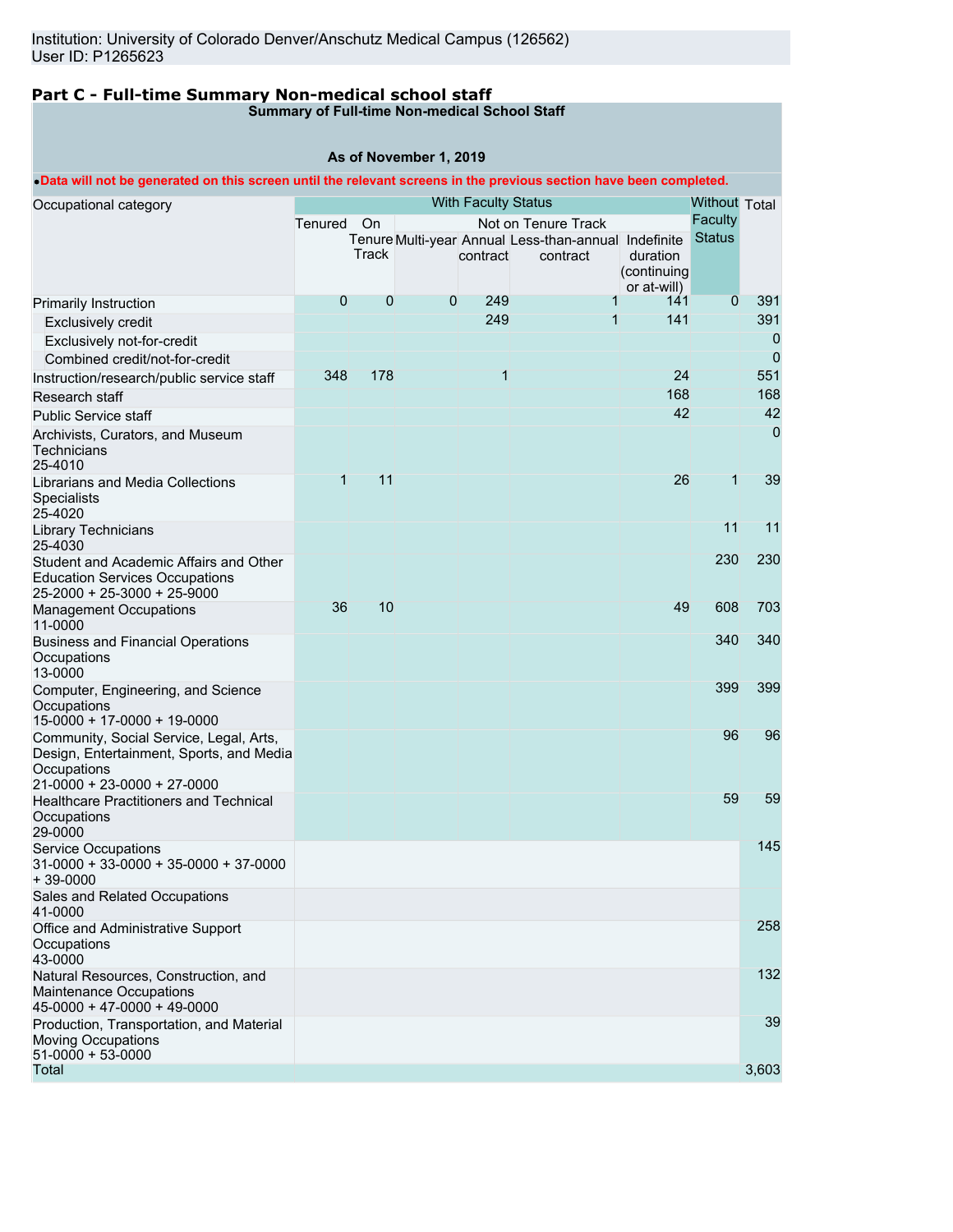Institution: University of Colorado Denver/Anschutz Medical Campus (126562)
User ID: P1265623

## Part C - Full-time Summary Non-medical school staff

**Summary of Full-time Non-medical School Staff**

**As of November 1, 2019**

•**Data will not be generated on this screen until the relevant screens in the previous section have been completed.**

| Occupational category | With Faculty Status | | | | | | Without Faculty Status | Total |
|---|---|---|---|---|---|---|---|---|
| | Tenured | On Tenure Track | Not on Tenure Track | | | | | |
| | | | Multi-year | Annual contract | Less-than-annual contract | Indefinite duration (continuing or at-will) | | |
| Primarily Instruction | 0 | 0 | 0 | 249 | 1 | 141 | 0 | 391 |
| Exclusively credit | | | | 249 | 1 | 141 | | 391 |
| Exclusively not-for-credit | | | | | | | | 0 |
| Combined credit/not-for-credit | | | | | | | | 0 |
| Instruction/research/public service staff | 348 | 178 | | 1 | | 24 | | 551 |
| Research staff | | | | | | 168 | | 168 |
| Public Service staff | | | | | | 42 | | 42 |
| Archivists, Curators, and Museum Technicians 25-4010 | | | | | | | | 0 |
| Librarians and Media Collections Specialists 25-4020 | 1 | 11 | | | | 26 | 1 | 39 |
| Library Technicians 25-4030 | | | | | | | 11 | 11 |
| Student and Academic Affairs and Other Education Services Occupations 25-2000 + 25-3000 + 25-9000 | | | | | | | 230 | 230 |
| Management Occupations 11-0000 | 36 | 10 | | | | 49 | 608 | 703 |
| Business and Financial Operations Occupations 13-0000 | | | | | | | 340 | 340 |
| Computer, Engineering, and Science Occupations 15-0000 + 17-0000 + 19-0000 | | | | | | | 399 | 399 |
| Community, Social Service, Legal, Arts, Design, Entertainment, Sports, and Media Occupations 21-0000 + 23-0000 + 27-0000 | | | | | | | 96 | 96 |
| Healthcare Practitioners and Technical Occupations 29-0000 | | | | | | | 59 | 59 |
| Service Occupations 31-0000 + 33-0000 + 35-0000 + 37-0000 + 39-0000 | | | | | | | | 145 |
| Sales and Related Occupations 41-0000 | | | | | | | | |
| Office and Administrative Support Occupations 43-0000 | | | | | | | | 258 |
| Natural Resources, Construction, and Maintenance Occupations 45-0000 + 47-0000 + 49-0000 | | | | | | | | 132 |
| Production, Transportation, and Material Moving Occupations 51-0000 + 53-0000 | | | | | | | | 39 |
| Total | | | | | | | | 3,603 |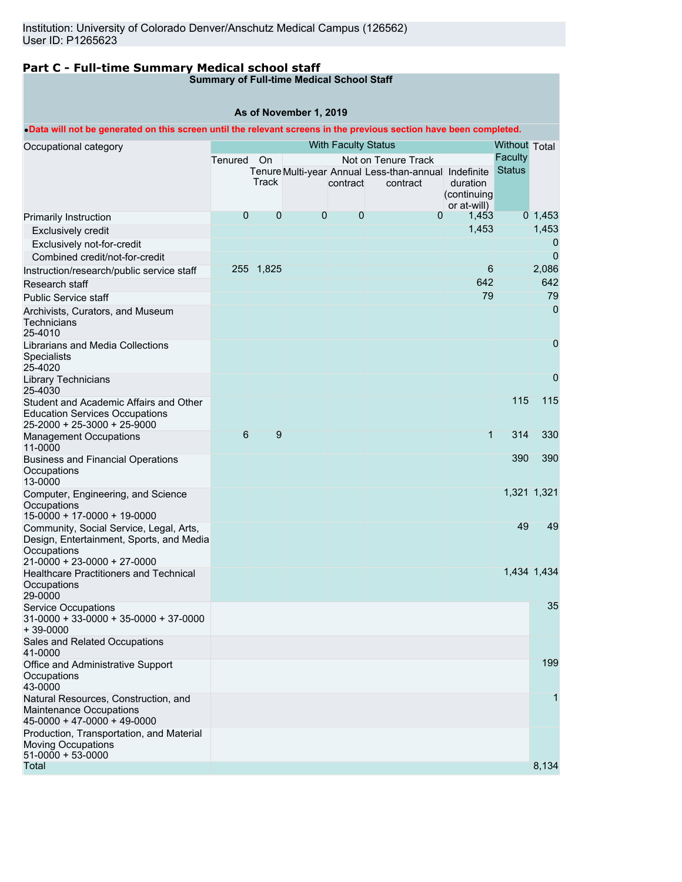Institution: University of Colorado Denver/Anschutz Medical Campus (126562)
User ID: P1265623

## Part C - Full-time Summary Medical school staff

**Summary of Full-time Medical School Staff**

**As of November 1, 2019**

•**Data will not be generated on this screen until the relevant screens in the previous section have been completed.**

| Occupational category | With Faculty Status | | | | | | Without Faculty Status | Total |
|---|---|---|---|---|---|---|---|---|
| | Tenured | On Tenure Track | Not on Tenure Track | | | | | |
| | | | Multi-year | Annual contract | Less-than-annual contract | Indefinite duration (continuing or at-will) | | |
| Primarily Instruction | 0 | 0 | 0 | 0 | 0 | 1,453 | 0 | 1,453 |
| Exclusively credit | | | | | | 1,453 | | 1,453 |
| Exclusively not-for-credit | | | | | | | | 0 |
| Combined credit/not-for-credit | | | | | | | | 0 |
| Instruction/research/public service staff | 255 | 1,825 | | | | 6 | | 2,086 |
| Research staff | | | | | | 642 | | 642 |
| Public Service staff | | | | | | 79 | | 79 |
| Archivists, Curators, and Museum Technicians 25-4010 | | | | | | | | 0 |
| Librarians and Media Collections Specialists 25-4020 | | | | | | | | 0 |
| Library Technicians 25-4030 | | | | | | | | 0 |
| Student and Academic Affairs and Other Education Services Occupations 25-2000 + 25-3000 + 25-9000 | | | | | | | 115 | 115 |
| Management Occupations 11-0000 | 6 | 9 | | | | 1 | 314 | 330 |
| Business and Financial Operations Occupations 13-0000 | | | | | | | 390 | 390 |
| Computer, Engineering, and Science Occupations 15-0000 + 17-0000 + 19-0000 | | | | | | | 1,321 | 1,321 |
| Community, Social Service, Legal, Arts, Design, Entertainment, Sports, and Media Occupations 21-0000 + 23-0000 + 27-0000 | | | | | | | 49 | 49 |
| Healthcare Practitioners and Technical Occupations 29-0000 | | | | | | | 1,434 | 1,434 |
| Service Occupations 31-0000 + 33-0000 + 35-0000 + 37-0000 + 39-0000 | | | | | | | | 35 |
| Sales and Related Occupations 41-0000 | | | | | | | | |
| Office and Administrative Support Occupations 43-0000 | | | | | | | | 199 |
| Natural Resources, Construction, and Maintenance Occupations 45-0000 + 47-0000 + 49-0000 | | | | | | | | 1 |
| Production, Transportation, and Material Moving Occupations 51-0000 + 53-0000 | | | | | | | | |
| Total | | | | | | | | 8,134 |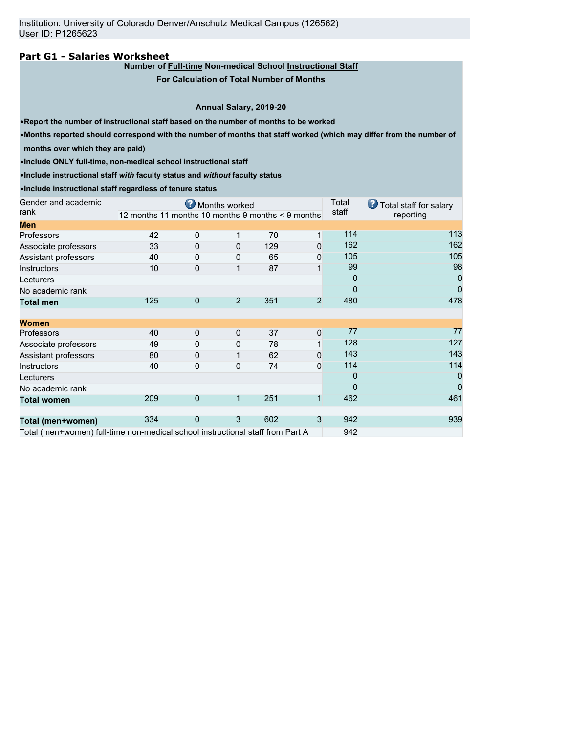Institution: University of Colorado Denver/Anschutz Medical Campus (126562)
User ID: P1265623

## Part G1 - Salaries Worksheet

**Number of Full-time Non-medical School Instructional Staff**

**For Calculation of Total Number of Months**

**Annual Salary, 2019-20**

- **Report the number of instructional staff based on the number of months to be worked**
- **Months reported should correspond with the number of months that staff worked (which may differ from the number of months over which they are paid)**
- **Include ONLY full-time, non-medical school instructional staff**
- **Include instructional staff *with* faculty status and *without* faculty status**
- **Include instructional staff regardless of tenure status**

| Gender and academic rank | Months worked | | | | | Total staff | Total staff for salary reporting |
|---|---|---|---|---|---|---|---|
| | 12 months | 11 months | 10 months | 9 months | < 9 months | | |
| **Men** | | | | | | | |
| Professors | 42 | 0 | 1 | 70 | 1 | 114 | 113 |
| Associate professors | 33 | 0 | 0 | 129 | 0 | 162 | 162 |
| Assistant professors | 40 | 0 | 0 | 65 | 0 | 105 | 105 |
| Instructors | 10 | 0 | 1 | 87 | 1 | 99 | 98 |
| Lecturers | | | | | | 0 | 0 |
| No academic rank | | | | | | 0 | 0 |
| **Total men** | 125 | 0 | 2 | 351 | 2 | 480 | 478 |
| **Women** | | | | | | | |
| Professors | 40 | 0 | 0 | 37 | 0 | 77 | 77 |
| Associate professors | 49 | 0 | 0 | 78 | 1 | 128 | 127 |
| Assistant professors | 80 | 0 | 1 | 62 | 0 | 143 | 143 |
| Instructors | 40 | 0 | 0 | 74 | 0 | 114 | 114 |
| Lecturers | | | | | | 0 | 0 |
| No academic rank | | | | | | 0 | 0 |
| **Total women** | 209 | 0 | 1 | 251 | 1 | 462 | 461 |
| **Total (men+women)** | 334 | 0 | 3 | 602 | 3 | 942 | 939 |
| Total (men+women) full-time non-medical school instructional staff from Part A | | | | | | 942 | |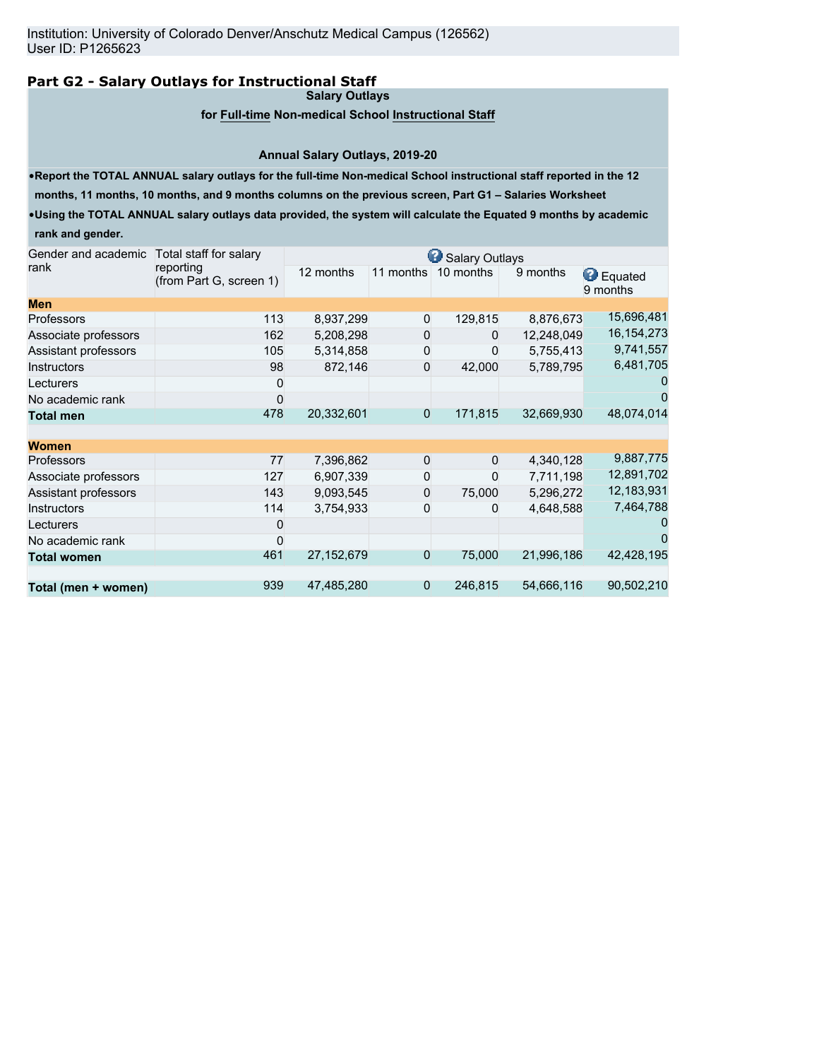Institution: University of Colorado Denver/Anschutz Medical Campus (126562)
User ID: P1265623

## Part G2 - Salary Outlays for Instructional Staff

**Salary Outlays**

**for Full-time Non-medical School Instructional Staff**

**Annual Salary Outlays, 2019-20**

- **Report the TOTAL ANNUAL salary outlays for the full-time Non-medical School instructional staff reported in the 12 months, 11 months, 10 months, and 9 months columns on the previous screen, Part G1 – Salaries Worksheet**
- **Using the TOTAL ANNUAL salary outlays data provided, the system will calculate the Equated 9 months by academic rank and gender.**

| Gender and academic rank | Total staff for salary reporting (from Part G, screen 1) | Salary Outlays | | | | |
|---|---|---|---|---|---|---|
| | | 12 months | 11 months | 10 months | 9 months | Equated 9 months |
| **Men** | | | | | | |
| Professors | 113 | 8,937,299 | 0 | 129,815 | 8,876,673 | 15,696,481 |
| Associate professors | 162 | 5,208,298 | 0 | 0 | 12,248,049 | 16,154,273 |
| Assistant professors | 105 | 5,314,858 | 0 | 0 | 5,755,413 | 9,741,557 |
| Instructors | 98 | 872,146 | 0 | 42,000 | 5,789,795 | 6,481,705 |
| Lecturers | 0 | | | | | 0 |
| No academic rank | 0 | | | | | 0 |
| **Total men** | 478 | 20,332,601 | 0 | 171,815 | 32,669,930 | 48,074,014 |
| **Women** | | | | | | |
| Professors | 77 | 7,396,862 | 0 | 0 | 4,340,128 | 9,887,775 |
| Associate professors | 127 | 6,907,339 | 0 | 0 | 7,711,198 | 12,891,702 |
| Assistant professors | 143 | 9,093,545 | 0 | 75,000 | 5,296,272 | 12,183,931 |
| Instructors | 114 | 3,754,933 | 0 | 0 | 4,648,588 | 7,464,788 |
| Lecturers | 0 | | | | | 0 |
| No academic rank | 0 | | | | | 0 |
| **Total women** | 461 | 27,152,679 | 0 | 75,000 | 21,996,186 | 42,428,195 |
| **Total (men + women)** | 939 | 47,485,280 | 0 | 246,815 | 54,666,116 | 90,502,210 |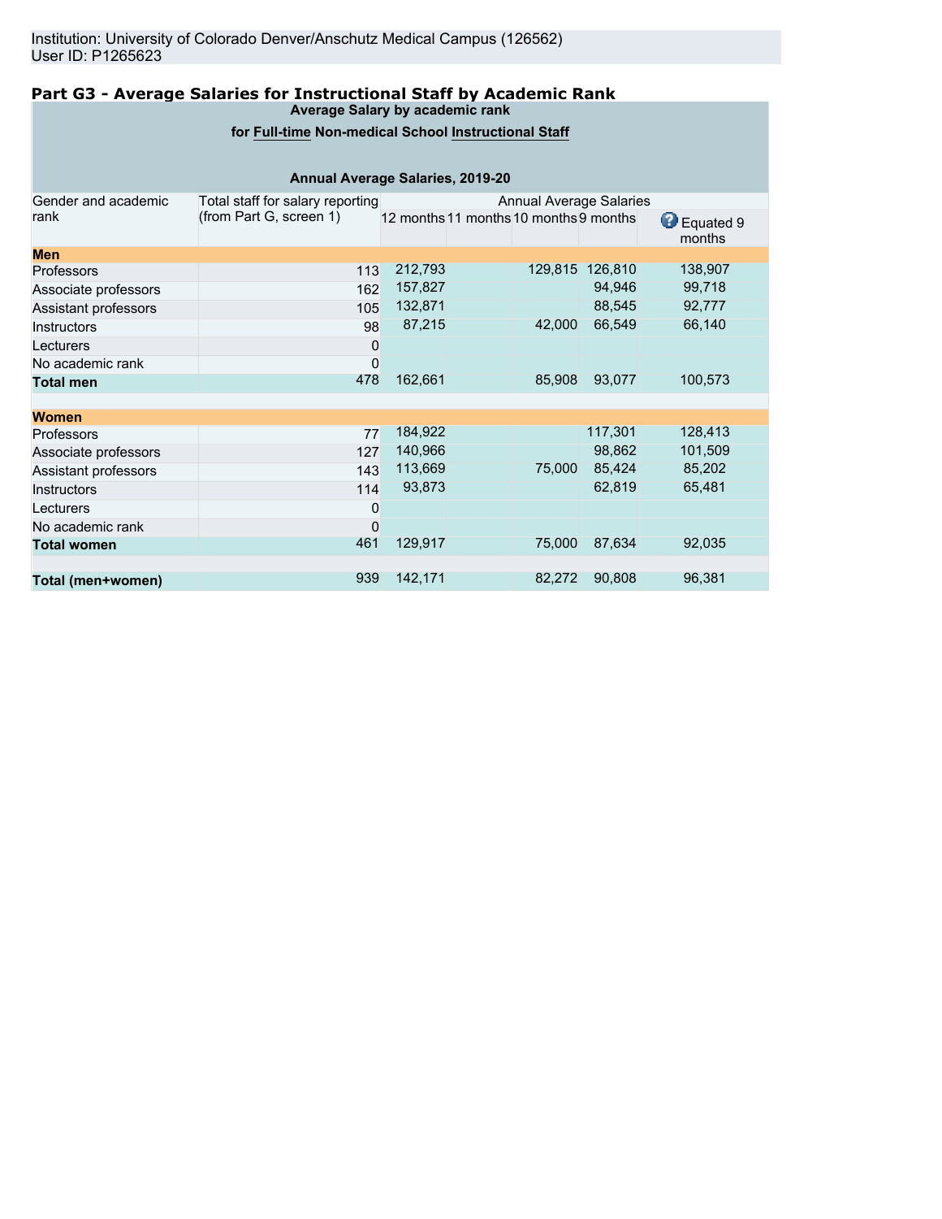Institution: University of Colorado Denver/Anschutz Medical Campus (126562)
User ID: P1265623

## Part G3 - Average Salaries for Instructional Staff by Academic Rank

**Average Salary by academic rank**

**for Full-time Non-medical School Instructional Staff**

**Annual Average Salaries, 2019-20**

| Gender and academic rank | Total staff for salary reporting (from Part G, screen 1) | Annual Average Salaries 12 months | 11 months | 10 months | 9 months | Equated 9 months |
|---|---|---|---|---|---|---|
| **Men** | | | | | | |
| Professors | 113 | 212,793 | | 129,815 | 126,810 | 138,907 |
| Associate professors | 162 | 157,827 | | | 94,946 | 99,718 |
| Assistant professors | 105 | 132,871 | | | 88,545 | 92,777 |
| Instructors | 98 | 87,215 | | 42,000 | 66,549 | 66,140 |
| Lecturers | 0 | | | | | |
| No academic rank | 0 | | | | | |
| **Total men** | 478 | 162,661 | | 85,908 | 93,077 | 100,573 |
| **Women** | | | | | | |
| Professors | 77 | 184,922 | | | 117,301 | 128,413 |
| Associate professors | 127 | 140,966 | | | 98,862 | 101,509 |
| Assistant professors | 143 | 113,669 | | 75,000 | 85,424 | 85,202 |
| Instructors | 114 | 93,873 | | | 62,819 | 65,481 |
| Lecturers | 0 | | | | | |
| No academic rank | 0 | | | | | |
| **Total women** | 461 | 129,917 | | 75,000 | 87,634 | 92,035 |
| **Total (men+women)** | 939 | 142,171 | | 82,272 | 90,808 | 96,381 |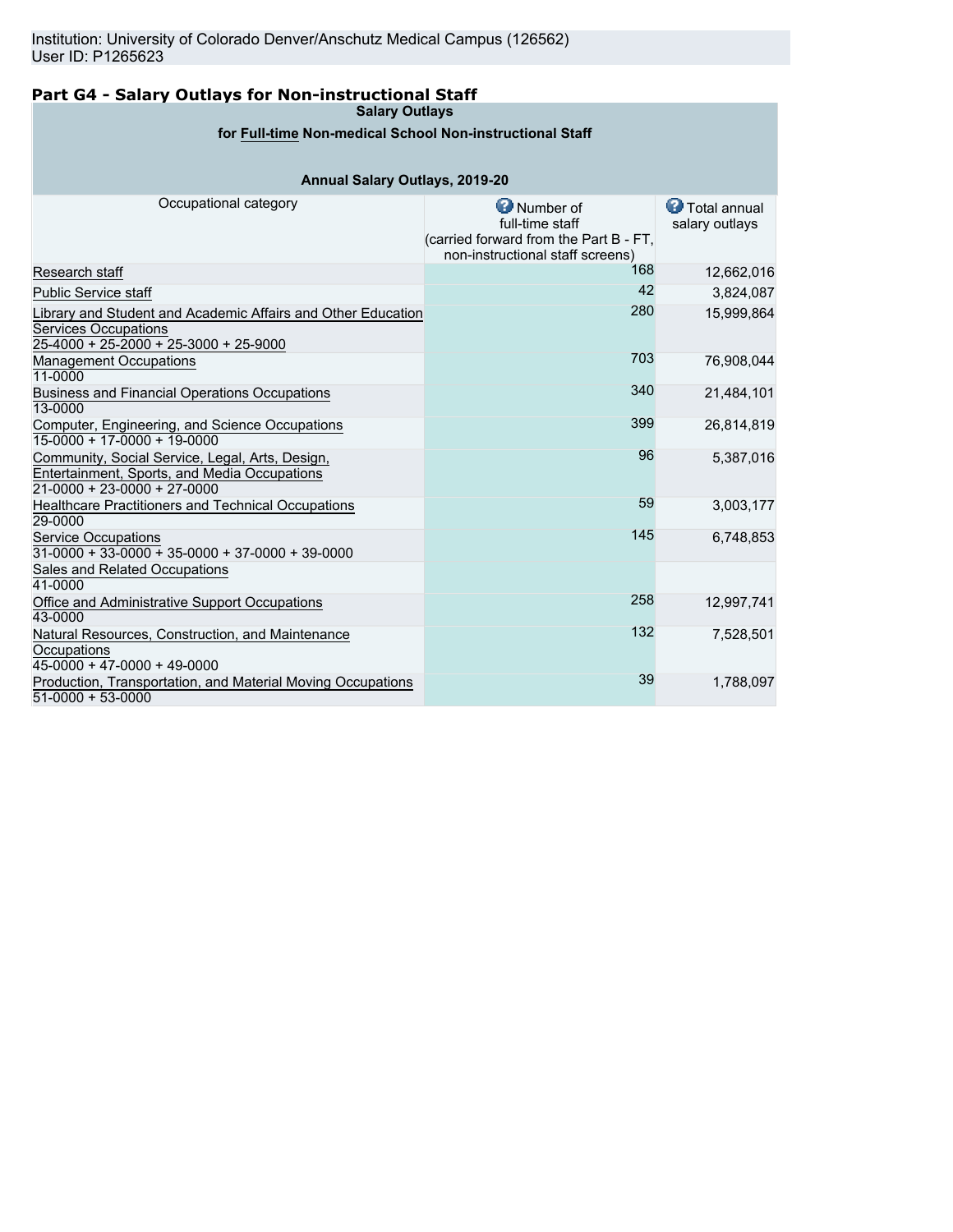Institution: University of Colorado Denver/Anschutz Medical Campus (126562)
User ID: P1265623

## Part G4 - Salary Outlays for Non-instructional Staff

**Salary Outlays**

**for Full-time Non-medical School Non-instructional Staff**

**Annual Salary Outlays, 2019-20**

| Occupational category | Number of full-time staff (carried forward from the Part B - FT, non-instructional staff screens) | Total annual salary outlays |
|---|---|---|
| Research staff | 168 | 12,662,016 |
| Public Service staff | 42 | 3,824,087 |
| Library and Student and Academic Affairs and Other Education Services Occupations 25-4000 + 25-2000 + 25-3000 + 25-9000 | 280 | 15,999,864 |
| Management Occupations 11-0000 | 703 | 76,908,044 |
| Business and Financial Operations Occupations 13-0000 | 340 | 21,484,101 |
| Computer, Engineering, and Science Occupations 15-0000 + 17-0000 + 19-0000 | 399 | 26,814,819 |
| Community, Social Service, Legal, Arts, Design, Entertainment, Sports, and Media Occupations 21-0000 + 23-0000 + 27-0000 | 96 | 5,387,016 |
| Healthcare Practitioners and Technical Occupations 29-0000 | 59 | 3,003,177 |
| Service Occupations 31-0000 + 33-0000 + 35-0000 + 37-0000 + 39-0000 | 145 | 6,748,853 |
| Sales and Related Occupations 41-0000 | | |
| Office and Administrative Support Occupations 43-0000 | 258 | 12,997,741 |
| Natural Resources, Construction, and Maintenance Occupations 45-0000 + 47-0000 + 49-0000 | 132 | 7,528,501 |
| Production, Transportation, and Material Moving Occupations 51-0000 + 53-0000 | 39 | 1,788,097 |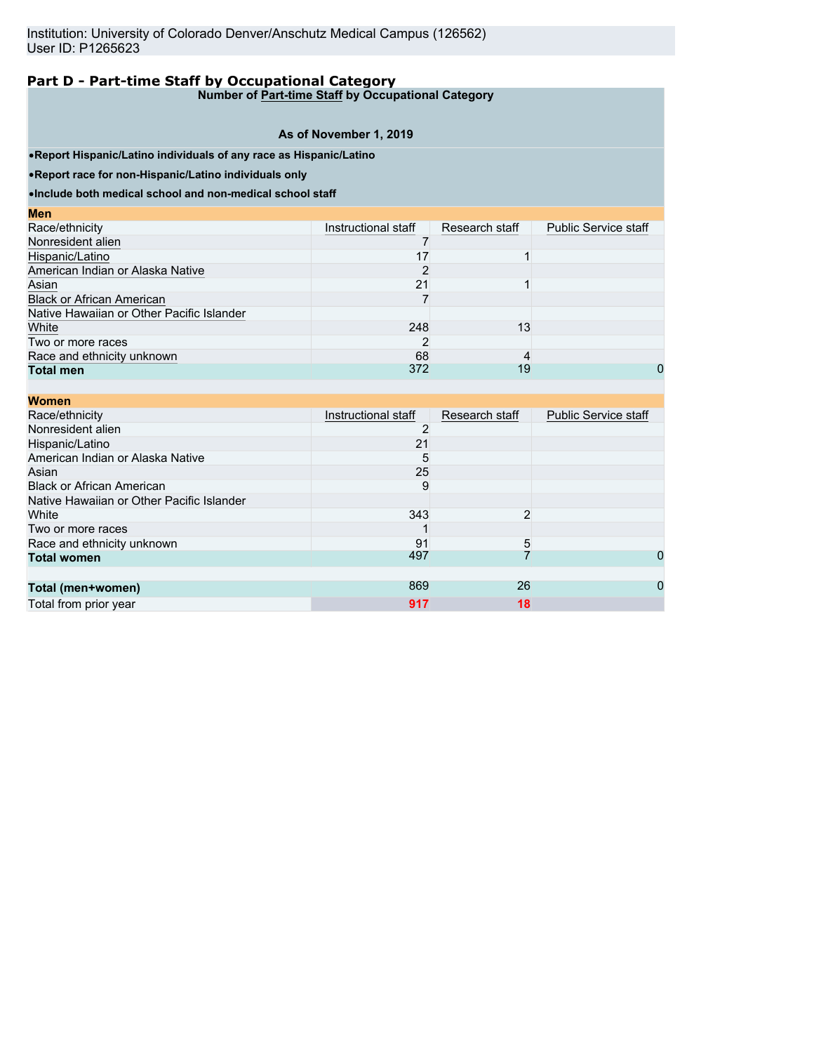Institution: University of Colorado Denver/Anschutz Medical Campus (126562)
User ID: P1265623

## Part D - Part-time Staff by Occupational Category

**Number of Part-time Staff by Occupational Category**

**As of November 1, 2019**

- **Report Hispanic/Latino individuals of any race as Hispanic/Latino**
- **Report race for non-Hispanic/Latino individuals only**
- **Include both medical school and non-medical school staff**

**Men**

| Race/ethnicity | Instructional staff | Research staff | Public Service staff |
|---|---|---|---|
| Nonresident alien | 7 | | |
| Hispanic/Latino | 17 | 1 | |
| American Indian or Alaska Native | 2 | | |
| Asian | 21 | 1 | |
| Black or African American | 7 | | |
| Native Hawaiian or Other Pacific Islander | | | |
| White | 248 | 13 | |
| Two or more races | 2 | | |
| Race and ethnicity unknown | 68 | 4 | |
| **Total men** | 372 | 19 | 0 |

**Women**

| Race/ethnicity | Instructional staff | Research staff | Public Service staff |
|---|---|---|---|
| Nonresident alien | 2 | | |
| Hispanic/Latino | 21 | | |
| American Indian or Alaska Native | 5 | | |
| Asian | 25 | | |
| Black or African American | 9 | | |
| Native Hawaiian or Other Pacific Islander | | | |
| White | 343 | 2 | |
| Two or more races | 1 | | |
| Race and ethnicity unknown | 91 | 5 | |
| **Total women** | 497 | 7 | 0 |

| | Instructional staff | Research staff | Public Service staff |
|---|---|---|---|
| **Total (men+women)** | 869 | 26 | 0 |
| Total from prior year | 917 | 18 | |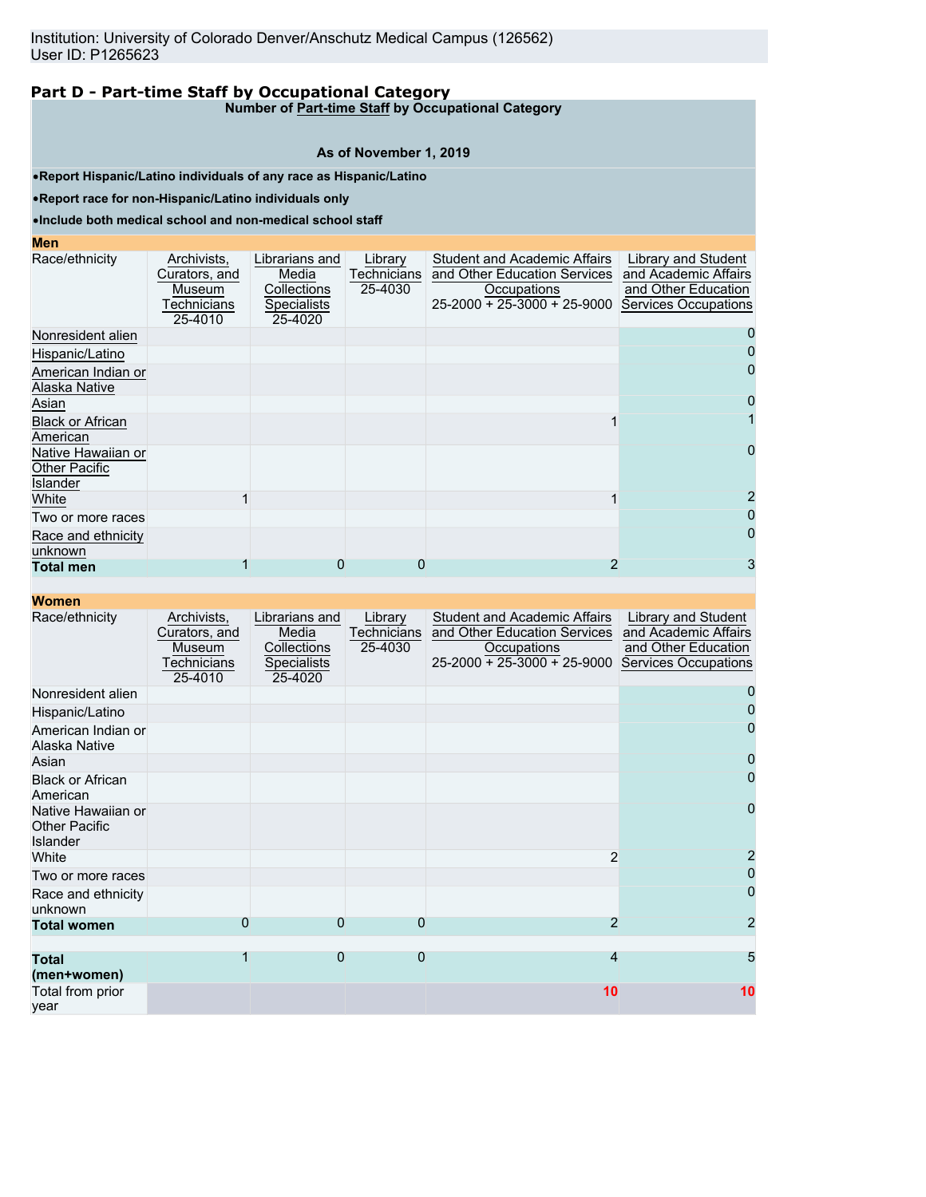Institution: University of Colorado Denver/Anschutz Medical Campus (126562)
User ID: P1265623

## Part D - Part-time Staff by Occupational Category

**Number of Part-time Staff by Occupational Category**

**As of November 1, 2019**

- **Report Hispanic/Latino individuals of any race as Hispanic/Latino**
- **Report race for non-Hispanic/Latino individuals only**
- **Include both medical school and non-medical school staff**

**Men**

| Race/ethnicity | Archivists, Curators, and Museum Technicians 25-4010 | Librarians and Media Collections Specialists 25-4020 | Library Technicians 25-4030 | Student and Academic Affairs and Other Education Services Occupations 25-2000 + 25-3000 + 25-9000 | Library and Student and Academic Affairs and Other Education Services Occupations |
|---|---|---|---|---|---|
| Nonresident alien | | | | | 0 |
| Hispanic/Latino | | | | | 0 |
| American Indian or Alaska Native | | | | | 0 |
| Asian | | | | | 0 |
| Black or African American | | | | 1 | 1 |
| Native Hawaiian or Other Pacific Islander | | | | | 0 |
| White | 1 | | | 1 | 2 |
| Two or more races | | | | | 0 |
| Race and ethnicity unknown | | | | | 0 |
| **Total men** | 1 | 0 | 0 | 2 | 3 |

**Women**

| Race/ethnicity | Archivists, Curators, and Museum Technicians 25-4010 | Librarians and Media Collections Specialists 25-4020 | Library Technicians 25-4030 | Student and Academic Affairs and Other Education Services Occupations 25-2000 + 25-3000 + 25-9000 | Library and Student and Academic Affairs and Other Education Services Occupations |
|---|---|---|---|---|---|
| Nonresident alien | | | | | 0 |
| Hispanic/Latino | | | | | 0 |
| American Indian or Alaska Native | | | | | 0 |
| Asian | | | | | 0 |
| Black or African American | | | | | 0 |
| Native Hawaiian or Other Pacific Islander | | | | | 0 |
| White | | | | 2 | 2 |
| Two or more races | | | | | 0 |
| Race and ethnicity unknown | | | | | 0 |
| **Total women** | 0 | 0 | 0 | 2 | 2 |
| **Total (men+women)** | 1 | 0 | 0 | 4 | 5 |
| Total from prior year | | | | 10 | 10 |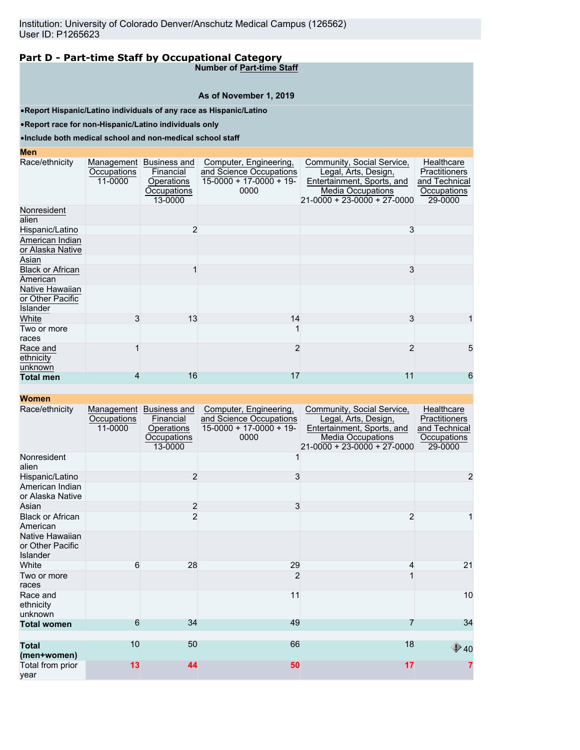Institution: University of Colorado Denver/Anschutz Medical Campus (126562)
User ID: P1265623

## Part D - Part-time Staff by Occupational Category

**Number of Part-time Staff**

**As of November 1, 2019**

- **Report Hispanic/Latino individuals of any race as Hispanic/Latino**
- **Report race for non-Hispanic/Latino individuals only**
- **Include both medical school and non-medical school staff**

| **Men** | | | | | |
|---|---|---|---|---|---|
| Race/ethnicity | Management Occupations 11-0000 | Business and Financial Operations Occupations 13-0000 | Computer, Engineering, and Science Occupations 15-0000 + 17-0000 + 19-0000 | Community, Social Service, Legal, Arts, Design, Entertainment, Sports, and Media Occupations 21-0000 + 23-0000 + 27-0000 | Healthcare Practitioners and Technical Occupations 29-0000 |
| Nonresident alien | | | | | |
| Hispanic/Latino | | 2 | | 3 | |
| American Indian or Alaska Native | | | | | |
| Asian | | | | | |
| Black or African American | | 1 | | 3 | |
| Native Hawaiian or Other Pacific Islander | | | | | |
| White | 3 | 13 | 14 | 3 | 1 |
| Two or more races | | | 1 | | |
| Race and ethnicity unknown | 1 | | 2 | 2 | 5 |
| **Total men** | 4 | 16 | 17 | 11 | 6 |
| **Women** | | | | | |
| Race/ethnicity | Management Occupations 11-0000 | Business and Financial Operations Occupations 13-0000 | Computer, Engineering, and Science Occupations 15-0000 + 17-0000 + 19-0000 | Community, Social Service, Legal, Arts, Design, Entertainment, Sports, and Media Occupations 21-0000 + 23-0000 + 27-0000 | Healthcare Practitioners and Technical Occupations 29-0000 |
| Nonresident alien | | | 1 | | |
| Hispanic/Latino | | 2 | 3 | | 2 |
| American Indian or Alaska Native | | | | | |
| Asian | | 2 | 3 | | |
| Black or African American | | 2 | | 2 | 1 |
| Native Hawaiian or Other Pacific Islander | | | | | |
| White | 6 | 28 | 29 | 4 | 21 |
| Two or more races | | | 2 | 1 | |
| Race and ethnicity unknown | | | 11 | | 10 |
| **Total women** | 6 | 34 | 49 | 7 | 34 |
| **Total (men+women)** | 10 | 50 | 66 | 18 | 40 |
| Total from prior year | 13 | 44 | 50 | 17 | 7 |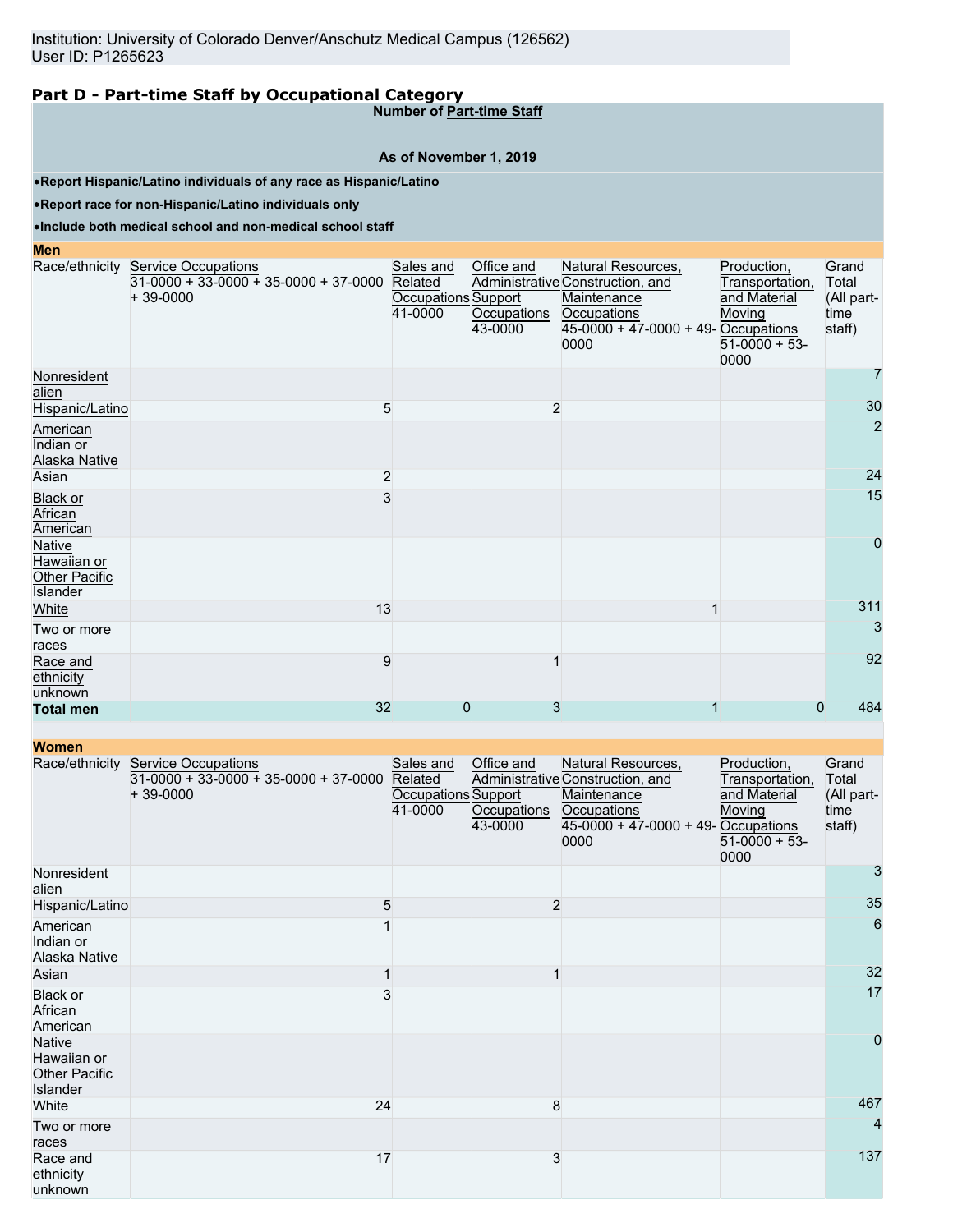Institution: University of Colorado Denver/Anschutz Medical Campus (126562)
User ID: P1265623

## Part D - Part-time Staff by Occupational Category

**Number of Part-time Staff**

**As of November 1, 2019**

- **Report Hispanic/Latino individuals of any race as Hispanic/Latino**
- **Report race for non-Hispanic/Latino individuals only**
- **Include both medical school and non-medical school staff**

**Men**

| Race/ethnicity | Service Occupations 31-0000 + 33-0000 + 35-0000 + 37-0000 + 39-0000 | Sales and Related Occupations 41-0000 | Office and Administrative Support Occupations 43-0000 | Natural Resources, Construction, and Maintenance Occupations 45-0000 + 47-0000 + 49-0000 | Production, Transportation, and Material Moving Occupations 51-0000 + 53-0000 | Grand Total (All part-time staff) |
|---|---|---|---|---|---|---|
| Nonresident alien | | | | | | 7 |
| Hispanic/Latino | 5 | | 2 | | | 30 |
| American Indian or Alaska Native | | | | | | 2 |
| Asian | 2 | | | | | 24 |
| Black or African American | 3 | | | | | 15 |
| Native Hawaiian or Other Pacific Islander | | | | | | 0 |
| White | 13 | | | 1 | | 311 |
| Two or more races | | | | | | 3 |
| Race and ethnicity unknown | 9 | | 1 | | | 92 |
| **Total men** | 32 | 0 | 3 | 1 | 0 | 484 |

**Women**

| Race/ethnicity | Service Occupations 31-0000 + 33-0000 + 35-0000 + 37-0000 + 39-0000 | Sales and Related Occupations 41-0000 | Office and Administrative Support Occupations 43-0000 | Natural Resources, Construction, and Maintenance Occupations 45-0000 + 47-0000 + 49-0000 | Production, Transportation, and Material Moving Occupations 51-0000 + 53-0000 | Grand Total (All part-time staff) |
|---|---|---|---|---|---|---|
| Nonresident alien | | | | | | 3 |
| Hispanic/Latino | 5 | | 2 | | | 35 |
| American Indian or Alaska Native | 1 | | | | | 6 |
| Asian | 1 | | 1 | | | 32 |
| Black or African American | 3 | | | | | 17 |
| Native Hawaiian or Other Pacific Islander | | | | | | 0 |
| White | 24 | | 8 | | | 467 |
| Two or more races | | | | | | 4 |
| Race and ethnicity unknown | 17 | | 3 | | | 137 |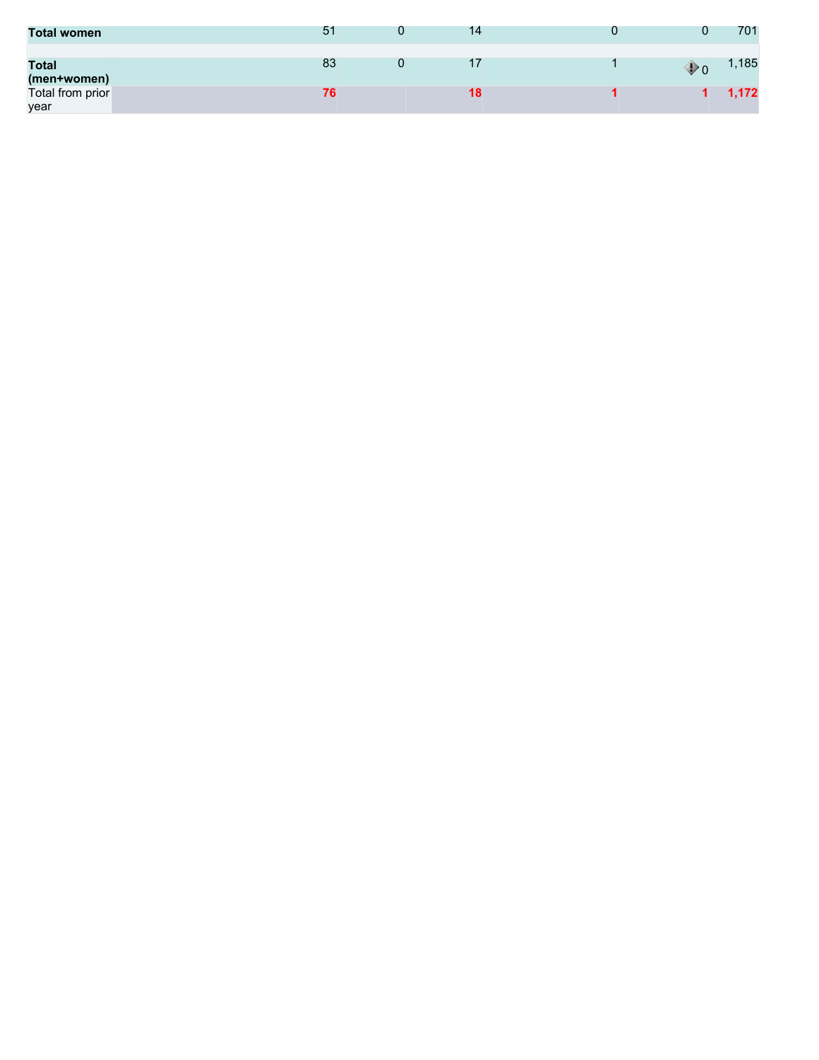| | | | | | | |
|---|---|---|---|---|---|---|
| **Total women** | 51 | 0 | 14 | 0 | 0 | 701 |
| | | | | | | |
| **Total (men+women)** | 83 | 0 | 17 | 1 | 0 | 1,185 |
| Total from prior year | **76** | | **18** | **1** | **1** | **1,172** |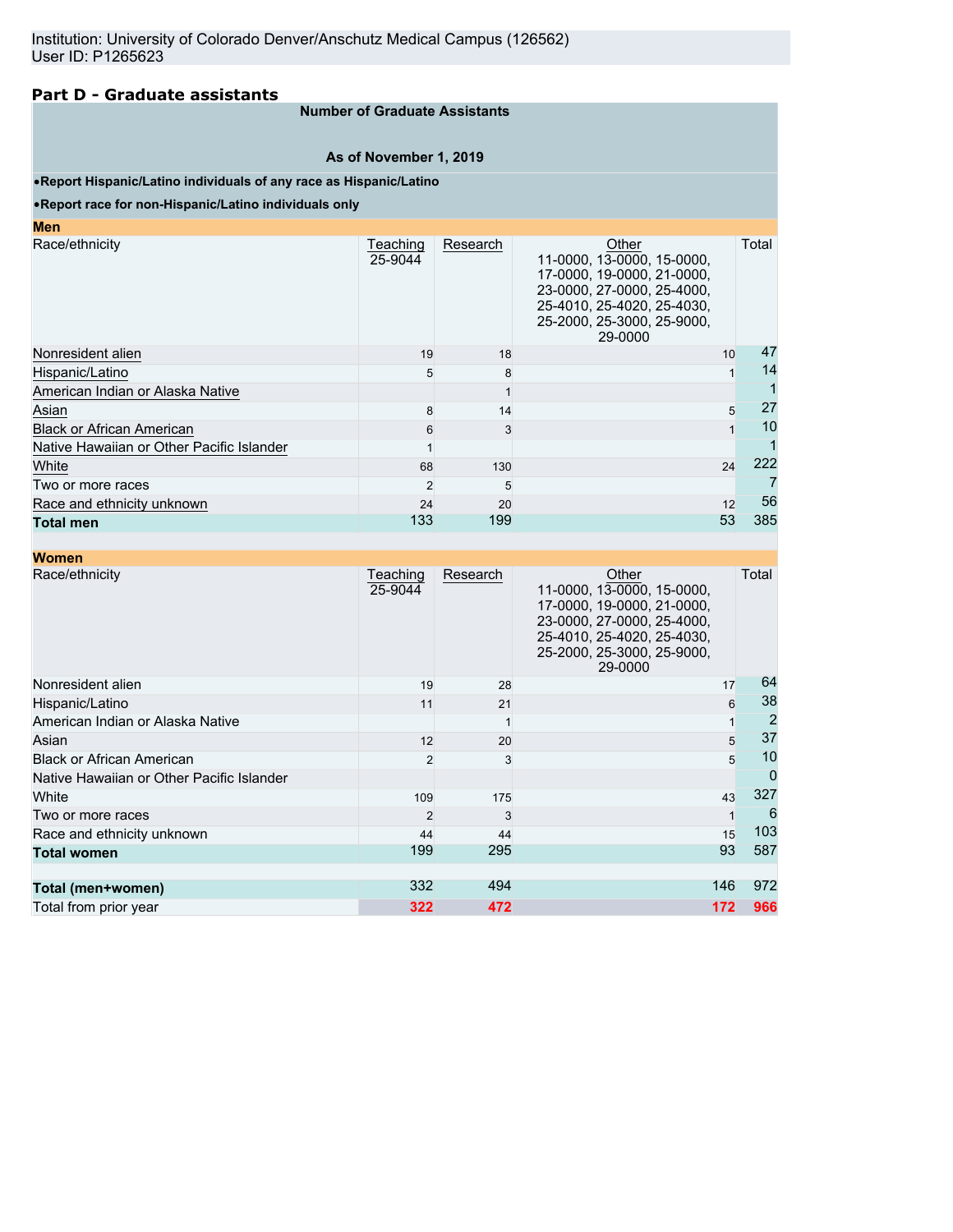Institution: University of Colorado Denver/Anschutz Medical Campus (126562)
User ID: P1265623

## Part D - Graduate assistants

**Number of Graduate Assistants**

**As of November 1, 2019**

- **Report Hispanic/Latino individuals of any race as Hispanic/Latino**
- **Report race for non-Hispanic/Latino individuals only**

**Men**

| Race/ethnicity | Teaching 25-9044 | Research | Other 11-0000, 13-0000, 15-0000, 17-0000, 19-0000, 21-0000, 23-0000, 27-0000, 25-4000, 25-4010, 25-4020, 25-4030, 25-2000, 25-3000, 25-9000, 29-0000 | Total |
|---|---|---|---|---|
| Nonresident alien | 19 | 18 | 10 | 47 |
| Hispanic/Latino | 5 | 8 | 1 | 14 |
| American Indian or Alaska Native | | 1 | | 1 |
| Asian | 8 | 14 | 5 | 27 |
| Black or African American | 6 | 3 | 1 | 10 |
| Native Hawaiian or Other Pacific Islander | 1 | | | 1 |
| White | 68 | 130 | 24 | 222 |
| Two or more races | 2 | 5 | | 7 |
| Race and ethnicity unknown | 24 | 20 | 12 | 56 |
| **Total men** | 133 | 199 | 53 | 385 |

**Women**

| Race/ethnicity | Teaching 25-9044 | Research | Other 11-0000, 13-0000, 15-0000, 17-0000, 19-0000, 21-0000, 23-0000, 27-0000, 25-4000, 25-4010, 25-4020, 25-4030, 25-2000, 25-3000, 25-9000, 29-0000 | Total |
|---|---|---|---|---|
| Nonresident alien | 19 | 28 | 17 | 64 |
| Hispanic/Latino | 11 | 21 | 6 | 38 |
| American Indian or Alaska Native | | 1 | 1 | 2 |
| Asian | 12 | 20 | 5 | 37 |
| Black or African American | 2 | 3 | 5 | 10 |
| Native Hawaiian or Other Pacific Islander | | | | 0 |
| White | 109 | 175 | 43 | 327 |
| Two or more races | 2 | 3 | 1 | 6 |
| Race and ethnicity unknown | 44 | 44 | 15 | 103 |
| **Total women** | 199 | 295 | 93 | 587 |
| | | | | |
| **Total (men+women)** | 332 | 494 | 146 | 972 |
| Total from prior year | 322 | 472 | 172 | 966 |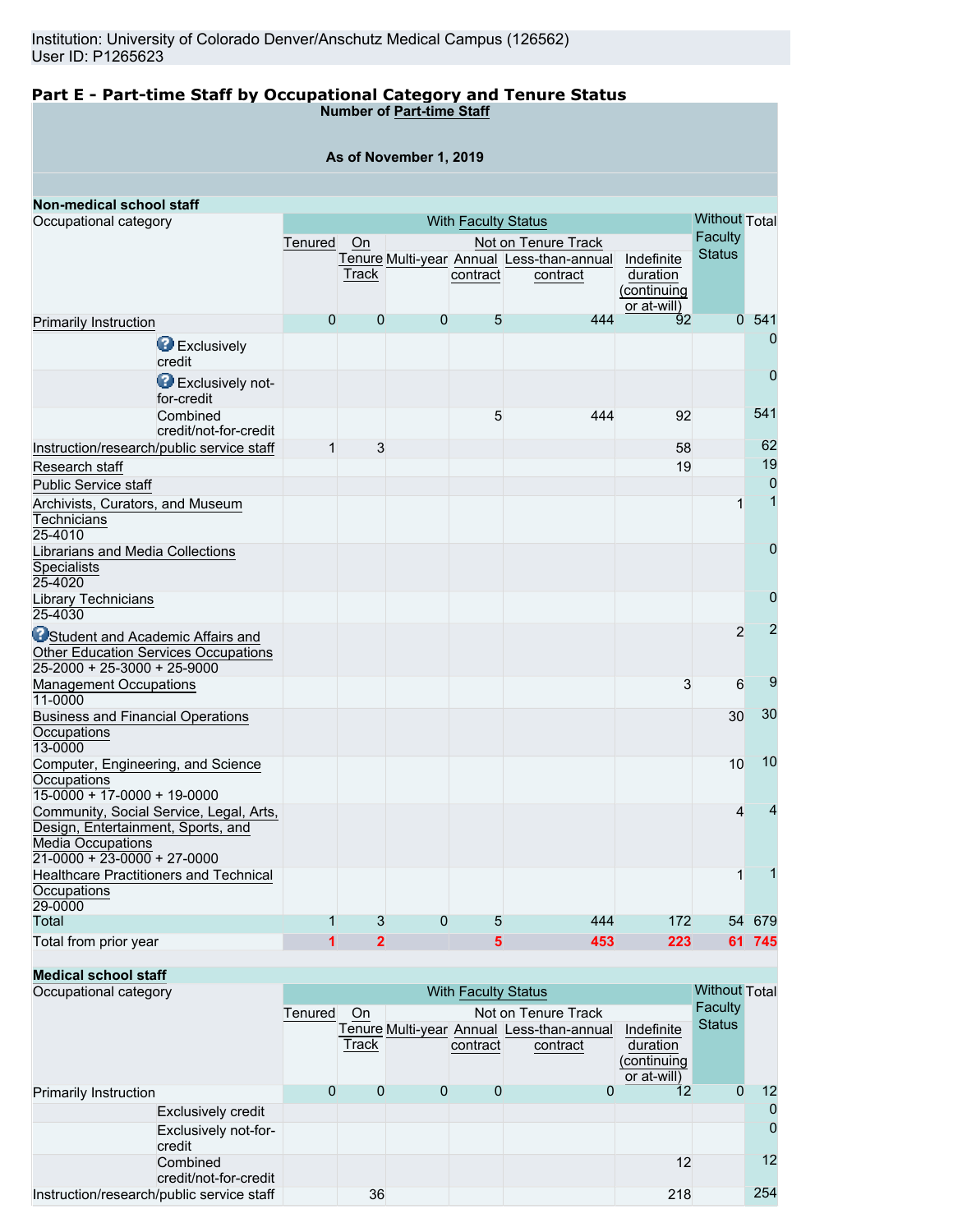Institution: University of Colorado Denver/Anschutz Medical Campus (126562)
User ID: P1265623

## Part E - Part-time Staff by Occupational Category and Tenure Status

**Number of Part-time Staff**

**As of November 1, 2019**

**Non-medical school staff**

| Occupational category | With Faculty Status | | | | | | Without Faculty Status | Total |
|---|---|---|---|---|---|---|---|---|
| | Tenured | On Tenure Track | Not on Tenure Track | | | | | |
| | | | Multi-year | Annual contract | Less-than-annual contract | Indefinite duration (continuing or at-will) | | |
| Primarily Instruction | 0 | 0 | 0 | 5 | 444 | 92 | 0 | 541 |
| Exclusively credit | | | | | | | | 0 |
| Exclusively not-for-credit | | | | | | | | 0 |
| Combined credit/not-for-credit | | | | 5 | 444 | 92 | | 541 |
| Instruction/research/public service staff | 1 | 3 | | | | 58 | | 62 |
| Research staff | | | | | | 19 | | 19 |
| Public Service staff | | | | | | | | 0 |
| Archivists, Curators, and Museum Technicians 25-4010 | | | | | | | 1 | 1 |
| Librarians and Media Collections Specialists 25-4020 | | | | | | | | 0 |
| Library Technicians 25-4030 | | | | | | | | 0 |
| Student and Academic Affairs and Other Education Services Occupations 25-2000 + 25-3000 + 25-9000 | | | | | | | 2 | 2 |
| Management Occupations 11-0000 | | | | | | 3 | 6 | 9 |
| Business and Financial Operations Occupations 13-0000 | | | | | | | 30 | 30 |
| Computer, Engineering, and Science Occupations 15-0000 + 17-0000 + 19-0000 | | | | | | | 10 | 10 |
| Community, Social Service, Legal, Arts, Design, Entertainment, Sports, and Media Occupations 21-0000 + 23-0000 + 27-0000 | | | | | | | 4 | 4 |
| Healthcare Practitioners and Technical Occupations 29-0000 | | | | | | | 1 | 1 |
| Total | 1 | 3 | 0 | 5 | 444 | 172 | 54 | 679 |
| Total from prior year | 1 | 2 | | 5 | 453 | 223 | 61 | 745 |

**Medical school staff**

| Occupational category | With Faculty Status | | | | | | Without Faculty Status | Total |
|---|---|---|---|---|---|---|---|---|
| | Tenured | On Tenure Track | Not on Tenure Track | | | | | |
| | | | Multi-year | Annual contract | Less-than-annual contract | Indefinite duration (continuing or at-will) | | |
| Primarily Instruction | 0 | 0 | 0 | 0 | 0 | 12 | 0 | 12 |
| Exclusively credit | | | | | | | | 0 |
| Exclusively not-for-credit | | | | | | | | 0 |
| Combined credit/not-for-credit | | | | | | 12 | | 12 |
| Instruction/research/public service staff | | 36 | | | | 218 | | 254 |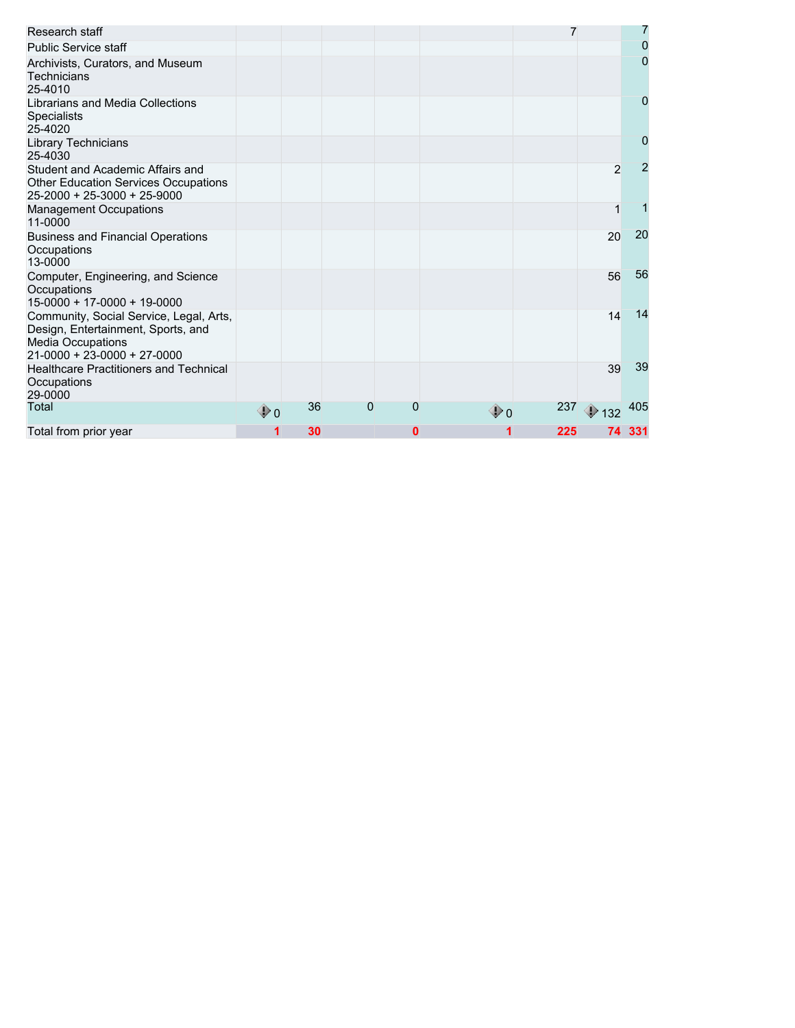| | | | | | | | | |
|---|---|---|---|---|---|---|---|---|
| Research staff | | | | | | 7 | | 7 |
| Public Service staff | | | | | | | | 0 |
| Archivists, Curators, and Museum Technicians 25-4010 | | | | | | | | 0 |
| Librarians and Media Collections Specialists 25-4020 | | | | | | | | 0 |
| Library Technicians 25-4030 | | | | | | | | 0 |
| Student and Academic Affairs and Other Education Services Occupations 25-2000 + 25-3000 + 25-9000 | | | | | | | 2 | 2 |
| Management Occupations 11-0000 | | | | | | | 1 | 1 |
| Business and Financial Operations Occupations 13-0000 | | | | | | | 20 | 20 |
| Computer, Engineering, and Science Occupations 15-0000 + 17-0000 + 19-0000 | | | | | | | 56 | 56 |
| Community, Social Service, Legal, Arts, Design, Entertainment, Sports, and Media Occupations 21-0000 + 23-0000 + 27-0000 | | | | | | | 14 | 14 |
| Healthcare Practitioners and Technical Occupations 29-0000 | | | | | | | 39 | 39 |
| Total | 0 | 36 | 0 | 0 | 0 | 237 | 132 | 405 |
| Total from prior year | **1** | **30** | | **0** | **1** | **225** | **74** | **331** |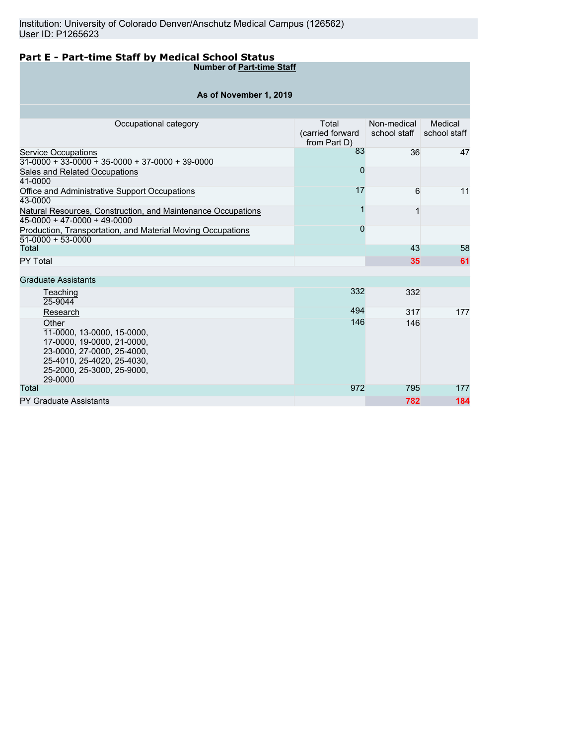Institution: University of Colorado Denver/Anschutz Medical Campus (126562)
User ID: P1265623

## Part E - Part-time Staff by Medical School Status

**Number of Part-time Staff**

**As of November 1, 2019**

| Occupational category | Total (carried forward from Part D) | Non-medical school staff | Medical school staff |
|---|---|---|---|
| Service Occupations<br>31-0000 + 33-0000 + 35-0000 + 37-0000 + 39-0000 | 83 | 36 | 47 |
| Sales and Related Occupations<br>41-0000 | 0 | | |
| Office and Administrative Support Occupations<br>43-0000 | 17 | 6 | 11 |
| Natural Resources, Construction, and Maintenance Occupations<br>45-0000 + 47-0000 + 49-0000 | 1 | 1 | |
| Production, Transportation, and Material Moving Occupations<br>51-0000 + 53-0000 | 0 | | |
| Total | | 43 | 58 |
| PY Total | | 35 | 61 |
| Graduate Assistants | | | |
| Teaching<br>25-9044 | 332 | 332 | |
| Research | 494 | 317 | 177 |
| Other<br>11-0000, 13-0000, 15-0000, 17-0000, 19-0000, 21-0000, 23-0000, 27-0000, 25-4000, 25-4010, 25-4020, 25-4030, 25-2000, 25-3000, 25-9000, 29-0000 | 146 | 146 | |
| Total | 972 | 795 | 177 |
| PY Graduate Assistants | | 782 | 184 |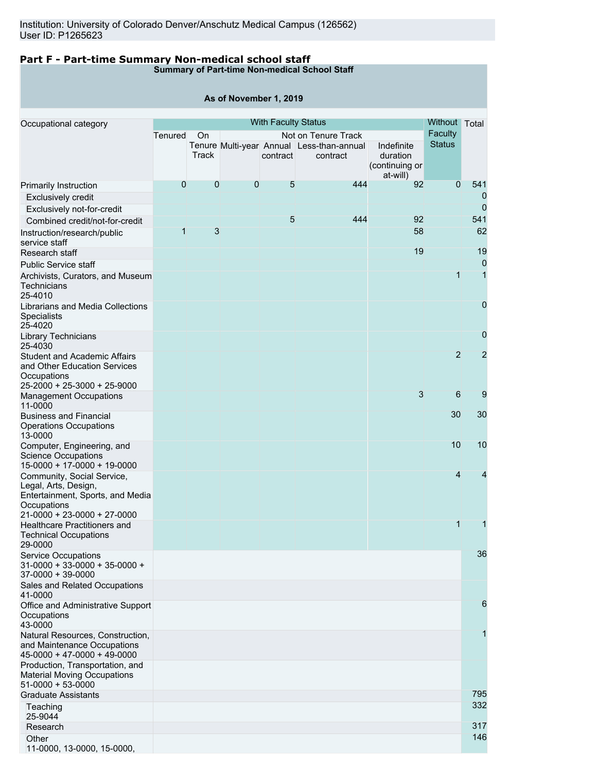Institution: University of Colorado Denver/Anschutz Medical Campus (126562)
User ID: P1265623

## Part F - Part-time Summary Non-medical school staff

**Summary of Part-time Non-medical School Staff**

**As of November 1, 2019**

| Occupational category | With Faculty Status | | | | | | Without Faculty Status | Total |
|---|---|---|---|---|---|---|---|---|
| | Tenured | On Tenure Track | Not on Tenure Track | | | | | |
| | | | Multi-year | Annual contract | Less-than-annual contract | Indefinite duration (continuing or at-will) | | |
| Primarily Instruction | 0 | 0 | 0 | 5 | 444 | 92 | 0 | 541 |
| Exclusively credit | | | | | | | | 0 |
| Exclusively not-for-credit | | | | | | | | 0 |
| Combined credit/not-for-credit | | | | 5 | 444 | 92 | | 541 |
| Instruction/research/public service staff | 1 | 3 | | | | 58 | | 62 |
| Research staff | | | | | | 19 | | 19 |
| Public Service staff | | | | | | | | 0 |
| Archivists, Curators, and Museum Technicians 25-4010 | | | | | | | 1 | 1 |
| Librarians and Media Collections Specialists 25-4020 | | | | | | | | 0 |
| Library Technicians 25-4030 | | | | | | | | 0 |
| Student and Academic Affairs and Other Education Services Occupations 25-2000 + 25-3000 + 25-9000 | | | | | | | 2 | 2 |
| Management Occupations 11-0000 | | | | | | 3 | 6 | 9 |
| Business and Financial Operations Occupations 13-0000 | | | | | | | 30 | 30 |
| Computer, Engineering, and Science Occupations 15-0000 + 17-0000 + 19-0000 | | | | | | | 10 | 10 |
| Community, Social Service, Legal, Arts, Design, Entertainment, Sports, and Media Occupations 21-0000 + 23-0000 + 27-0000 | | | | | | | 4 | 4 |
| Healthcare Practitioners and Technical Occupations 29-0000 | | | | | | | 1 | 1 |
| Service Occupations 31-0000 + 33-0000 + 35-0000 + 37-0000 + 39-0000 | | | | | | | | 36 |
| Sales and Related Occupations 41-0000 | | | | | | | | |
| Office and Administrative Support Occupations 43-0000 | | | | | | | | 6 |
| Natural Resources, Construction, and Maintenance Occupations 45-0000 + 47-0000 + 49-0000 | | | | | | | | 1 |
| Production, Transportation, and Material Moving Occupations 51-0000 + 53-0000 | | | | | | | | |
| Graduate Assistants | | | | | | | | 795 |
| Teaching 25-9044 | | | | | | | | 332 |
| Research | | | | | | | | 317 |
| Other 11-0000, 13-0000, 15-0000, | | | | | | | | 146 |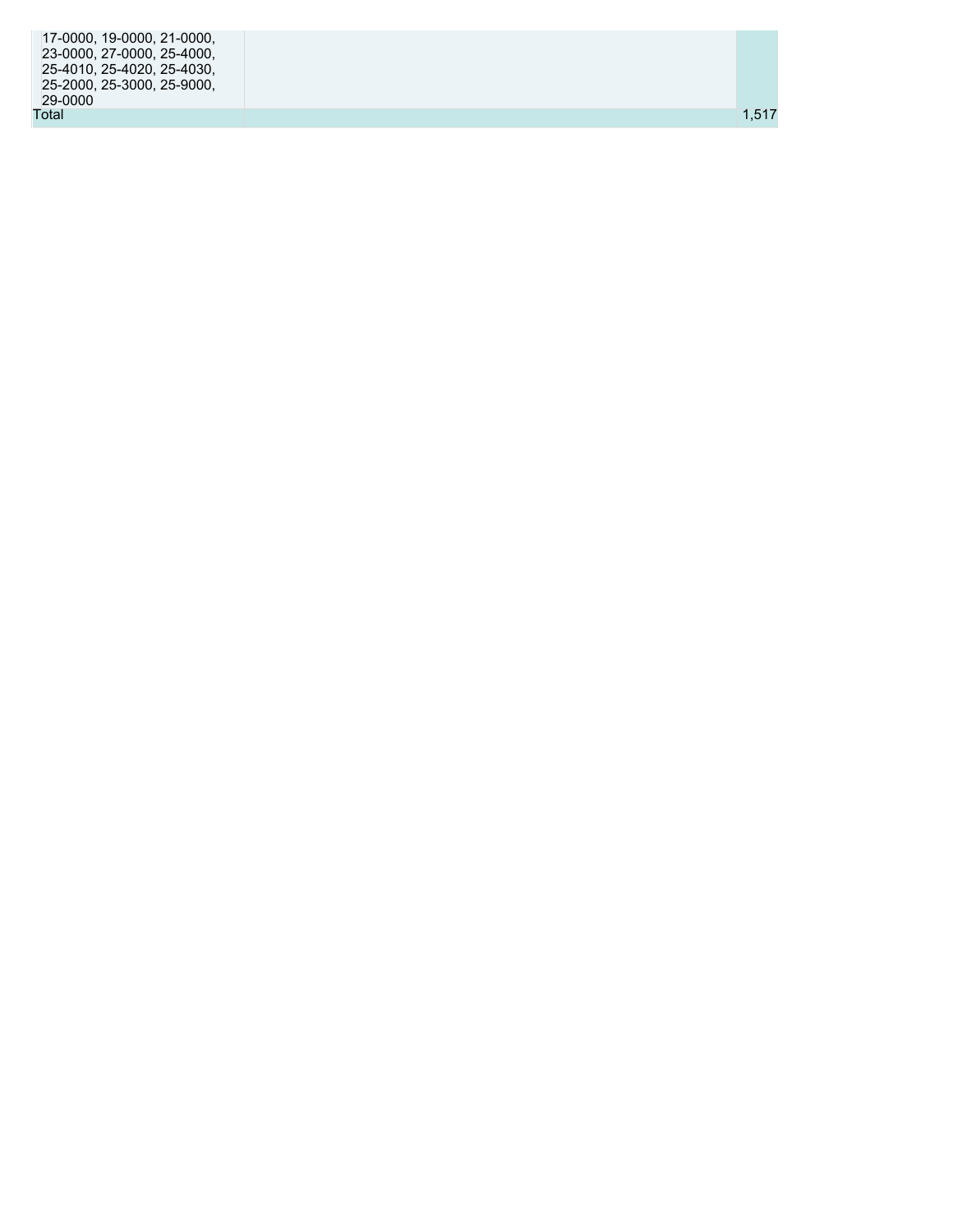| | | |
|---|---|---|
| 17-0000, 19-0000, 21-0000, 23-0000, 27-0000, 25-4000, 25-4010, 25-4020, 25-4030, 25-2000, 25-3000, 25-9000, 29-0000 | | |
| Total | | 1,517 |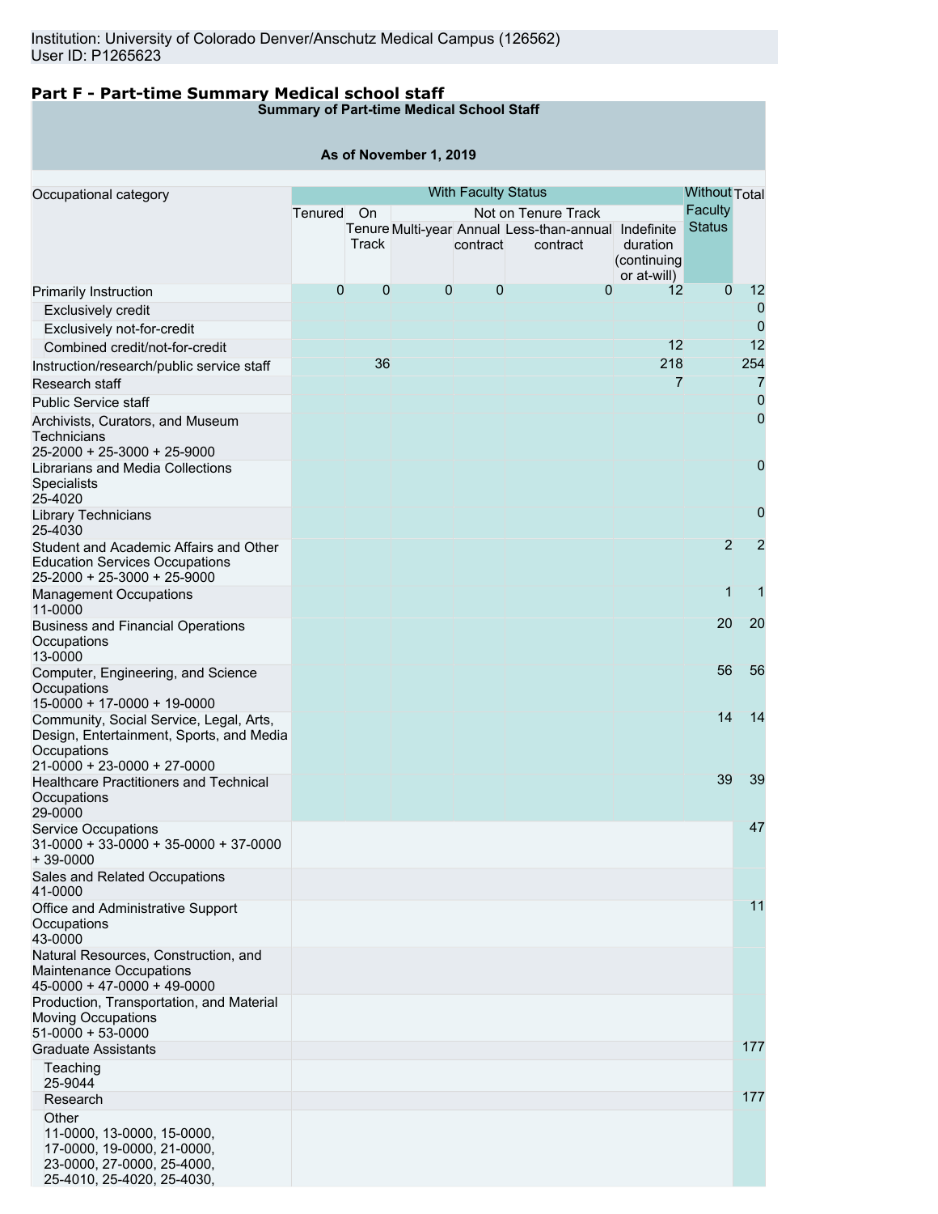Institution: University of Colorado Denver/Anschutz Medical Campus (126562)
User ID: P1265623

## Part F - Part-time Summary Medical school staff

**Summary of Part-time Medical School Staff**

**As of November 1, 2019**

| Occupational category | With Faculty Status | | | | | | Without Faculty Status | Total |
|---|---|---|---|---|---|---|---|---|
| | Tenured | On Tenure Track | Not on Tenure Track | | | | | |
| | | | Multi-year | Annual contract | Less-than-annual contract | Indefinite duration (continuing or at-will) | | |
| Primarily Instruction | 0 | 0 | 0 | 0 | 0 | 12 | 0 | 12 |
| Exclusively credit | | | | | | | | 0 |
| Exclusively not-for-credit | | | | | | | | 0 |
| Combined credit/not-for-credit | | | | | | 12 | | 12 |
| Instruction/research/public service staff | | 36 | | | | 218 | | 254 |
| Research staff | | | | | | 7 | | 7 |
| Public Service staff | | | | | | | | 0 |
| Archivists, Curators, and Museum Technicians 25-2000 + 25-3000 + 25-9000 | | | | | | | | 0 |
| Librarians and Media Collections Specialists 25-4020 | | | | | | | | 0 |
| Library Technicians 25-4030 | | | | | | | | 0 |
| Student and Academic Affairs and Other Education Services Occupations 25-2000 + 25-3000 + 25-9000 | | | | | | | 2 | 2 |
| Management Occupations 11-0000 | | | | | | | 1 | 1 |
| Business and Financial Operations Occupations 13-0000 | | | | | | | 20 | 20 |
| Computer, Engineering, and Science Occupations 15-0000 + 17-0000 + 19-0000 | | | | | | | 56 | 56 |
| Community, Social Service, Legal, Arts, Design, Entertainment, Sports, and Media Occupations 21-0000 + 23-0000 + 27-0000 | | | | | | | 14 | 14 |
| Healthcare Practitioners and Technical Occupations 29-0000 | | | | | | | 39 | 39 |
| Service Occupations 31-0000 + 33-0000 + 35-0000 + 37-0000 + 39-0000 | | | | | | | | 47 |
| Sales and Related Occupations 41-0000 | | | | | | | | |
| Office and Administrative Support Occupations 43-0000 | | | | | | | | 11 |
| Natural Resources, Construction, and Maintenance Occupations 45-0000 + 47-0000 + 49-0000 | | | | | | | | |
| Production, Transportation, and Material Moving Occupations 51-0000 + 53-0000 | | | | | | | | |
| Graduate Assistants | | | | | | | | 177 |
| Teaching 25-9044 | | | | | | | | |
| Research | | | | | | | | 177 |
| Other 11-0000, 13-0000, 15-0000, 17-0000, 19-0000, 21-0000, 23-0000, 27-0000, 25-4000, 25-4010, 25-4020, 25-4030, | | | | | | | | |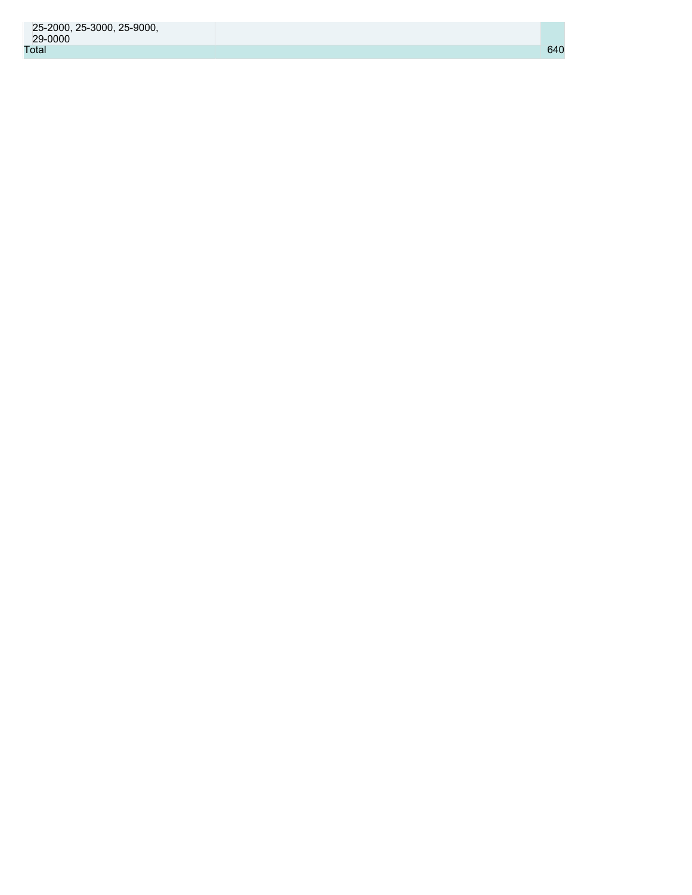| | | |
|---|---|---|
| 25-2000, 25-3000, 25-9000, 29-0000 | | |
| Total | | 640 |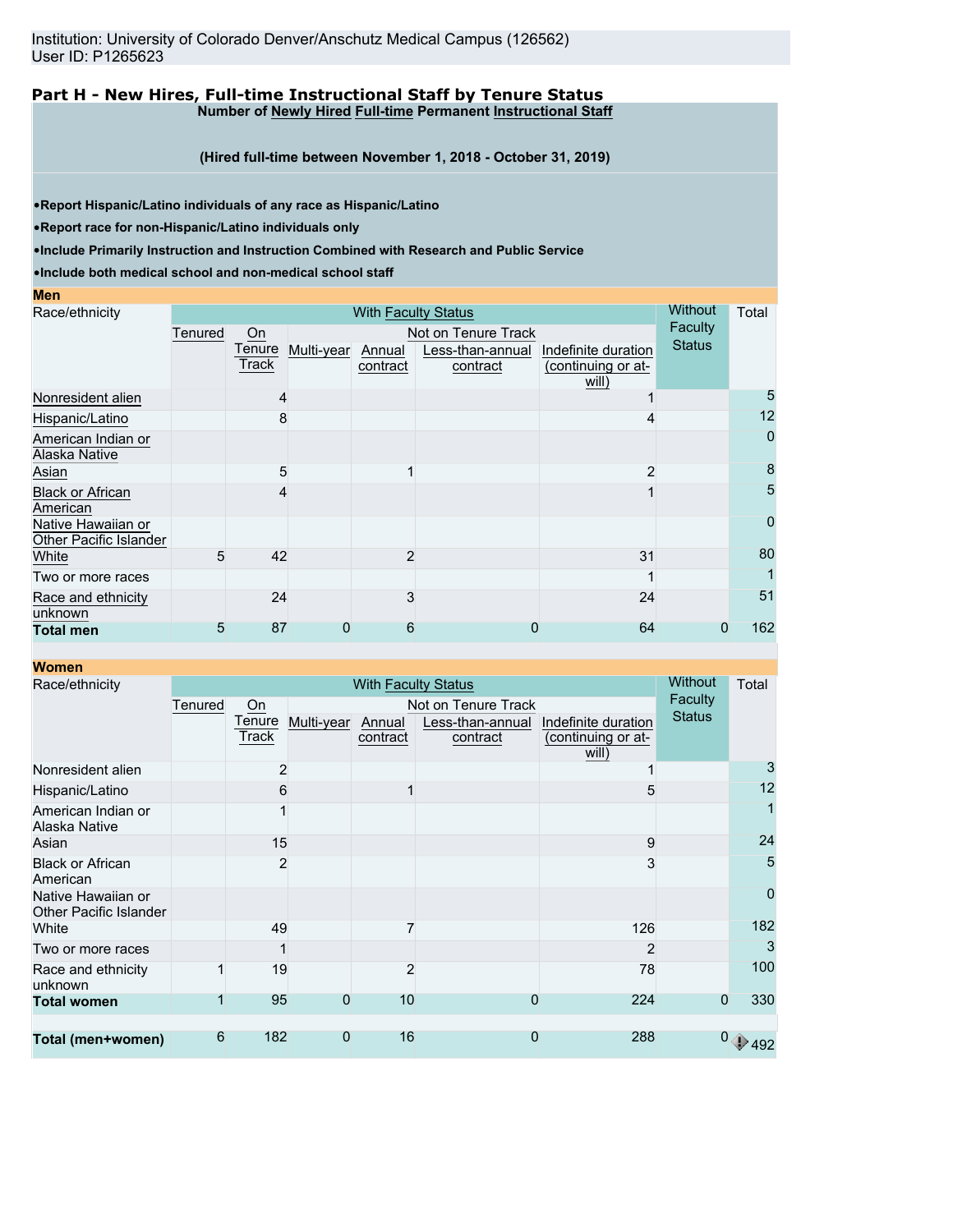Institution: University of Colorado Denver/Anschutz Medical Campus (126562)
User ID: P1265623

## Part H - New Hires, Full-time Instructional Staff by Tenure Status

**Number of Newly Hired Full-time Permanent Instructional Staff**

**(Hired full-time between November 1, 2018 - October 31, 2019)**

- **Report Hispanic/Latino individuals of any race as Hispanic/Latino**
- **Report race for non-Hispanic/Latino individuals only**
- **Include Primarily Instruction and Instruction Combined with Research and Public Service**
- **Include both medical school and non-medical school staff**

**Men**

| Race/ethnicity | With Faculty Status | | | | | | Without Faculty Status | Total |
|---|---|---|---|---|---|---|---|---|
| | Tenured | On Tenure Track | Not on Tenure Track | | | | | |
| | | | Multi-year | Annual contract | Less-than-annual contract | Indefinite duration (continuing or at-will) | | |
| Nonresident alien | | 4 | | | | 1 | | 5 |
| Hispanic/Latino | | 8 | | | | 4 | | 12 |
| American Indian or Alaska Native | | | | | | | | 0 |
| Asian | | 5 | | 1 | | 2 | | 8 |
| Black or African American | | 4 | | | | 1 | | 5 |
| Native Hawaiian or Other Pacific Islander | | | | | | | | 0 |
| White | 5 | 42 | | 2 | | 31 | | 80 |
| Two or more races | | | | | | 1 | | 1 |
| Race and ethnicity unknown | | 24 | | 3 | | 24 | | 51 |
| **Total men** | 5 | 87 | 0 | 6 | 0 | 64 | 0 | 162 |

**Women**

| Race/ethnicity | With Faculty Status | | | | | | Without Faculty Status | Total |
|---|---|---|---|---|---|---|---|---|
| | Tenured | On Tenure Track | Not on Tenure Track | | | | | |
| | | | Multi-year | Annual contract | Less-than-annual contract | Indefinite duration (continuing or at-will) | | |
| Nonresident alien | | 2 | | | | 1 | | 3 |
| Hispanic/Latino | | 6 | | 1 | | 5 | | 12 |
| American Indian or Alaska Native | | 1 | | | | | | 1 |
| Asian | | 15 | | | | 9 | | 24 |
| Black or African American | | 2 | | | | 3 | | 5 |
| Native Hawaiian or Other Pacific Islander | | | | | | | | 0 |
| White | | 49 | | 7 | | 126 | | 182 |
| Two or more races | | 1 | | | | 2 | | 3 |
| Race and ethnicity unknown | 1 | 19 | | 2 | | 78 | | 100 |
| **Total women** | 1 | 95 | 0 | 10 | 0 | 224 | 0 | 330 |
| **Total (men+women)** | 6 | 182 | 0 | 16 | 0 | 288 | 0 | 492 |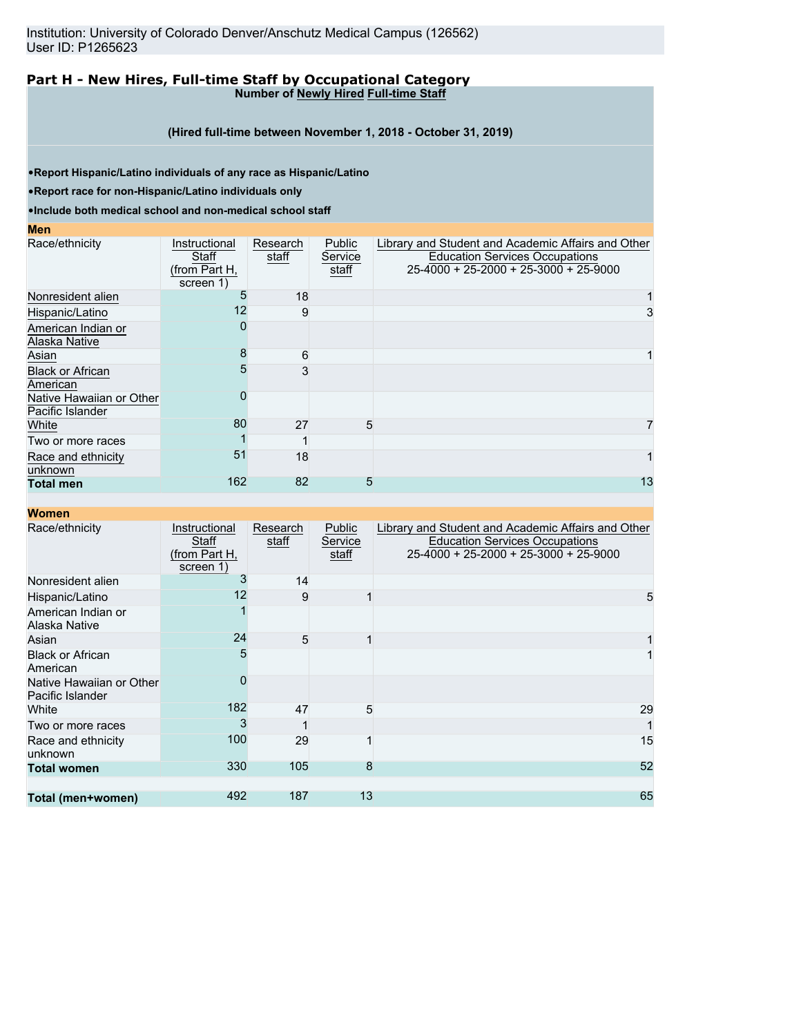Institution: University of Colorado Denver/Anschutz Medical Campus (126562)
User ID: P1265623

## Part H - New Hires, Full-time Staff by Occupational Category

**Number of Newly Hired Full-time Staff**

**(Hired full-time between November 1, 2018 - October 31, 2019)**

- **Report Hispanic/Latino individuals of any race as Hispanic/Latino**
- **Report race for non-Hispanic/Latino individuals only**
- **Include both medical school and non-medical school staff**

**Men**

| Race/ethnicity | Instructional Staff (from Part H, screen 1) | Research staff | Public Service staff | Library and Student and Academic Affairs and Other Education Services Occupations 25-4000 + 25-2000 + 25-3000 + 25-9000 |
|---|---|---|---|---|
| Nonresident alien | 5 | 18 | | 1 |
| Hispanic/Latino | 12 | 9 | | 3 |
| American Indian or Alaska Native | 0 | | | |
| Asian | 8 | 6 | | 1 |
| Black or African American | 5 | 3 | | |
| Native Hawaiian or Other Pacific Islander | 0 | | | |
| White | 80 | 27 | 5 | 7 |
| Two or more races | 1 | 1 | | |
| Race and ethnicity unknown | 51 | 18 | | 1 |
| **Total men** | 162 | 82 | 5 | 13 |

**Women**

| Race/ethnicity | Instructional Staff (from Part H, screen 1) | Research staff | Public Service staff | Library and Student and Academic Affairs and Other Education Services Occupations 25-4000 + 25-2000 + 25-3000 + 25-9000 |
|---|---|---|---|---|
| Nonresident alien | 3 | 14 | | |
| Hispanic/Latino | 12 | 9 | 1 | 5 |
| American Indian or Alaska Native | 1 | | | |
| Asian | 24 | 5 | 1 | 1 |
| Black or African American | 5 | | | 1 |
| Native Hawaiian or Other Pacific Islander | 0 | | | |
| White | 182 | 47 | 5 | 29 |
| Two or more races | 3 | 1 | | 1 |
| Race and ethnicity unknown | 100 | 29 | 1 | 15 |
| **Total women** | 330 | 105 | 8 | 52 |
| | | | | |
| **Total (men+women)** | 492 | 187 | 13 | 65 |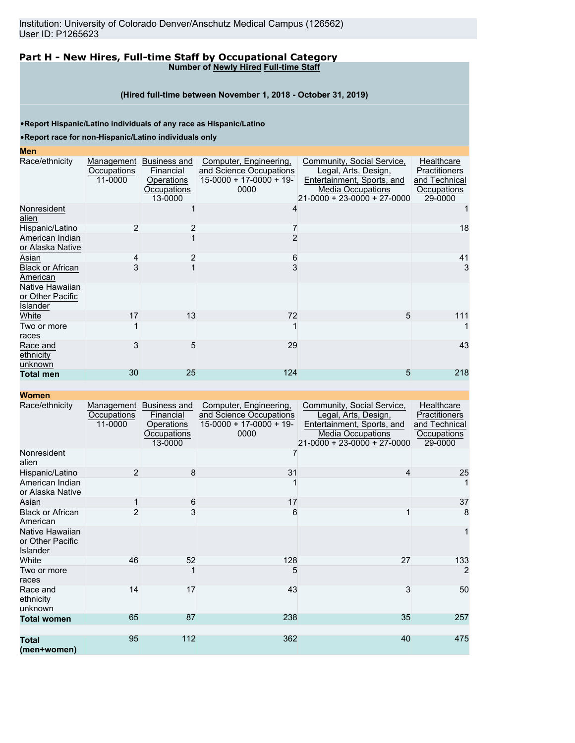Institution: University of Colorado Denver/Anschutz Medical Campus (126562)
User ID: P1265623

## Part H - New Hires, Full-time Staff by Occupational Category

**Number of Newly Hired Full-time Staff**

**(Hired full-time between November 1, 2018 - October 31, 2019)**

- **Report Hispanic/Latino individuals of any race as Hispanic/Latino**
- **Report race for non-Hispanic/Latino individuals only**

**Men**

| Race/ethnicity | Management Occupations 11-0000 | Business and Financial Operations Occupations 13-0000 | Computer, Engineering, and Science Occupations 15-0000 + 17-0000 + 19-0000 | Community, Social Service, Legal, Arts, Design, Entertainment, Sports, and Media Occupations 21-0000 + 23-0000 + 27-0000 | Healthcare Practitioners and Technical Occupations 29-0000 |
|---|---|---|---|---|---|
| Nonresident alien | | 1 | 4 | | 1 |
| Hispanic/Latino | 2 | 2 | 7 | | 18 |
| American Indian or Alaska Native | | 1 | 2 | | |
| Asian | 4 | 2 | 6 | | 41 |
| Black or African American | 3 | 1 | 3 | | 3 |
| Native Hawaiian or Other Pacific Islander | | | | | |
| White | 17 | 13 | 72 | 5 | 111 |
| Two or more races | 1 | | 1 | | 1 |
| Race and ethnicity unknown | 3 | 5 | 29 | | 43 |
| **Total men** | 30 | 25 | 124 | 5 | 218 |

**Women**

| Race/ethnicity | Management Occupations 11-0000 | Business and Financial Operations Occupations 13-0000 | Computer, Engineering, and Science Occupations 15-0000 + 17-0000 + 19-0000 | Community, Social Service, Legal, Arts, Design, Entertainment, Sports, and Media Occupations 21-0000 + 23-0000 + 27-0000 | Healthcare Practitioners and Technical Occupations 29-0000 |
|---|---|---|---|---|---|
| Nonresident alien | | | 7 | | |
| Hispanic/Latino | 2 | 8 | 31 | 4 | 25 |
| American Indian or Alaska Native | | | 1 | | 1 |
| Asian | 1 | 6 | 17 | | 37 |
| Black or African American | 2 | 3 | 6 | 1 | 8 |
| Native Hawaiian or Other Pacific Islander | | | | | 1 |
| White | 46 | 52 | 128 | 27 | 133 |
| Two or more races | | 1 | 5 | | 2 |
| Race and ethnicity unknown | 14 | 17 | 43 | 3 | 50 |
| **Total women** | 65 | 87 | 238 | 35 | 257 |
| | | | | | |
| **Total (men+women)** | 95 | 112 | 362 | 40 | 475 |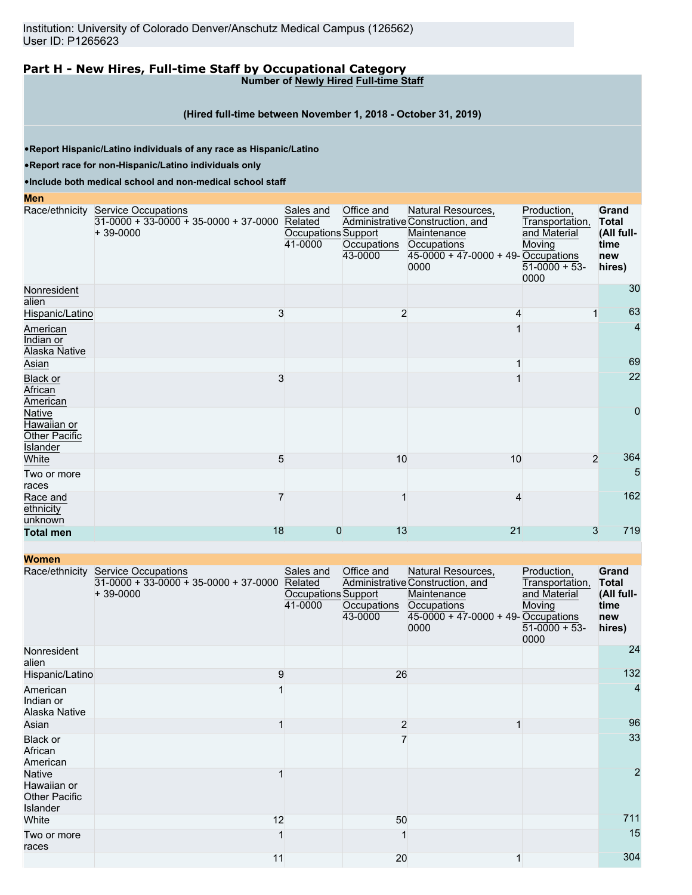Institution: University of Colorado Denver/Anschutz Medical Campus (126562)
User ID: P1265623

## Part H - New Hires, Full-time Staff by Occupational Category

**Number of Newly Hired Full-time Staff**

**(Hired full-time between November 1, 2018 - October 31, 2019)**

- **Report Hispanic/Latino individuals of any race as Hispanic/Latino**
- **Report race for non-Hispanic/Latino individuals only**
- **Include both medical school and non-medical school staff**

**Men**

| Race/ethnicity | Service Occupations 31-0000 + 33-0000 + 35-0000 + 37-0000 + 39-0000 | Sales and Related Occupations 41-0000 | Office and Administrative Support Occupations 43-0000 | Natural Resources, Construction, and Maintenance Occupations 45-0000 + 47-0000 + 49-0000 | Production, Transportation, and Material Moving Occupations 51-0000 + 53-0000 | Grand Total (All full-time new hires) |
|---|---|---|---|---|---|---|
| Nonresident alien | | | | | | 30 |
| Hispanic/Latino | 3 | | 2 | 4 | 1 | 63 |
| American Indian or Alaska Native | | | | 1 | | 4 |
| Asian | | | | 1 | | 69 |
| Black or African American | 3 | | | 1 | | 22 |
| Native Hawaiian or Other Pacific Islander | | | | | | 0 |
| White | 5 | | 10 | 10 | 2 | 364 |
| Two or more races | | | | | | 5 |
| Race and ethnicity unknown | 7 | | 1 | 4 | | 162 |
| **Total men** | 18 | 0 | 13 | 21 | 3 | 719 |

**Women**

| Race/ethnicity | Service Occupations 31-0000 + 33-0000 + 35-0000 + 37-0000 + 39-0000 | Sales and Related Occupations 41-0000 | Office and Administrative Support Occupations 43-0000 | Natural Resources, Construction, and Maintenance Occupations 45-0000 + 47-0000 + 49-0000 | Production, Transportation, and Material Moving Occupations 51-0000 + 53-0000 | Grand Total (All full-time new hires) |
|---|---|---|---|---|---|---|
| Nonresident alien | | | | | | 24 |
| Hispanic/Latino | 9 | | 26 | | | 132 |
| American Indian or Alaska Native | 1 | | | | | 4 |
| Asian | 1 | | 2 | 1 | | 96 |
| Black or African American | | | 7 | | | 33 |
| Native Hawaiian or Other Pacific Islander | 1 | | | | | 2 |
| White | 12 | | 50 | | | 711 |
| Two or more races | 1 | | 1 | | | 15 |
| | 11 | | 20 | 1 | | 304 |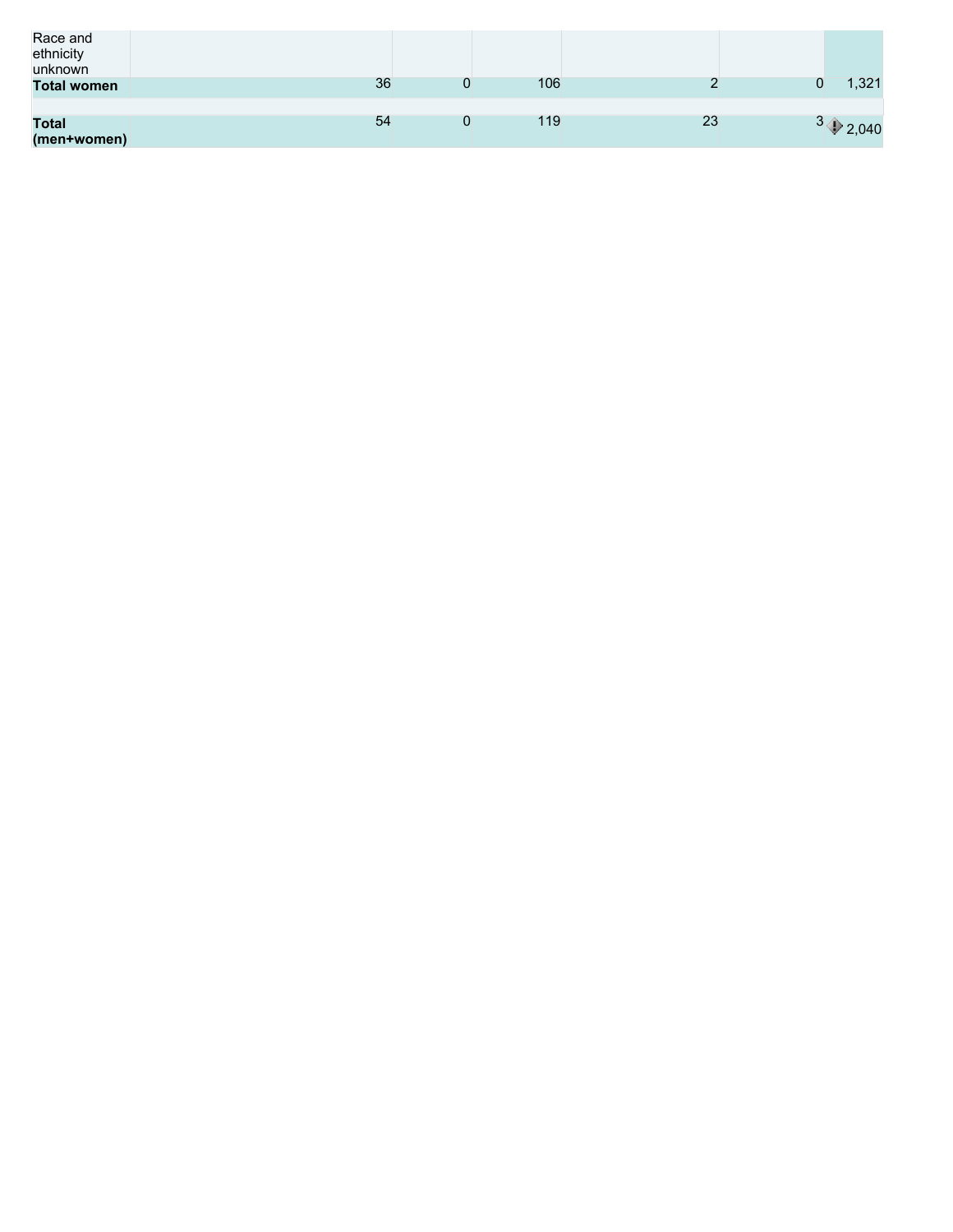| | | | | | | |
|---|---|---|---|---|---|---|
| Race and ethnicity unknown | | | | | | |
| **Total women** | 36 | 0 | 106 | 2 | 0 | 1,321 |
| | | | | | | |
| **Total (men+women)** | 54 | 0 | 119 | 23 | 3 | 2,040 |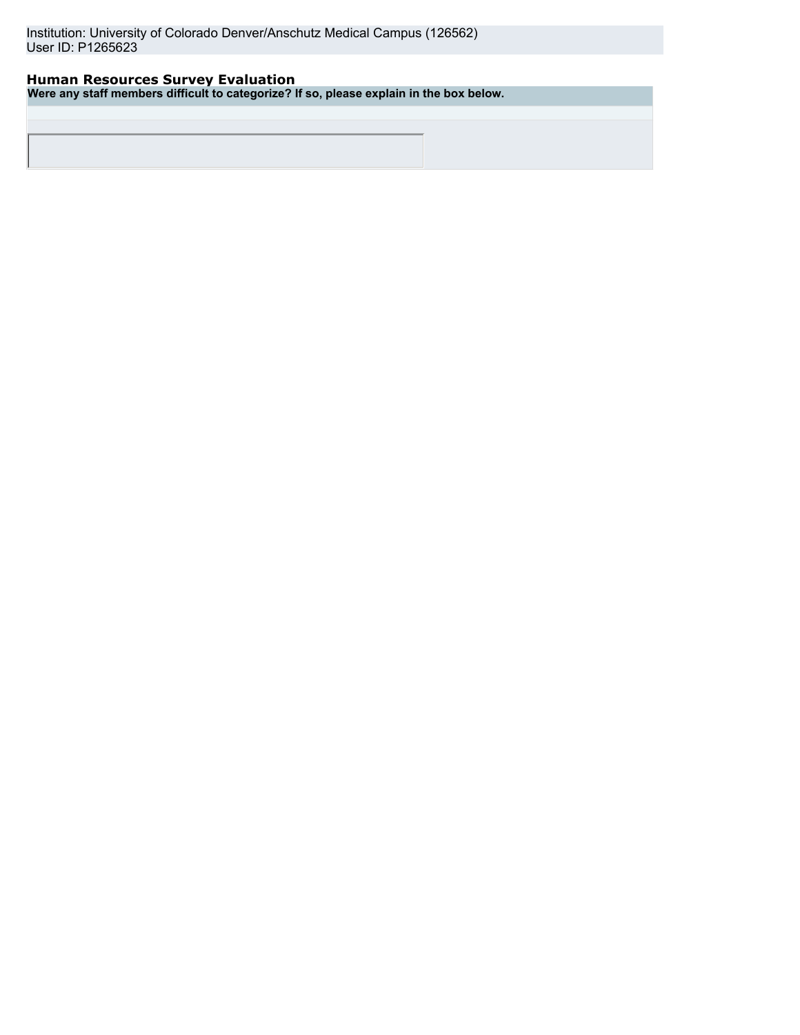Institution: University of Colorado Denver/Anschutz Medical Campus (126562)
User ID: P1265623

## Human Resources Survey Evaluation

**Were any staff members difficult to categorize? If so, please explain in the box below.**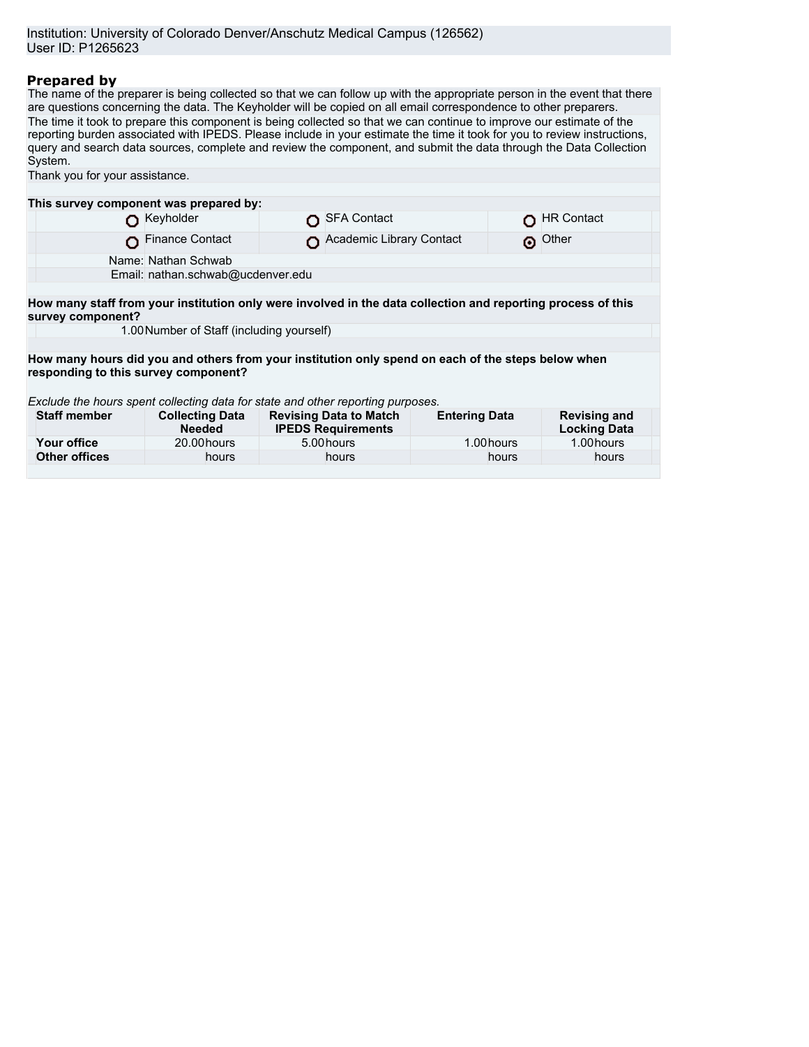Institution: University of Colorado Denver/Anschutz Medical Campus (126562)
User ID: P1265623

## Prepared by

The name of the preparer is being collected so that we can follow up with the appropriate person in the event that there are questions concerning the data. The Keyholder will be copied on all email correspondence to other preparers.

The time it took to prepare this component is being collected so that we can continue to improve our estimate of the reporting burden associated with IPEDS. Please include in your estimate the time it took for you to review instructions, query and search data sources, complete and review the component, and submit the data through the Data Collection System.

Thank you for your assistance.

**This survey component was prepared by:**

| | | |
|---|---|---|
| ○ Keyholder | ○ SFA Contact | ○ HR Contact |
| ○ Finance Contact | ○ Academic Library Contact | ⊙ Other |

Name: Nathan Schwab
Email: nathan.schwab@ucdenver.edu

**How many staff from your institution only were involved in the data collection and reporting process of this survey component?**

1.00 Number of Staff (including yourself)

**How many hours did you and others from your institution only spend on each of the steps below when responding to this survey component?**

*Exclude the hours spent collecting data for state and other reporting purposes.*

| Staff member | Collecting Data Needed | Revising Data to Match IPEDS Requirements | Entering Data | Revising and Locking Data |
|---|---|---|---|---|
| Your office | 20.00 hours | 5.00 hours | 1.00 hours | 1.00 hours |
| Other offices | hours | hours | hours | hours |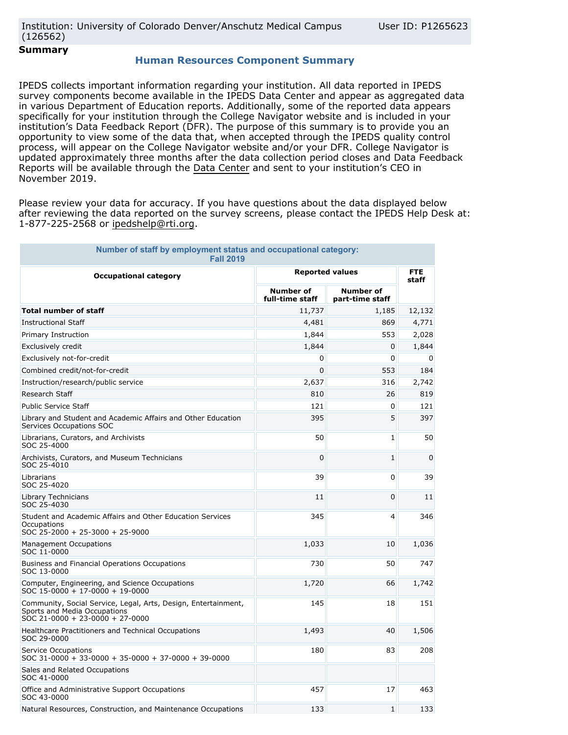Institution: University of Colorado Denver/Anschutz Medical Campus (126562)

User ID: P1265623

**Summary**

## Human Resources Component Summary

IPEDS collects important information regarding your institution. All data reported in IPEDS survey components become available in the IPEDS Data Center and appear as aggregated data in various Department of Education reports. Additionally, some of the reported data appears specifically for your institution through the College Navigator website and is included in your institution's Data Feedback Report (DFR). The purpose of this summary is to provide you an opportunity to view some of the data that, when accepted through the IPEDS quality control process, will appear on the College Navigator website and/or your DFR. College Navigator is updated approximately three months after the data collection period closes and Data Feedback Reports will be available through the Data Center and sent to your institution's CEO in November 2019.

Please review your data for accuracy. If you have questions about the data displayed below after reviewing the data reported on the survey screens, please contact the IPEDS Help Desk at: 1-877-225-2568 or ipedshelp@rti.org.

**Number of staff by employment status and occupational category: Fall 2019**

| Occupational category | Reported values | | FTE staff |
|---|---|---|---|
| | Number of full-time staff | Number of part-time staff | |
| **Total number of staff** | 11,737 | 1,185 | 12,132 |
| Instructional Staff | 4,481 | 869 | 4,771 |
| Primary Instruction | 1,844 | 553 | 2,028 |
| Exclusively credit | 1,844 | 0 | 1,844 |
| Exclusively not-for-credit | 0 | 0 | 0 |
| Combined credit/not-for-credit | 0 | 553 | 184 |
| Instruction/research/public service | 2,637 | 316 | 2,742 |
| Research Staff | 810 | 26 | 819 |
| Public Service Staff | 121 | 0 | 121 |
| Library and Student and Academic Affairs and Other Education Services Occupations SOC | 395 | 5 | 397 |
| Librarians, Curators, and Archivists SOC 25-4000 | 50 | 1 | 50 |
| Archivists, Curators, and Museum Technicians SOC 25-4010 | 0 | 1 | 0 |
| Librarians SOC 25-4020 | 39 | 0 | 39 |
| Library Technicians SOC 25-4030 | 11 | 0 | 11 |
| Student and Academic Affairs and Other Education Services Occupations SOC 25-2000 + 25-3000 + 25-9000 | 345 | 4 | 346 |
| Management Occupations SOC 11-0000 | 1,033 | 10 | 1,036 |
| Business and Financial Operations Occupations SOC 13-0000 | 730 | 50 | 747 |
| Computer, Engineering, and Science Occupations SOC 15-0000 + 17-0000 + 19-0000 | 1,720 | 66 | 1,742 |
| Community, Social Service, Legal, Arts, Design, Entertainment, Sports and Media Occupations SOC 21-0000 + 23-0000 + 27-0000 | 145 | 18 | 151 |
| Healthcare Practitioners and Technical Occupations SOC 29-0000 | 1,493 | 40 | 1,506 |
| Service Occupations SOC 31-0000 + 33-0000 + 35-0000 + 37-0000 + 39-0000 | 180 | 83 | 208 |
| Sales and Related Occupations SOC 41-0000 | | | |
| Office and Administrative Support Occupations SOC 43-0000 | 457 | 17 | 463 |
| Natural Resources, Construction, and Maintenance Occupations | 133 | 1 | 133 |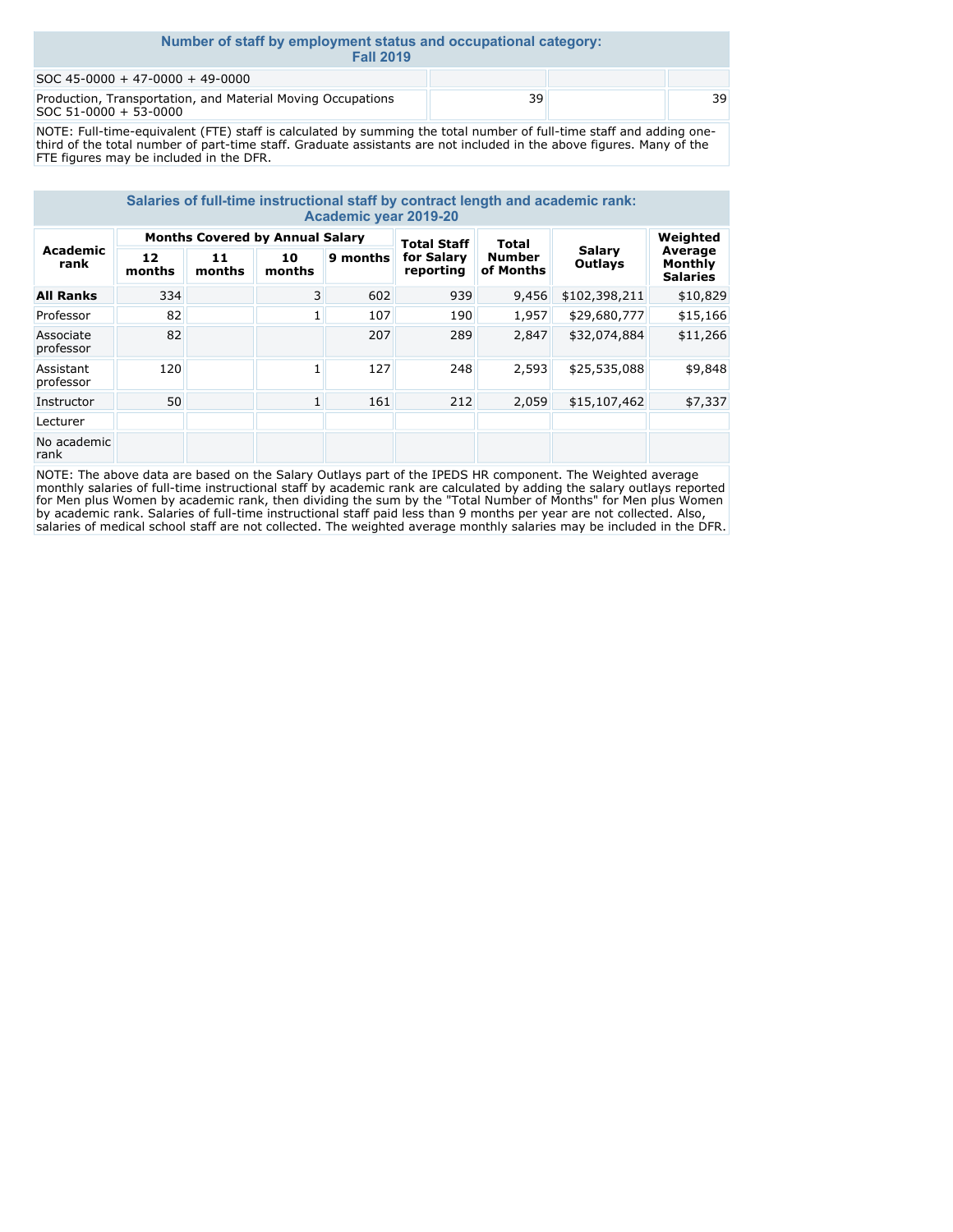## Number of staff by employment status and occupational category: Fall 2019

| | | | |
|---|---|---|---|
| SOC 45-0000 + 47-0000 + 49-0000 | | | |
| Production, Transportation, and Material Moving Occupations SOC 51-0000 + 53-0000 | 39 | | 39 |

NOTE: Full-time-equivalent (FTE) staff is calculated by summing the total number of full-time staff and adding one-third of the total number of part-time staff. Graduate assistants are not included in the above figures. Many of the FTE figures may be included in the DFR.

## Salaries of full-time instructional staff by contract length and academic rank: Academic year 2019-20

| Academic rank | Months Covered by Annual Salary | | | | Total Staff for Salary reporting | Total Number of Months | Salary Outlays | Weighted Average Monthly Salaries |
|---|---|---|---|---|---|---|---|---|
| | 12 months | 11 months | 10 months | 9 months | | | | |
| **All Ranks** | 334 | | 3 | 602 | 939 | 9,456 | $102,398,211 | $10,829 |
| Professor | 82 | | 1 | 107 | 190 | 1,957 | $29,680,777 | $15,166 |
| Associate professor | 82 | | | 207 | 289 | 2,847 | $32,074,884 | $11,266 |
| Assistant professor | 120 | | 1 | 127 | 248 | 2,593 | $25,535,088 | $9,848 |
| Instructor | 50 | | 1 | 161 | 212 | 2,059 | $15,107,462 | $7,337 |
| Lecturer | | | | | | | | |
| No academic rank | | | | | | | | |

NOTE: The above data are based on the Salary Outlays part of the IPEDS HR component. The Weighted average monthly salaries of full-time instructional staff by academic rank are calculated by adding the salary outlays reported for Men plus Women by academic rank, then dividing the sum by the "Total Number of Months" for Men plus Women by academic rank. Salaries of full-time instructional staff paid less than 9 months per year are not collected. Also, salaries of medical school staff are not collected. The weighted average monthly salaries may be included in the DFR.